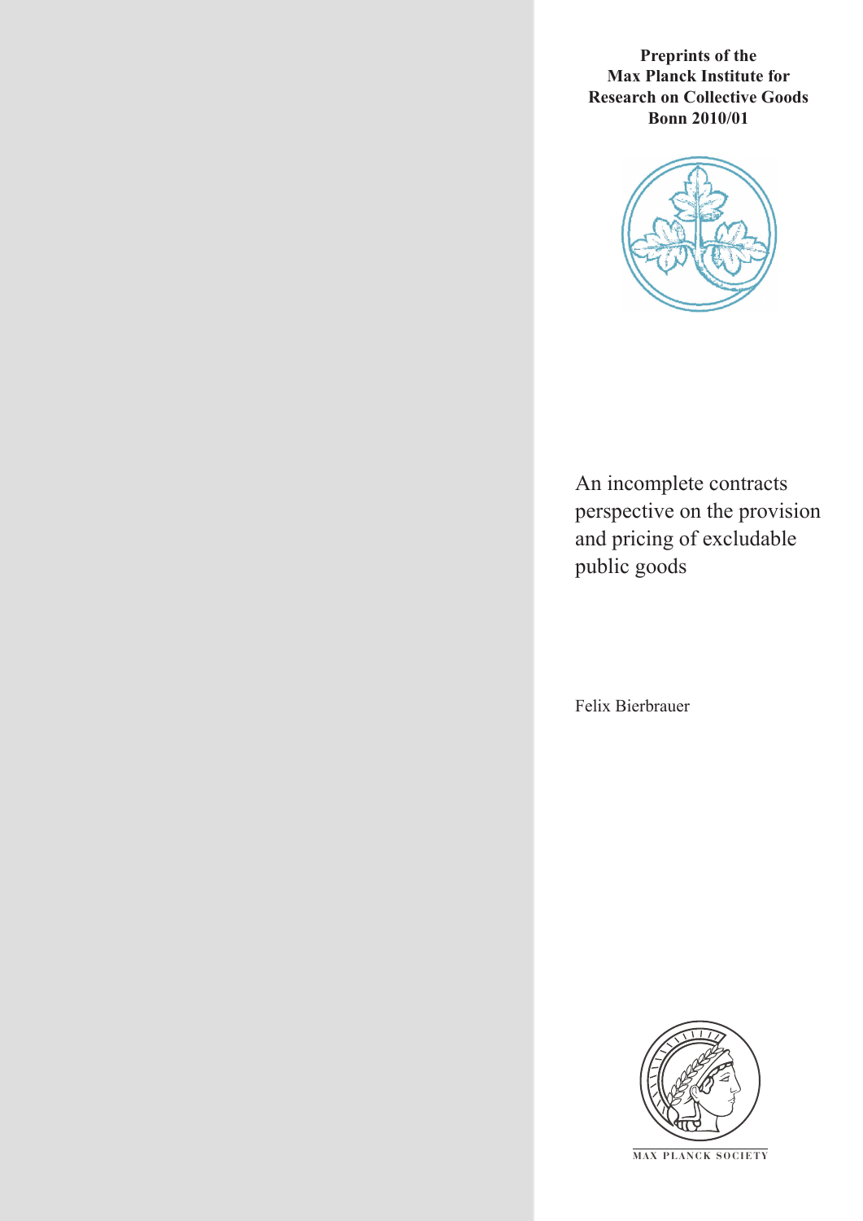**Preprints of the Max Planck Institute for Research on Collective Goods Bonn 2010/01**

# An incomplete contracts perspective on the provision and pricing of excludable public goods

Felix Bierbrauer

MAX PLANCK SOCIETY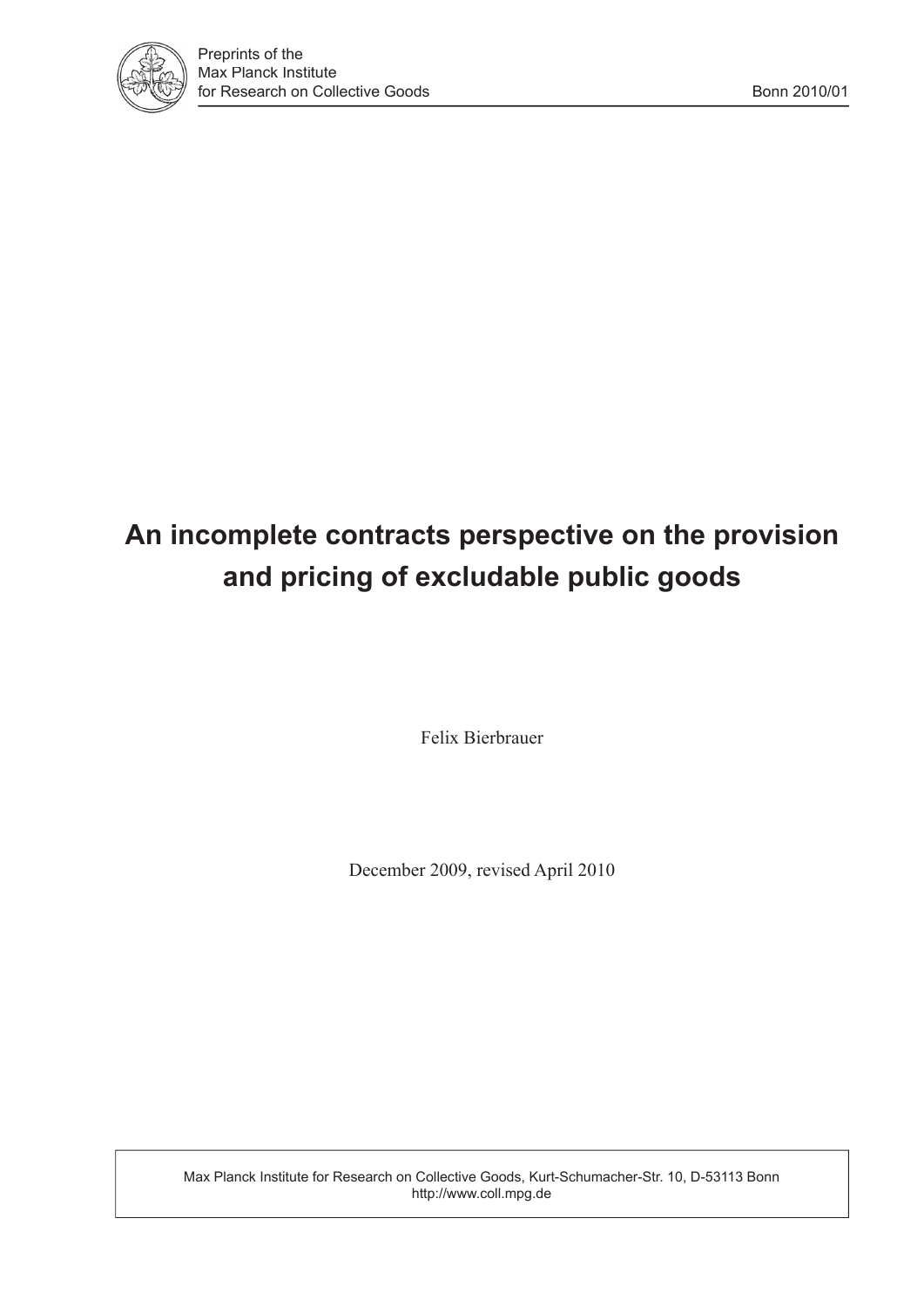Preprints of the
Max Planck Institute
for Research on Collective Goods

Bonn 2010/01

# An incomplete contracts perspective on the provision and pricing of excludable public goods

Felix Bierbrauer

December 2009, revised April 2010

Max Planck Institute for Research on Collective Goods, Kurt-Schumacher-Str. 10, D-53113 Bonn
http://www.coll.mpg.de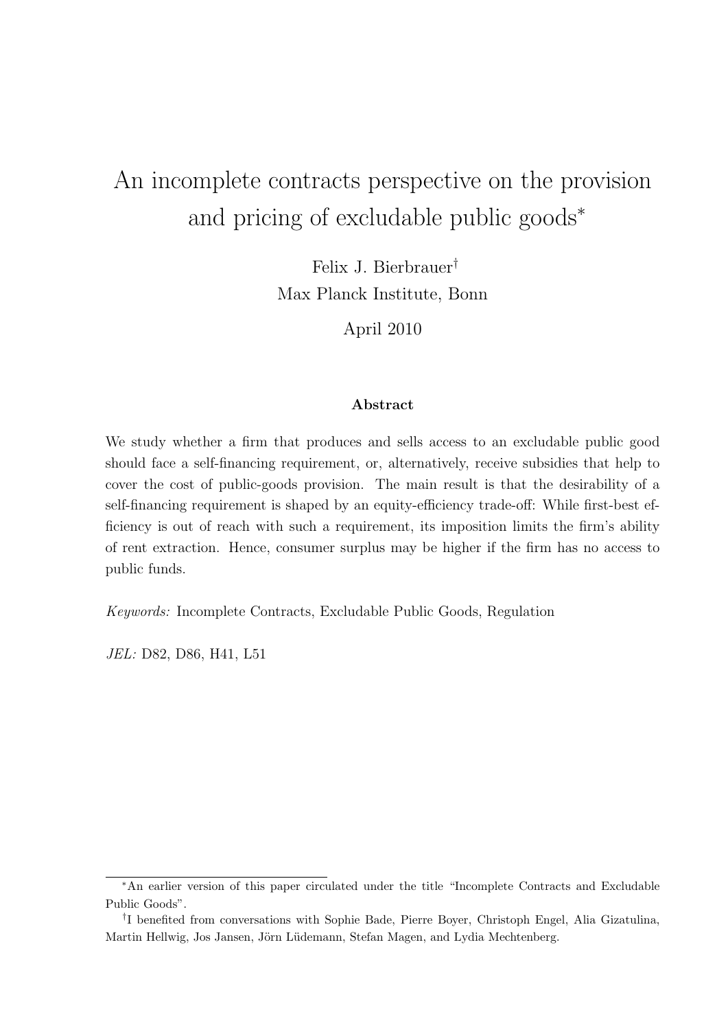# An incomplete contracts perspective on the provision and pricing of excludable public goods*

Felix J. Bierbrauer†
Max Planck Institute, Bonn

April 2010

### Abstract

We study whether a firm that produces and sells access to an excludable public good should face a self-financing requirement, or, alternatively, receive subsidies that help to cover the cost of public-goods provision. The main result is that the desirability of a self-financing requirement is shaped by an equity-efficiency trade-off: While first-best efficiency is out of reach with such a requirement, its imposition limits the firm's ability of rent extraction. Hence, consumer surplus may be higher if the firm has no access to public funds.

*Keywords:* Incomplete Contracts, Excludable Public Goods, Regulation

*JEL:* D82, D86, H41, L51

---

*An earlier version of this paper circulated under the title "Incomplete Contracts and Excludable Public Goods".

†I benefited from conversations with Sophie Bade, Pierre Boyer, Christoph Engel, Alia Gizatulina, Martin Hellwig, Jos Jansen, Jörn Lüdemann, Stefan Magen, and Lydia Mechtenberg.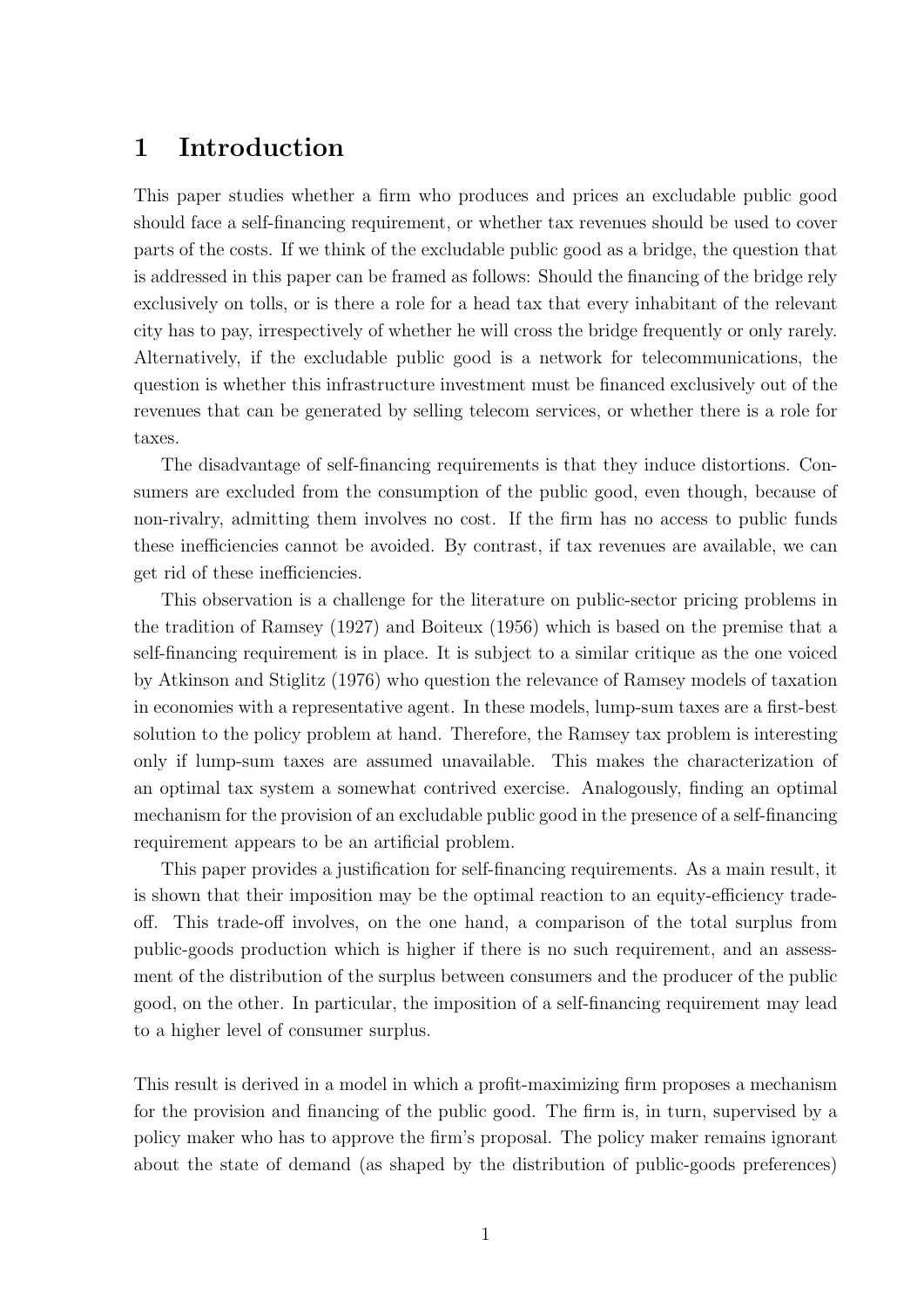# 1 Introduction

This paper studies whether a firm who produces and prices an excludable public good should face a self-financing requirement, or whether tax revenues should be used to cover parts of the costs. If we think of the excludable public good as a bridge, the question that is addressed in this paper can be framed as follows: Should the financing of the bridge rely exclusively on tolls, or is there a role for a head tax that every inhabitant of the relevant city has to pay, irrespectively of whether he will cross the bridge frequently or only rarely. Alternatively, if the excludable public good is a network for telecommunications, the question is whether this infrastructure investment must be financed exclusively out of the revenues that can be generated by selling telecom services, or whether there is a role for taxes.

The disadvantage of self-financing requirements is that they induce distortions. Consumers are excluded from the consumption of the public good, even though, because of non-rivalry, admitting them involves no cost. If the firm has no access to public funds these inefficiencies cannot be avoided. By contrast, if tax revenues are available, we can get rid of these inefficiencies.

This observation is a challenge for the literature on public-sector pricing problems in the tradition of Ramsey (1927) and Boiteux (1956) which is based on the premise that a self-financing requirement is in place. It is subject to a similar critique as the one voiced by Atkinson and Stiglitz (1976) who question the relevance of Ramsey models of taxation in economies with a representative agent. In these models, lump-sum taxes are a first-best solution to the policy problem at hand. Therefore, the Ramsey tax problem is interesting only if lump-sum taxes are assumed unavailable. This makes the characterization of an optimal tax system a somewhat contrived exercise. Analogously, finding an optimal mechanism for the provision of an excludable public good in the presence of a self-financing requirement appears to be an artificial problem.

This paper provides a justification for self-financing requirements. As a main result, it is shown that their imposition may be the optimal reaction to an equity-efficiency trade-off. This trade-off involves, on the one hand, a comparison of the total surplus from public-goods production which is higher if there is no such requirement, and an assessment of the distribution of the surplus between consumers and the producer of the public good, on the other. In particular, the imposition of a self-financing requirement may lead to a higher level of consumer surplus.

This result is derived in a model in which a profit-maximizing firm proposes a mechanism for the provision and financing of the public good. The firm is, in turn, supervised by a policy maker who has to approve the firm's proposal. The policy maker remains ignorant about the state of demand (as shaped by the distribution of public-goods preferences)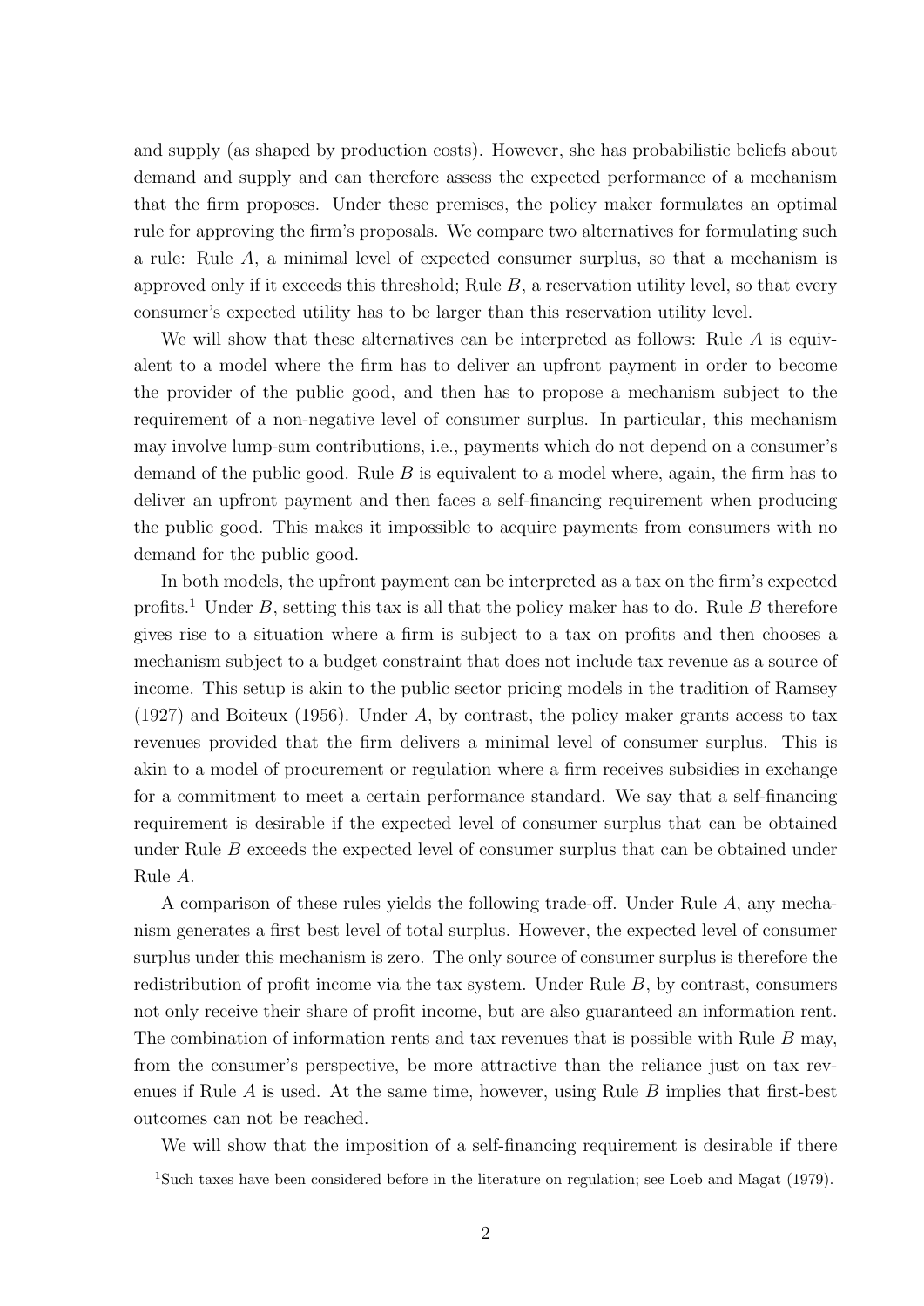and supply (as shaped by production costs). However, she has probabilistic beliefs about demand and supply and can therefore assess the expected performance of a mechanism that the firm proposes. Under these premises, the policy maker formulates an optimal rule for approving the firm's proposals. We compare two alternatives for formulating such a rule: Rule $A$, a minimal level of expected consumer surplus, so that a mechanism is approved only if it exceeds this threshold; Rule $B$, a reservation utility level, so that every consumer's expected utility has to be larger than this reservation utility level.

We will show that these alternatives can be interpreted as follows: Rule $A$ is equivalent to a model where the firm has to deliver an upfront payment in order to become the provider of the public good, and then has to propose a mechanism subject to the requirement of a non-negative level of consumer surplus. In particular, this mechanism may involve lump-sum contributions, i.e., payments which do not depend on a consumer's demand of the public good. Rule $B$ is equivalent to a model where, again, the firm has to deliver an upfront payment and then faces a self-financing requirement when producing the public good. This makes it impossible to acquire payments from consumers with no demand for the public good.

In both models, the upfront payment can be interpreted as a tax on the firm's expected profits.[1] Under $B$, setting this tax is all that the policy maker has to do. Rule $B$ therefore gives rise to a situation where a firm is subject to a tax on profits and then chooses a mechanism subject to a budget constraint that does not include tax revenue as a source of income. This setup is akin to the public sector pricing models in the tradition of Ramsey (1927) and Boiteux (1956). Under $A$, by contrast, the policy maker grants access to tax revenues provided that the firm delivers a minimal level of consumer surplus. This is akin to a model of procurement or regulation where a firm receives subsidies in exchange for a commitment to meet a certain performance standard. We say that a self-financing requirement is desirable if the expected level of consumer surplus that can be obtained under Rule $B$ exceeds the expected level of consumer surplus that can be obtained under Rule $A$.

A comparison of these rules yields the following trade-off. Under Rule $A$, any mechanism generates a first best level of total surplus. However, the expected level of consumer surplus under this mechanism is zero. The only source of consumer surplus is therefore the redistribution of profit income via the tax system. Under Rule $B$, by contrast, consumers not only receive their share of profit income, but are also guaranteed an information rent. The combination of information rents and tax revenues that is possible with Rule $B$ may, from the consumer's perspective, be more attractive than the reliance just on tax revenues if Rule $A$ is used. At the same time, however, using Rule $B$ implies that first-best outcomes can not be reached.

We will show that the imposition of a self-financing requirement is desirable if there

[1] Such taxes have been considered before in the literature on regulation; see Loeb and Magat (1979).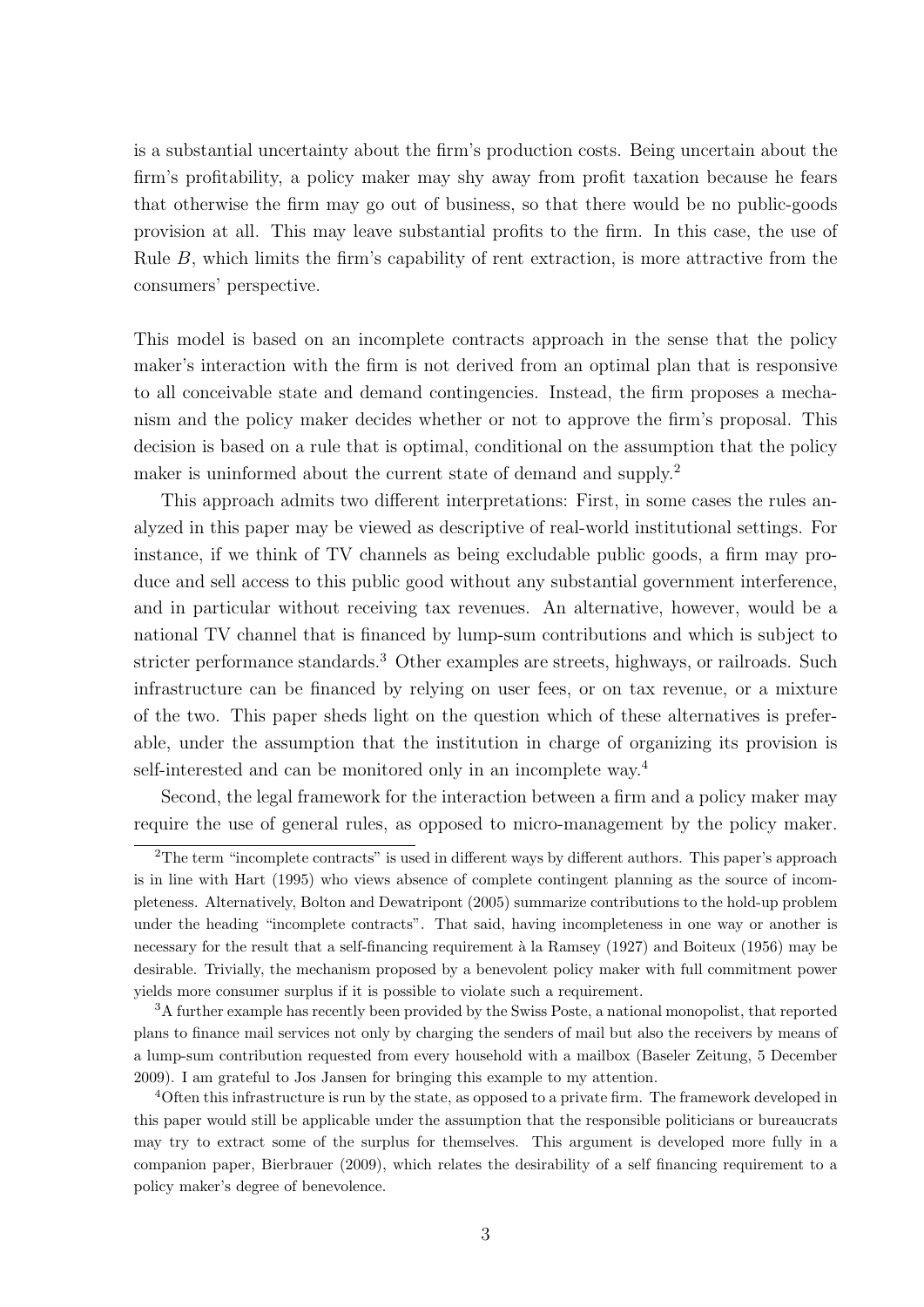is a substantial uncertainty about the firm's production costs. Being uncertain about the firm's profitability, a policy maker may shy away from profit taxation because he fears that otherwise the firm may go out of business, so that there would be no public-goods provision at all. This may leave substantial profits to the firm. In this case, the use of Rule $B$, which limits the firm's capability of rent extraction, is more attractive from the consumers' perspective.

This model is based on an incomplete contracts approach in the sense that the policy maker's interaction with the firm is not derived from an optimal plan that is responsive to all conceivable state and demand contingencies. Instead, the firm proposes a mechanism and the policy maker decides whether or not to approve the firm's proposal. This decision is based on a rule that is optimal, conditional on the assumption that the policy maker is uninformed about the current state of demand and supply.[2]

This approach admits two different interpretations: First, in some cases the rules analyzed in this paper may be viewed as descriptive of real-world institutional settings. For instance, if we think of TV channels as being excludable public goods, a firm may produce and sell access to this public good without any substantial government interference, and in particular without receiving tax revenues. An alternative, however, would be a national TV channel that is financed by lump-sum contributions and which is subject to stricter performance standards.[3] Other examples are streets, highways, or railroads. Such infrastructure can be financed by relying on user fees, or on tax revenue, or a mixture of the two. This paper sheds light on the question which of these alternatives is preferable, under the assumption that the institution in charge of organizing its provision is self-interested and can be monitored only in an incomplete way.[4]

Second, the legal framework for the interaction between a firm and a policy maker may require the use of general rules, as opposed to micro-management by the policy maker.

[2] The term "incomplete contracts" is used in different ways by different authors. This paper's approach is in line with Hart (1995) who views absence of complete contingent planning as the source of incompleteness. Alternatively, Bolton and Dewatripont (2005) summarize contributions to the hold-up problem under the heading "incomplete contracts". That said, having incompleteness in one way or another is necessary for the result that a self-financing requirement à la Ramsey (1927) and Boiteux (1956) may be desirable. Trivially, the mechanism proposed by a benevolent policy maker with full commitment power yields more consumer surplus if it is possible to violate such a requirement.

[3] A further example has recently been provided by the Swiss Poste, a national monopolist, that reported plans to finance mail services not only by charging the senders of mail but also the receivers by means of a lump-sum contribution requested from every household with a mailbox (Baseler Zeitung, 5 December 2009). I am grateful to Jos Jansen for bringing this example to my attention.

[4] Often this infrastructure is run by the state, as opposed to a private firm. The framework developed in this paper would still be applicable under the assumption that the responsible politicians or bureaucrats may try to extract some of the surplus for themselves. This argument is developed more fully in a companion paper, Bierbrauer (2009), which relates the desirability of a self financing requirement to a policy maker's degree of benevolence.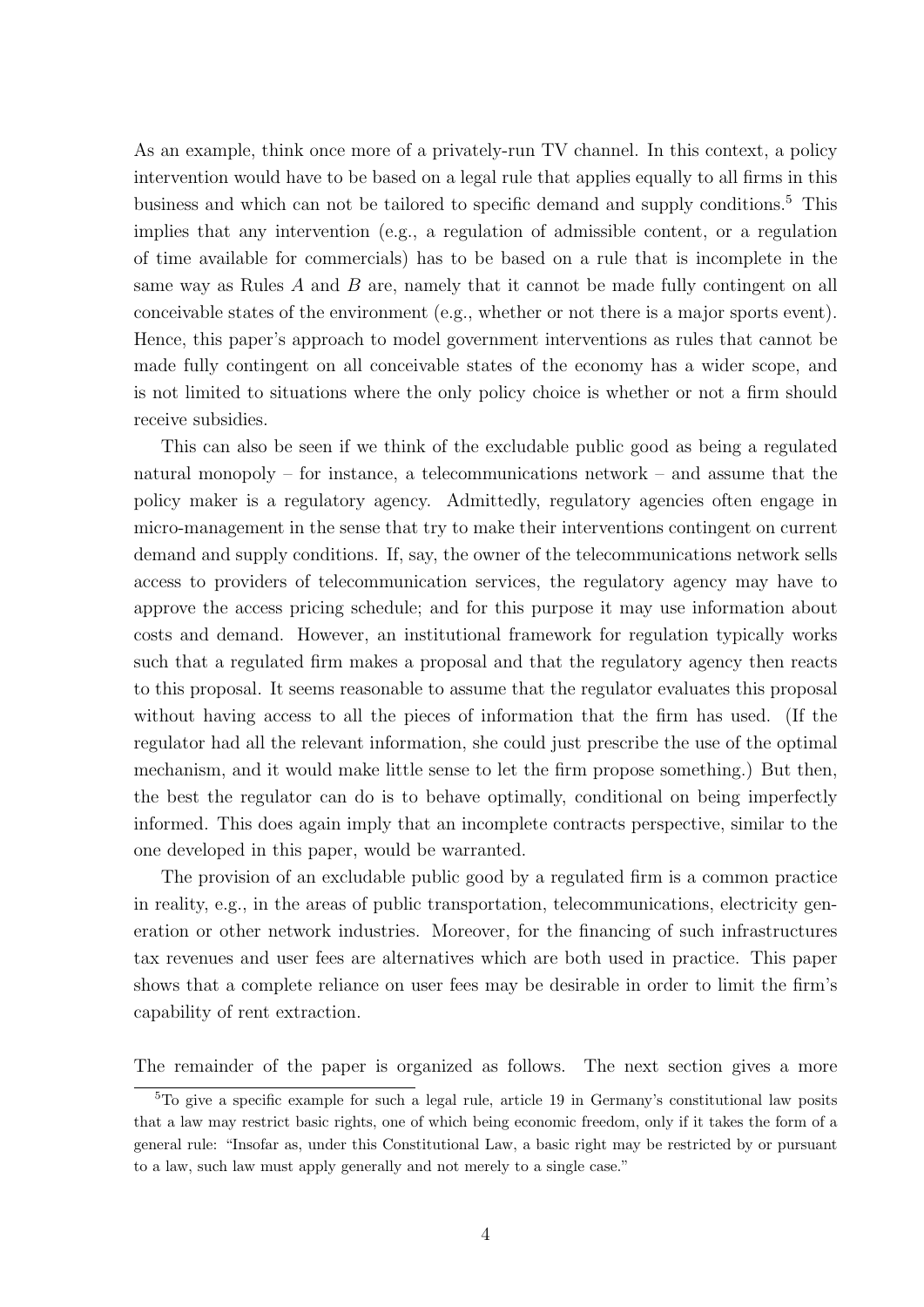As an example, think once more of a privately-run TV channel. In this context, a policy intervention would have to be based on a legal rule that applies equally to all firms in this business and which can not be tailored to specific demand and supply conditions.[5] This implies that any intervention (e.g., a regulation of admissible content, or a regulation of time available for commercials) has to be based on a rule that is incomplete in the same way as Rules $A$ and $B$ are, namely that it cannot be made fully contingent on all conceivable states of the environment (e.g., whether or not there is a major sports event). Hence, this paper's approach to model government interventions as rules that cannot be made fully contingent on all conceivable states of the economy has a wider scope, and is not limited to situations where the only policy choice is whether or not a firm should receive subsidies.

This can also be seen if we think of the excludable public good as being a regulated natural monopoly – for instance, a telecommunications network – and assume that the policy maker is a regulatory agency. Admittedly, regulatory agencies often engage in micro-management in the sense that try to make their interventions contingent on current demand and supply conditions. If, say, the owner of the telecommunications network sells access to providers of telecommunication services, the regulatory agency may have to approve the access pricing schedule; and for this purpose it may use information about costs and demand. However, an institutional framework for regulation typically works such that a regulated firm makes a proposal and that the regulatory agency then reacts to this proposal. It seems reasonable to assume that the regulator evaluates this proposal without having access to all the pieces of information that the firm has used. (If the regulator had all the relevant information, she could just prescribe the use of the optimal mechanism, and it would make little sense to let the firm propose something.) But then, the best the regulator can do is to behave optimally, conditional on being imperfectly informed. This does again imply that an incomplete contracts perspective, similar to the one developed in this paper, would be warranted.

The provision of an excludable public good by a regulated firm is a common practice in reality, e.g., in the areas of public transportation, telecommunications, electricity generation or other network industries. Moreover, for the financing of such infrastructures tax revenues and user fees are alternatives which are both used in practice. This paper shows that a complete reliance on user fees may be desirable in order to limit the firm's capability of rent extraction.

The remainder of the paper is organized as follows. The next section gives a more

[5] To give a specific example for such a legal rule, article 19 in Germany's constitutional law posits that a law may restrict basic rights, one of which being economic freedom, only if it takes the form of a general rule: "Insofar as, under this Constitutional Law, a basic right may be restricted by or pursuant to a law, such law must apply generally and not merely to a single case."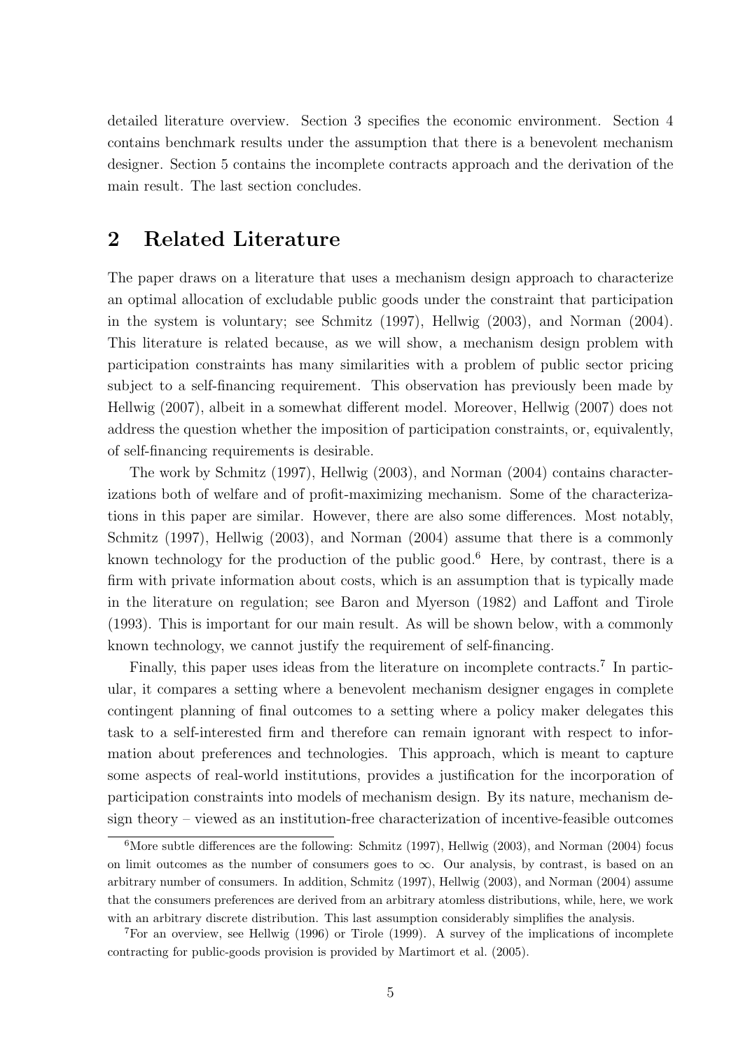detailed literature overview. Section 3 specifies the economic environment. Section 4 contains benchmark results under the assumption that there is a benevolent mechanism designer. Section 5 contains the incomplete contracts approach and the derivation of the main result. The last section concludes.

## 2 Related Literature

The paper draws on a literature that uses a mechanism design approach to characterize an optimal allocation of excludable public goods under the constraint that participation in the system is voluntary; see Schmitz (1997), Hellwig (2003), and Norman (2004). This literature is related because, as we will show, a mechanism design problem with participation constraints has many similarities with a problem of public sector pricing subject to a self-financing requirement. This observation has previously been made by Hellwig (2007), albeit in a somewhat different model. Moreover, Hellwig (2007) does not address the question whether the imposition of participation constraints, or, equivalently, of self-financing requirements is desirable.

The work by Schmitz (1997), Hellwig (2003), and Norman (2004) contains characterizations both of welfare and of profit-maximizing mechanism. Some of the characterizations in this paper are similar. However, there are also some differences. Most notably, Schmitz (1997), Hellwig (2003), and Norman (2004) assume that there is a commonly known technology for the production of the public good.[6] Here, by contrast, there is a firm with private information about costs, which is an assumption that is typically made in the literature on regulation; see Baron and Myerson (1982) and Laffont and Tirole (1993). This is important for our main result. As will be shown below, with a commonly known technology, we cannot justify the requirement of self-financing.

Finally, this paper uses ideas from the literature on incomplete contracts.[7] In particular, it compares a setting where a benevolent mechanism designer engages in complete contingent planning of final outcomes to a setting where a policy maker delegates this task to a self-interested firm and therefore can remain ignorant with respect to information about preferences and technologies. This approach, which is meant to capture some aspects of real-world institutions, provides a justification for the incorporation of participation constraints into models of mechanism design. By its nature, mechanism design theory – viewed as an institution-free characterization of incentive-feasible outcomes

[6] More subtle differences are the following: Schmitz (1997), Hellwig (2003), and Norman (2004) focus on limit outcomes as the number of consumers goes to $\infty$. Our analysis, by contrast, is based on an arbitrary number of consumers. In addition, Schmitz (1997), Hellwig (2003), and Norman (2004) assume that the consumers preferences are derived from an arbitrary atomless distributions, while, here, we work with an arbitrary discrete distribution. This last assumption considerably simplifies the analysis.

[7] For an overview, see Hellwig (1996) or Tirole (1999). A survey of the implications of incomplete contracting for public-goods provision is provided by Martimort et al. (2005).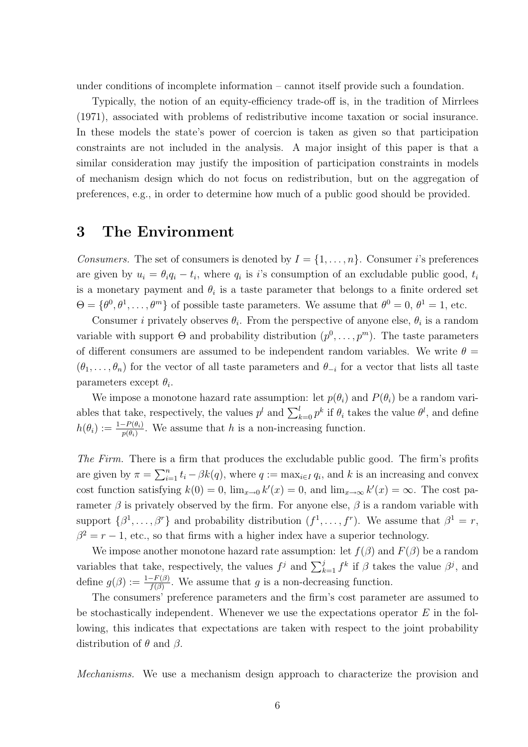under conditions of incomplete information – cannot itself provide such a foundation.

Typically, the notion of an equity-efficiency trade-off is, in the tradition of Mirrlees (1971), associated with problems of redistributive income taxation or social insurance. In these models the state's power of coercion is taken as given so that participation constraints are not included in the analysis. A major insight of this paper is that a similar consideration may justify the imposition of participation constraints in models of mechanism design which do not focus on redistribution, but on the aggregation of preferences, e.g., in order to determine how much of a public good should be provided.

# 3 The Environment

*Consumers.* The set of consumers is denoted by $I = \{1, \ldots, n\}$. Consumer $i$'s preferences are given by $u_i = \theta_i q_i - t_i$, where $q_i$ is $i$'s consumption of an excludable public good, $t_i$ is a monetary payment and $\theta_i$ is a taste parameter that belongs to a finite ordered set $\Theta = \{\theta^0, \theta^1, \ldots, \theta^m\}$ of possible taste parameters. We assume that $\theta^0 = 0$, $\theta^1 = 1$, etc.

Consumer $i$ privately observes $\theta_i$. From the perspective of anyone else, $\theta_i$ is a random variable with support $\Theta$ and probability distribution $(p^0, \ldots, p^m)$. The taste parameters of different consumers are assumed to be independent random variables. We write $\theta = (\theta_1, \ldots, \theta_n)$ for the vector of all taste parameters and $\theta_{-i}$ for a vector that lists all taste parameters except $\theta_i$.

We impose a monotone hazard rate assumption: let $p(\theta_i)$ and $P(\theta_i)$ be a random variables that take, respectively, the values $p^l$ and $\sum_{k=0}^{l} p^k$ if $\theta_i$ takes the value $\theta^l$, and define $h(\theta_i) := \frac{1-P(\theta_i)}{p(\theta_i)}$. We assume that $h$ is a non-increasing function.

*The Firm.* There is a firm that produces the excludable public good. The firm's profits are given by $\pi = \sum_{i=1}^{n} t_i - \beta k(q)$, where $q := \max_{i \in I} q_i$, and $k$ is an increasing and convex cost function satisfying $k(0) = 0$, $\lim_{x \to 0} k'(x) = 0$, and $\lim_{x \to \infty} k'(x) = \infty$. The cost parameter $\beta$ is privately observed by the firm. For anyone else, $\beta$ is a random variable with support $\{\beta^1, \ldots, \beta^r\}$ and probability distribution $(f^1, \ldots, f^r)$. We assume that $\beta^1 = r$, $\beta^2 = r - 1$, etc., so that firms with a higher index have a superior technology.

We impose another monotone hazard rate assumption: let $f(\beta)$ and $F(\beta)$ be a random variables that take, respectively, the values $f^j$ and $\sum_{k=1}^{j} f^k$ if $\beta$ takes the value $\beta^j$, and define $g(\beta) := \frac{1-F(\beta)}{f(\beta)}$. We assume that $g$ is a non-decreasing function.

The consumers' preference parameters and the firm's cost parameter are assumed to be stochastically independent. Whenever we use the expectations operator $E$ in the following, this indicates that expectations are taken with respect to the joint probability distribution of $\theta$ and $\beta$.

*Mechanisms.* We use a mechanism design approach to characterize the provision and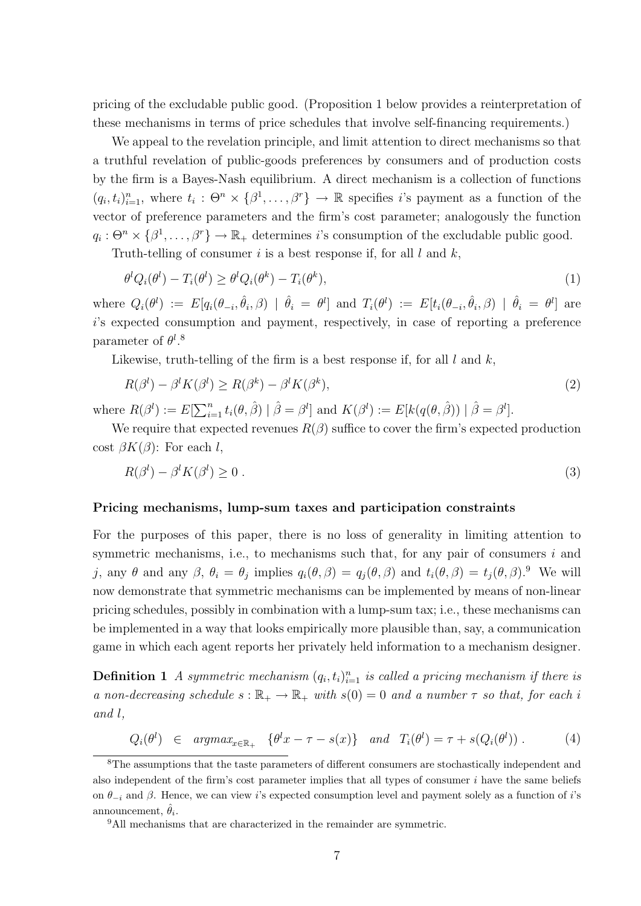pricing of the excludable public good. (Proposition 1 below provides a reinterpretation of these mechanisms in terms of price schedules that involve self-financing requirements.)

We appeal to the revelation principle, and limit attention to direct mechanisms so that a truthful revelation of public-goods preferences by consumers and of production costs by the firm is a Bayes-Nash equilibrium. A direct mechanism is a collection of functions $(q_i, t_i)_{i=1}^n$, where $t_i : \Theta^n \times \{\beta^1, \dots, \beta^r\} \to \mathbb{R}$ specifies $i$'s payment as a function of the vector of preference parameters and the firm's cost parameter; analogously the function $q_i : \Theta^n \times \{\beta^1, \dots, \beta^r\} \to \mathbb{R}_+$ determines $i$'s consumption of the excludable public good.

Truth-telling of consumer $i$ is a best response if, for all $l$ and $k$,

$$\theta^l Q_i(\theta^l) - T_i(\theta^l) \geq \theta^l Q_i(\theta^k) - T_i(\theta^k), \tag{1}$$

where $Q_i(\theta^l) := E[q_i(\theta_{-i}, \hat{\theta}_i, \beta) \mid \hat{\theta}_i = \theta^l]$ and $T_i(\theta^l) := E[t_i(\theta_{-i}, \hat{\theta}_i, \beta) \mid \hat{\theta}_i = \theta^l]$ are $i$'s expected consumption and payment, respectively, in case of reporting a preference parameter of $\theta^l$.[8]

Likewise, truth-telling of the firm is a best response if, for all $l$ and $k$,

$$R(\beta^l) - \beta^l K(\beta^l) \geq R(\beta^k) - \beta^l K(\beta^k), \tag{2}$$

where $R(\beta^l) := E[\sum_{i=1}^n t_i(\theta, \hat{\beta}) \mid \hat{\beta} = \beta^l]$ and $K(\beta^l) := E[k(q(\theta, \hat{\beta})) \mid \hat{\beta} = \beta^l]$.

We require that expected revenues $R(\beta)$ suffice to cover the firm's expected production cost $\beta K(\beta)$: For each $l$,

$$R(\beta^l) - \beta^l K(\beta^l) \geq 0 \, . \tag{3}$$

**Pricing mechanisms, lump-sum taxes and participation constraints**

For the purposes of this paper, there is no loss of generality in limiting attention to symmetric mechanisms, i.e., to mechanisms such that, for any pair of consumers $i$ and $j$, any $\theta$ and any $\beta$, $\theta_i = \theta_j$ implies $q_i(\theta, \beta) = q_j(\theta, \beta)$ and $t_i(\theta, \beta) = t_j(\theta, \beta)$.[9] We will now demonstrate that symmetric mechanisms can be implemented by means of non-linear pricing schedules, possibly in combination with a lump-sum tax; i.e., these mechanisms can be implemented in a way that looks empirically more plausible than, say, a communication game in which each agent reports her privately held information to a mechanism designer.

**Definition 1** *A symmetric mechanism $(q_i, t_i)_{i=1}^n$ is called a pricing mechanism if there is a non-decreasing schedule $s : \mathbb{R}_+ \to \mathbb{R}_+$ with $s(0) = 0$ and a number $\tau$ so that, for each $i$ and $l$,*

$$Q_i(\theta^l) \;\in\; argmax_{x \in \mathbb{R}_+} \;\; \{\theta^l x - \tau - s(x)\} \quad and \quad T_i(\theta^l) = \tau + s(Q_i(\theta^l)) \, . \tag{4}$$

[8] The assumptions that the taste parameters of different consumers are stochastically independent and also independent of the firm's cost parameter implies that all types of consumer $i$ have the same beliefs on $\theta_{-i}$ and $\beta$. Hence, we can view $i$'s expected consumption level and payment solely as a function of $i$'s announcement, $\hat{\theta}_i$.

[9] All mechanisms that are characterized in the remainder are symmetric.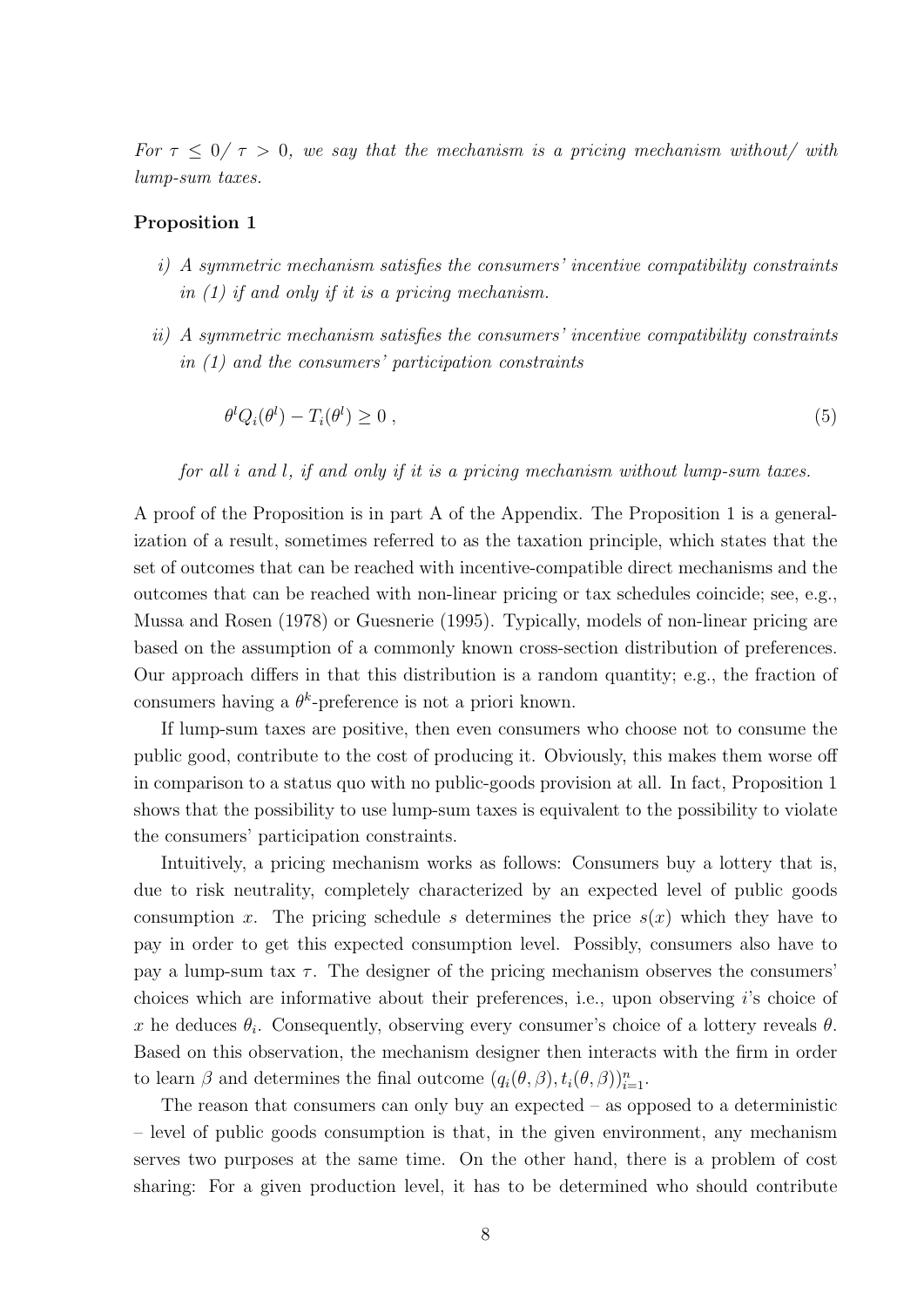*For $\tau \leq 0$/ $\tau > 0$, we say that the mechanism is a pricing mechanism without/ with lump-sum taxes.*

**Proposition 1**

*i) A symmetric mechanism satisfies the consumers' incentive compatibility constraints in (1) if and only if it is a pricing mechanism.*

*ii) A symmetric mechanism satisfies the consumers' incentive compatibility constraints in (1) and the consumers' participation constraints*

$$\theta^l Q_i(\theta^l) - T_i(\theta^l) \geq 0 \, , \tag{5}$$

*for all $i$ and $l$, if and only if it is a pricing mechanism without lump-sum taxes.*

A proof of the Proposition is in part A of the Appendix. The Proposition 1 is a generalization of a result, sometimes referred to as the taxation principle, which states that the set of outcomes that can be reached with incentive-compatible direct mechanisms and the outcomes that can be reached with non-linear pricing or tax schedules coincide; see, e.g., Mussa and Rosen (1978) or Guesnerie (1995). Typically, models of non-linear pricing are based on the assumption of a commonly known cross-section distribution of preferences. Our approach differs in that this distribution is a random quantity; e.g., the fraction of consumers having a $\theta^k$-preference is not a priori known.

If lump-sum taxes are positive, then even consumers who choose not to consume the public good, contribute to the cost of producing it. Obviously, this makes them worse off in comparison to a status quo with no public-goods provision at all. In fact, Proposition 1 shows that the possibility to use lump-sum taxes is equivalent to the possibility to violate the consumers' participation constraints.

Intuitively, a pricing mechanism works as follows: Consumers buy a lottery that is, due to risk neutrality, completely characterized by an expected level of public goods consumption $x$. The pricing schedule $s$ determines the price $s(x)$ which they have to pay in order to get this expected consumption level. Possibly, consumers also have to pay a lump-sum tax $\tau$. The designer of the pricing mechanism observes the consumers' choices which are informative about their preferences, i.e., upon observing $i$'s choice of $x$ he deduces $\theta_i$. Consequently, observing every consumer's choice of a lottery reveals $\theta$. Based on this observation, the mechanism designer then interacts with the firm in order to learn $\beta$ and determines the final outcome $(q_i(\theta, \beta), t_i(\theta, \beta))_{i=1}^n$.

The reason that consumers can only buy an expected – as opposed to a deterministic – level of public goods consumption is that, in the given environment, any mechanism serves two purposes at the same time. On the other hand, there is a problem of cost sharing: For a given production level, it has to be determined who should contribute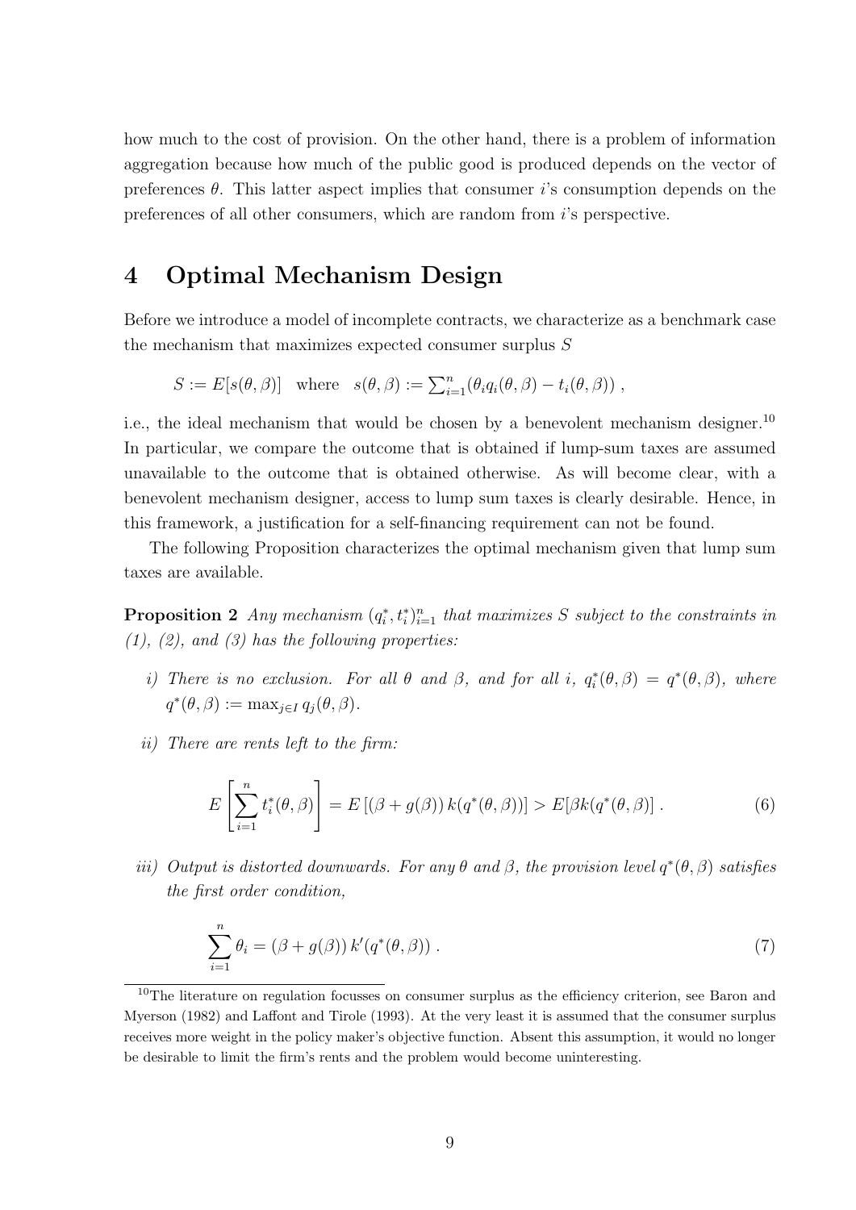how much to the cost of provision. On the other hand, there is a problem of information aggregation because how much of the public good is produced depends on the vector of preferences $\theta$. This latter aspect implies that consumer $i$'s consumption depends on the preferences of all other consumers, which are random from $i$'s perspective.

# 4 Optimal Mechanism Design

Before we introduce a model of incomplete contracts, we characterize as a benchmark case the mechanism that maximizes expected consumer surplus $S$

$$S := E[s(\theta, \beta)] \quad \text{where} \quad s(\theta, \beta) := \textstyle\sum_{i=1}^{n} (\theta_i q_i(\theta, \beta) - t_i(\theta, \beta)) \ ,$$

i.e., the ideal mechanism that would be chosen by a benevolent mechanism designer.[10] In particular, we compare the outcome that is obtained if lump-sum taxes are assumed unavailable to the outcome that is obtained otherwise. As will become clear, with a benevolent mechanism designer, access to lump sum taxes is clearly desirable. Hence, in this framework, a justification for a self-financing requirement can not be found.

The following Proposition characterizes the optimal mechanism given that lump sum taxes are available.

**Proposition 2** *Any mechanism $(q_i^*, t_i^*)_{i=1}^n$ that maximizes $S$ subject to the constraints in (1), (2), and (3) has the following properties:*

*i) There is no exclusion. For all $\theta$ and $\beta$, and for all $i$, $q_i^*(\theta, \beta) = q^*(\theta, \beta)$, where $q^*(\theta, \beta) := \max_{j \in I} q_j(\theta, \beta)$.*

*ii) There are rents left to the firm:*

$$E\left[\sum_{i=1}^{n} t_i^*(\theta, \beta)\right] = E\left[(\beta + g(\beta))\, k(q^*(\theta, \beta))\right] > E[\beta k(q^*(\theta, \beta)] \ . \tag{6}$$

*iii) Output is distorted downwards. For any $\theta$ and $\beta$, the provision level $q^*(\theta, \beta)$ satisfies the first order condition,*

$$\sum_{i=1}^{n} \theta_i = (\beta + g(\beta))\, k'(q^*(\theta, \beta)) \ . \tag{7}$$

[10] The literature on regulation focusses on consumer surplus as the efficiency criterion, see Baron and Myerson (1982) and Laffont and Tirole (1993). At the very least it is assumed that the consumer surplus receives more weight in the policy maker's objective function. Absent this assumption, it would no longer be desirable to limit the firm's rents and the problem would become uninteresting.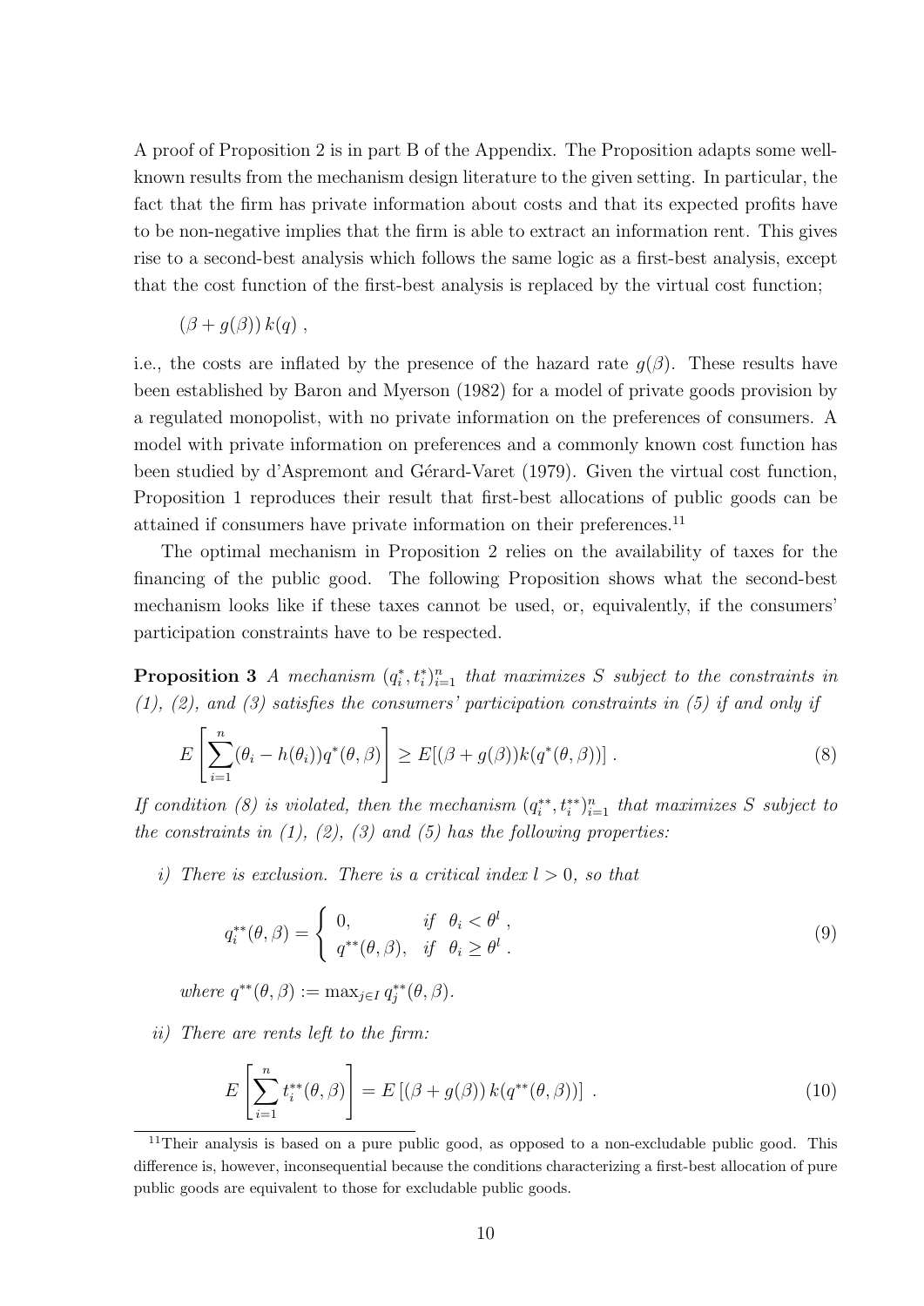A proof of Proposition 2 is in part B of the Appendix. The Proposition adapts some well-known results from the mechanism design literature to the given setting. In particular, the fact that the firm has private information about costs and that its expected profits have to be non-negative implies that the firm is able to extract an information rent. This gives rise to a second-best analysis which follows the same logic as a first-best analysis, except that the cost function of the first-best analysis is replaced by the virtual cost function;

$$(\beta + g(\beta))\, k(q) \ ,$$

i.e., the costs are inflated by the presence of the hazard rate $g(\beta)$. These results have been established by Baron and Myerson (1982) for a model of private goods provision by a regulated monopolist, with no private information on the preferences of consumers. A model with private information on preferences and a commonly known cost function has been studied by d'Aspremont and Gérard-Varet (1979). Given the virtual cost function, Proposition 1 reproduces their result that first-best allocations of public goods can be attained if consumers have private information on their preferences.[11]

The optimal mechanism in Proposition 2 relies on the availability of taxes for the financing of the public good. The following Proposition shows what the second-best mechanism looks like if these taxes cannot be used, or, equivalently, if the consumers' participation constraints have to be respected.

**Proposition 3** *A mechanism* $(q_i^*, t_i^*)_{i=1}^n$ *that maximizes* $S$ *subject to the constraints in (1), (2), and (3) satisfies the consumers' participation constraints in (5) if and only if*

$$E\left[\sum_{i=1}^{n}(\theta_i - h(\theta_i))q^*(\theta,\beta)\right] \geq E[(\beta + g(\beta))k(q^*(\theta,\beta))] \ . \tag{8}$$

*If condition (8) is violated, then the mechanism* $(q_i^{**}, t_i^{**})_{i=1}^n$ *that maximizes* $S$ *subject to the constraints in (1), (2), (3) and (5) has the following properties:*

*i) There is exclusion. There is a critical index* $l > 0$*, so that*

$$q_i^{**}(\theta,\beta) = \begin{cases} 0, & \text{if} \ \ \theta_i < \theta^l \ , \\ q^{**}(\theta,\beta), & \text{if} \ \ \theta_i \geq \theta^l \ . \end{cases} \tag{9}$$

*where* $q^{**}(\theta,\beta) := \max_{j \in I} q_j^{**}(\theta,\beta)$.

*ii) There are rents left to the firm:*

$$E\left[\sum_{i=1}^{n} t_i^{**}(\theta,\beta)\right] = E\left[(\beta + g(\beta))\, k(q^{**}(\theta,\beta))\right] \ . \tag{10}$$

[11] Their analysis is based on a pure public good, as opposed to a non-excludable public good. This difference is, however, inconsequential because the conditions characterizing a first-best allocation of pure public goods are equivalent to those for excludable public goods.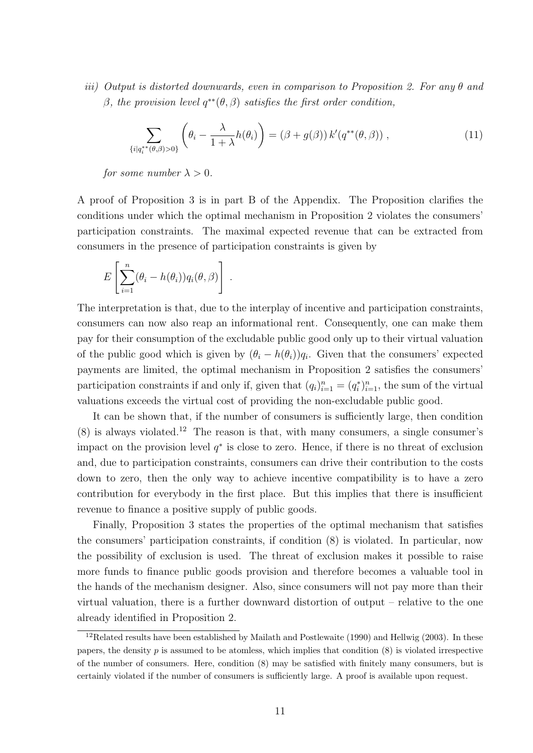*iii) Output is distorted downwards, even in comparison to Proposition 2. For any $\theta$ and $\beta$, the provision level $q^{**}(\theta, \beta)$ satisfies the first order condition,*

$$\sum_{\{i | q_i^{**}(\theta,\beta) > 0\}} \left( \theta_i - \frac{\lambda}{1+\lambda} h(\theta_i) \right) = (\beta + g(\beta))\, k'(q^{**}(\theta, \beta)) \,, \tag{11}$$

*for some number $\lambda > 0$.*

A proof of Proposition 3 is in part B of the Appendix. The Proposition clarifies the conditions under which the optimal mechanism in Proposition 2 violates the consumers' participation constraints. The maximal expected revenue that can be extracted from consumers in the presence of participation constraints is given by

$$E \left[ \sum_{i=1}^{n} (\theta_i - h(\theta_i)) q_i(\theta, \beta) \right] .$$

The interpretation is that, due to the interplay of incentive and participation constraints, consumers can now also reap an informational rent. Consequently, one can make them pay for their consumption of the excludable public good only up to their virtual valuation of the public good which is given by $(\theta_i - h(\theta_i))q_i$. Given that the consumers' expected payments are limited, the optimal mechanism in Proposition 2 satisfies the consumers' participation constraints if and only if, given that $(q_i)_{i=1}^n = (q_i^*)_{i=1}^n$, the sum of the virtual valuations exceeds the virtual cost of providing the non-excludable public good.

It can be shown that, if the number of consumers is sufficiently large, then condition (8) is always violated.[12] The reason is that, with many consumers, a single consumer's impact on the provision level $q^*$ is close to zero. Hence, if there is no threat of exclusion and, due to participation constraints, consumers can drive their contribution to the costs down to zero, then the only way to achieve incentive compatibility is to have a zero contribution for everybody in the first place. But this implies that there is insufficient revenue to finance a positive supply of public goods.

Finally, Proposition 3 states the properties of the optimal mechanism that satisfies the consumers' participation constraints, if condition (8) is violated. In particular, now the possibility of exclusion is used. The threat of exclusion makes it possible to raise more funds to finance public goods provision and therefore becomes a valuable tool in the hands of the mechanism designer. Also, since consumers will not pay more than their virtual valuation, there is a further downward distortion of output – relative to the one already identified in Proposition 2.

[12] Related results have been established by Mailath and Postlewaite (1990) and Hellwig (2003). In these papers, the density $p$ is assumed to be atomless, which implies that condition (8) is violated irrespective of the number of consumers. Here, condition (8) may be satisfied with finitely many consumers, but is certainly violated if the number of consumers is sufficiently large. A proof is available upon request.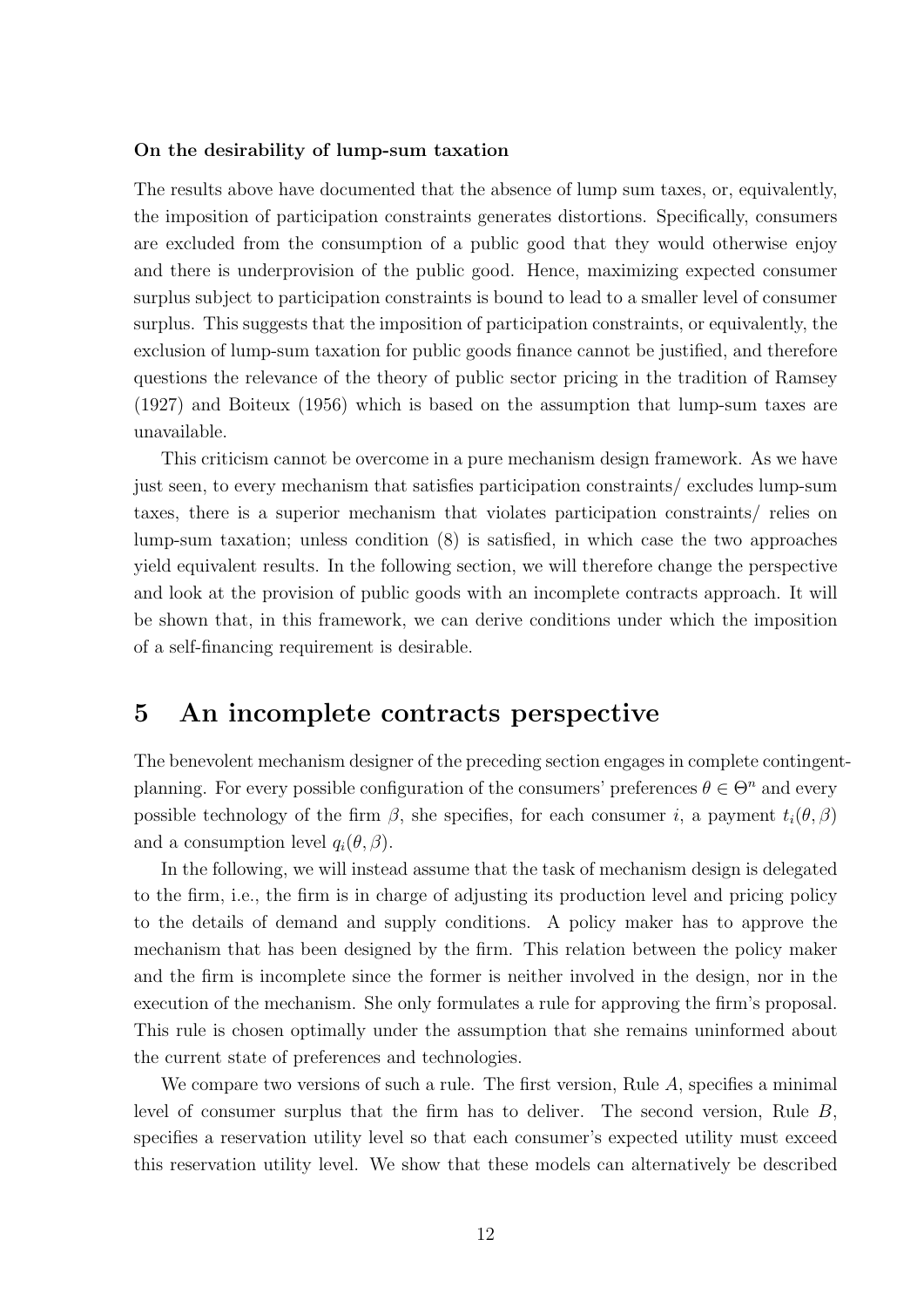**On the desirability of lump-sum taxation**

The results above have documented that the absence of lump sum taxes, or, equivalently, the imposition of participation constraints generates distortions. Specifically, consumers are excluded from the consumption of a public good that they would otherwise enjoy and there is underprovision of the public good. Hence, maximizing expected consumer surplus subject to participation constraints is bound to lead to a smaller level of consumer surplus. This suggests that the imposition of participation constraints, or equivalently, the exclusion of lump-sum taxation for public goods finance cannot be justified, and therefore questions the relevance of the theory of public sector pricing in the tradition of Ramsey (1927) and Boiteux (1956) which is based on the assumption that lump-sum taxes are unavailable.

This criticism cannot be overcome in a pure mechanism design framework. As we have just seen, to every mechanism that satisfies participation constraints/ excludes lump-sum taxes, there is a superior mechanism that violates participation constraints/ relies on lump-sum taxation; unless condition (8) is satisfied, in which case the two approaches yield equivalent results. In the following section, we will therefore change the perspective and look at the provision of public goods with an incomplete contracts approach. It will be shown that, in this framework, we can derive conditions under which the imposition of a self-financing requirement is desirable.

# 5 An incomplete contracts perspective

The benevolent mechanism designer of the preceding section engages in complete contingent-planning. For every possible configuration of the consumers' preferences $\theta \in \Theta^n$ and every possible technology of the firm $\beta$, she specifies, for each consumer $i$, a payment $t_i(\theta, \beta)$ and a consumption level $q_i(\theta, \beta)$.

In the following, we will instead assume that the task of mechanism design is delegated to the firm, i.e., the firm is in charge of adjusting its production level and pricing policy to the details of demand and supply conditions. A policy maker has to approve the mechanism that has been designed by the firm. This relation between the policy maker and the firm is incomplete since the former is neither involved in the design, nor in the execution of the mechanism. She only formulates a rule for approving the firm's proposal. This rule is chosen optimally under the assumption that she remains uninformed about the current state of preferences and technologies.

We compare two versions of such a rule. The first version, Rule $A$, specifies a minimal level of consumer surplus that the firm has to deliver. The second version, Rule $B$, specifies a reservation utility level so that each consumer's expected utility must exceed this reservation utility level. We show that these models can alternatively be described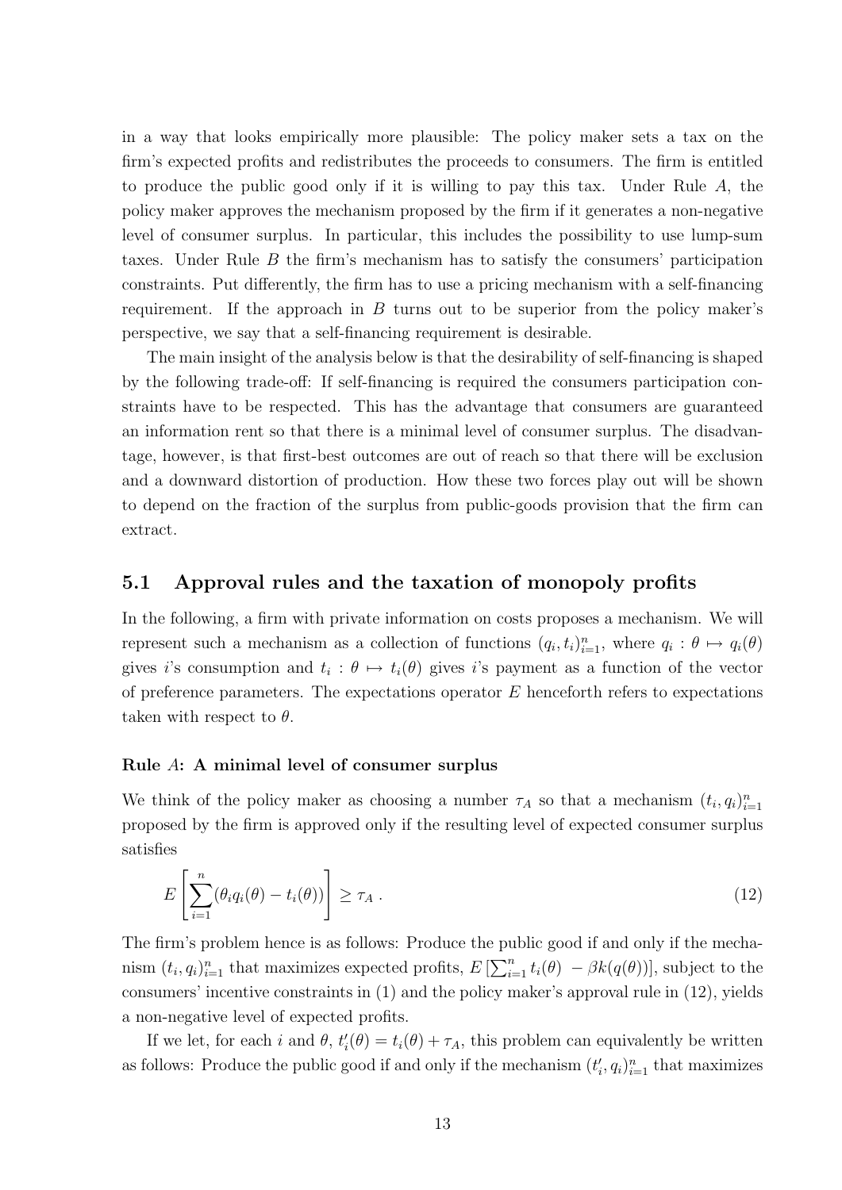in a way that looks empirically more plausible: The policy maker sets a tax on the firm's expected profits and redistributes the proceeds to consumers. The firm is entitled to produce the public good only if it is willing to pay this tax. Under Rule $A$, the policy maker approves the mechanism proposed by the firm if it generates a non-negative level of consumer surplus. In particular, this includes the possibility to use lump-sum taxes. Under Rule $B$ the firm's mechanism has to satisfy the consumers' participation constraints. Put differently, the firm has to use a pricing mechanism with a self-financing requirement. If the approach in $B$ turns out to be superior from the policy maker's perspective, we say that a self-financing requirement is desirable.

The main insight of the analysis below is that the desirability of self-financing is shaped by the following trade-off: If self-financing is required the consumers participation constraints have to be respected. This has the advantage that consumers are guaranteed an information rent so that there is a minimal level of consumer surplus. The disadvantage, however, is that first-best outcomes are out of reach so that there will be exclusion and a downward distortion of production. How these two forces play out will be shown to depend on the fraction of the surplus from public-goods provision that the firm can extract.

## 5.1 Approval rules and the taxation of monopoly profits

In the following, a firm with private information on costs proposes a mechanism. We will represent such a mechanism as a collection of functions $(q_i, t_i)_{i=1}^n$, where $q_i : \theta \mapsto q_i(\theta)$ gives $i$'s consumption and $t_i : \theta \mapsto t_i(\theta)$ gives $i$'s payment as a function of the vector of preference parameters. The expectations operator $E$ henceforth refers to expectations taken with respect to $\theta$.

**Rule $A$: A minimal level of consumer surplus**

We think of the policy maker as choosing a number $\tau_A$ so that a mechanism $(t_i, q_i)_{i=1}^n$ proposed by the firm is approved only if the resulting level of expected consumer surplus satisfies

$$E\left[\sum_{i=1}^{n}(\theta_i q_i(\theta) - t_i(\theta))\right] \geq \tau_A \ . \tag{12}$$

The firm's problem hence is as follows: Produce the public good if and only if the mechanism $(t_i, q_i)_{i=1}^n$ that maximizes expected profits, $E\left[\sum_{i=1}^n t_i(\theta) \ - \beta k(q(\theta))\right]$, subject to the consumers' incentive constraints in (1) and the policy maker's approval rule in (12), yields a non-negative level of expected profits.

If we let, for each $i$ and $\theta$, $t_i'(\theta) = t_i(\theta) + \tau_A$, this problem can equivalently be written as follows: Produce the public good if and only if the mechanism $(t_i', q_i)_{i=1}^n$ that maximizes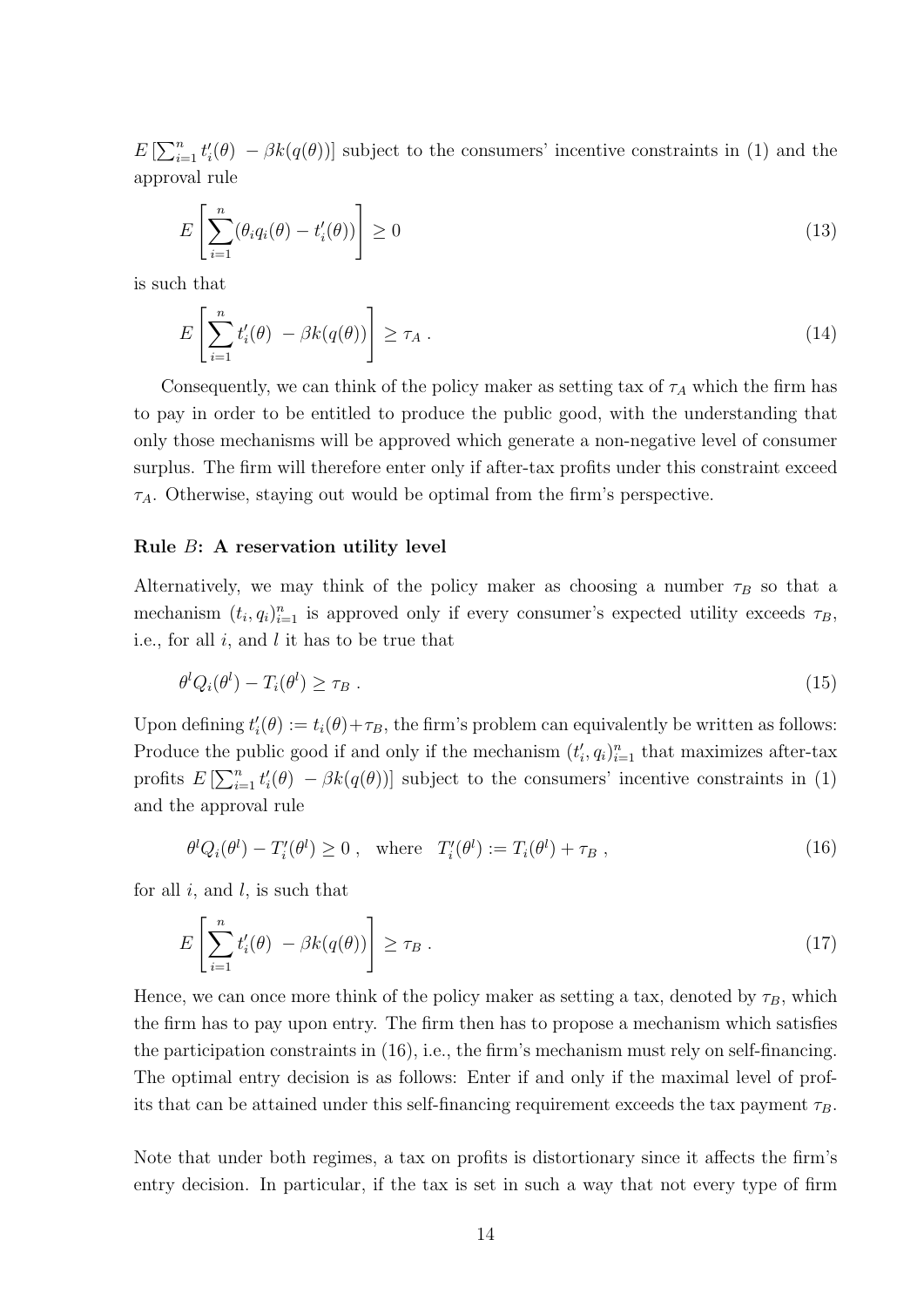$E\left[\sum_{i=1}^{n} t_i'(\theta) \ - \beta k(q(\theta))\right]$ subject to the consumers' incentive constraints in (1) and the approval rule

$$E\left[\sum_{i=1}^{n} (\theta_i q_i(\theta) - t_i'(\theta))\right] \geq 0 \tag{13}$$

is such that

$$E\left[\sum_{i=1}^{n} t_i'(\theta) \ - \beta k(q(\theta))\right] \geq \tau_A \ . \tag{14}$$

Consequently, we can think of the policy maker as setting tax of $\tau_A$ which the firm has to pay in order to be entitled to produce the public good, with the understanding that only those mechanisms will be approved which generate a non-negative level of consumer surplus. The firm will therefore enter only if after-tax profits under this constraint exceed $\tau_A$. Otherwise, staying out would be optimal from the firm's perspective.

**Rule $B$: A reservation utility level**

Alternatively, we may think of the policy maker as choosing a number $\tau_B$ so that a mechanism $(t_i, q_i)_{i=1}^n$ is approved only if every consumer's expected utility exceeds $\tau_B$, i.e., for all $i$, and $l$ it has to be true that

$$\theta^l Q_i(\theta^l) - T_i(\theta^l) \geq \tau_B \ . \tag{15}$$

Upon defining $t_i'(\theta) := t_i(\theta) + \tau_B$, the firm's problem can equivalently be written as follows: Produce the public good if and only if the mechanism $(t_i', q_i)_{i=1}^n$ that maximizes after-tax profits $E\left[\sum_{i=1}^{n} t_i'(\theta) \ - \beta k(q(\theta))\right]$ subject to the consumers' incentive constraints in (1) and the approval rule

$$\theta^l Q_i(\theta^l) - T_i'(\theta^l) \geq 0 \ , \quad \text{where} \quad T_i'(\theta^l) := T_i(\theta^l) + \tau_B \ , \tag{16}$$

for all $i$, and $l$, is such that

$$E\left[\sum_{i=1}^{n} t_i'(\theta) \ - \beta k(q(\theta))\right] \geq \tau_B \ . \tag{17}$$

Hence, we can once more think of the policy maker as setting a tax, denoted by $\tau_B$, which the firm has to pay upon entry. The firm then has to propose a mechanism which satisfies the participation constraints in (16), i.e., the firm's mechanism must rely on self-financing. The optimal entry decision is as follows: Enter if and only if the maximal level of profits that can be attained under this self-financing requirement exceeds the tax payment $\tau_B$.

Note that under both regimes, a tax on profits is distortionary since it affects the firm's entry decision. In particular, if the tax is set in such a way that not every type of firm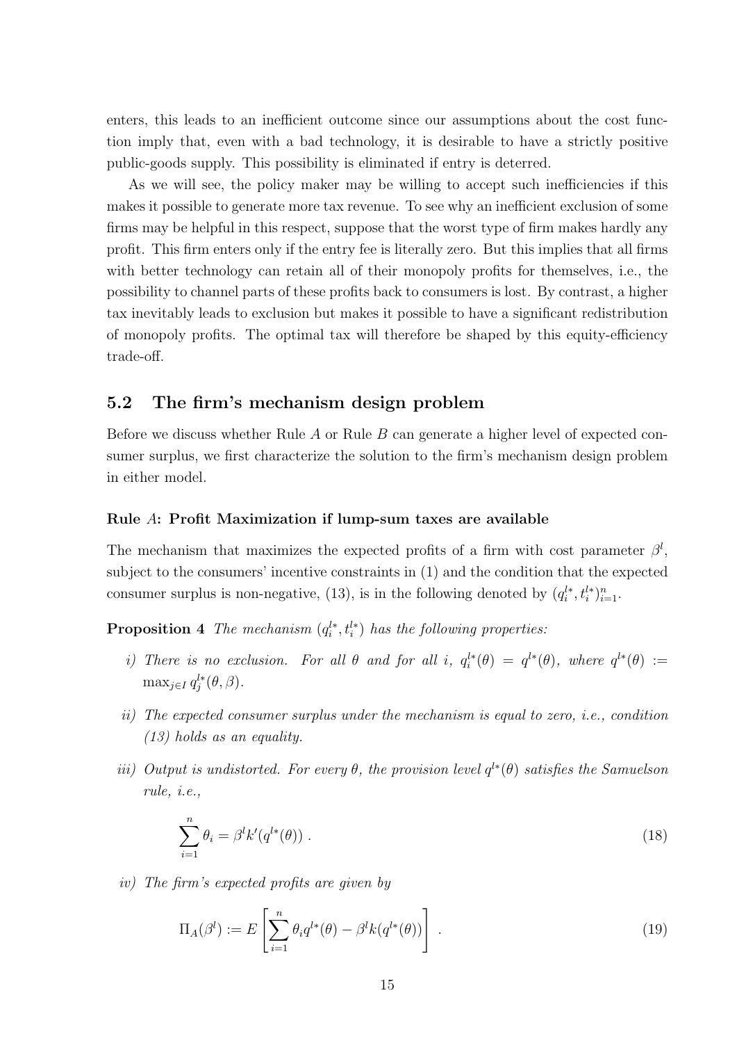enters, this leads to an inefficient outcome since our assumptions about the cost function imply that, even with a bad technology, it is desirable to have a strictly positive public-goods supply. This possibility is eliminated if entry is deterred.

As we will see, the policy maker may be willing to accept such inefficiencies if this makes it possible to generate more tax revenue. To see why an inefficient exclusion of some firms may be helpful in this respect, suppose that the worst type of firm makes hardly any profit. This firm enters only if the entry fee is literally zero. But this implies that all firms with better technology can retain all of their monopoly profits for themselves, i.e., the possibility to channel parts of these profits back to consumers is lost. By contrast, a higher tax inevitably leads to exclusion but makes it possible to have a significant redistribution of monopoly profits. The optimal tax will therefore be shaped by this equity-efficiency trade-off.

## 5.2 The firm's mechanism design problem

Before we discuss whether Rule $A$ or Rule $B$ can generate a higher level of expected consumer surplus, we first characterize the solution to the firm's mechanism design problem in either model.

### Rule $A$: Profit Maximization if lump-sum taxes are available

The mechanism that maximizes the expected profits of a firm with cost parameter $\beta^l$, subject to the consumers' incentive constraints in (1) and the condition that the expected consumer surplus is non-negative, (13), is in the following denoted by $(q_i^{l*}, t_i^{l*})_{i=1}^n$.

**Proposition 4** *The mechanism $(q_i^{l*}, t_i^{l*})$ has the following properties:*

*i) There is no exclusion. For all $\theta$ and for all $i$, $q_i^{l*}(\theta) = q^{l*}(\theta)$, where $q^{l*}(\theta) := \max_{j \in I} q_j^{l*}(\theta, \beta)$.*

*ii) The expected consumer surplus under the mechanism is equal to zero, i.e., condition (13) holds as an equality.*

*iii) Output is undistorted. For every $\theta$, the provision level $q^{l*}(\theta)$ satisfies the Samuelson rule, i.e.,*

$$\sum_{i=1}^{n} \theta_i = \beta^l k'(q^{l*}(\theta)) \ . \tag{18}$$

*iv) The firm's expected profits are given by*

$$\Pi_A(\beta^l) := E\left[\sum_{i=1}^{n} \theta_i q^{l*}(\theta) - \beta^l k(q^{l*}(\theta))\right] \ . \tag{19}$$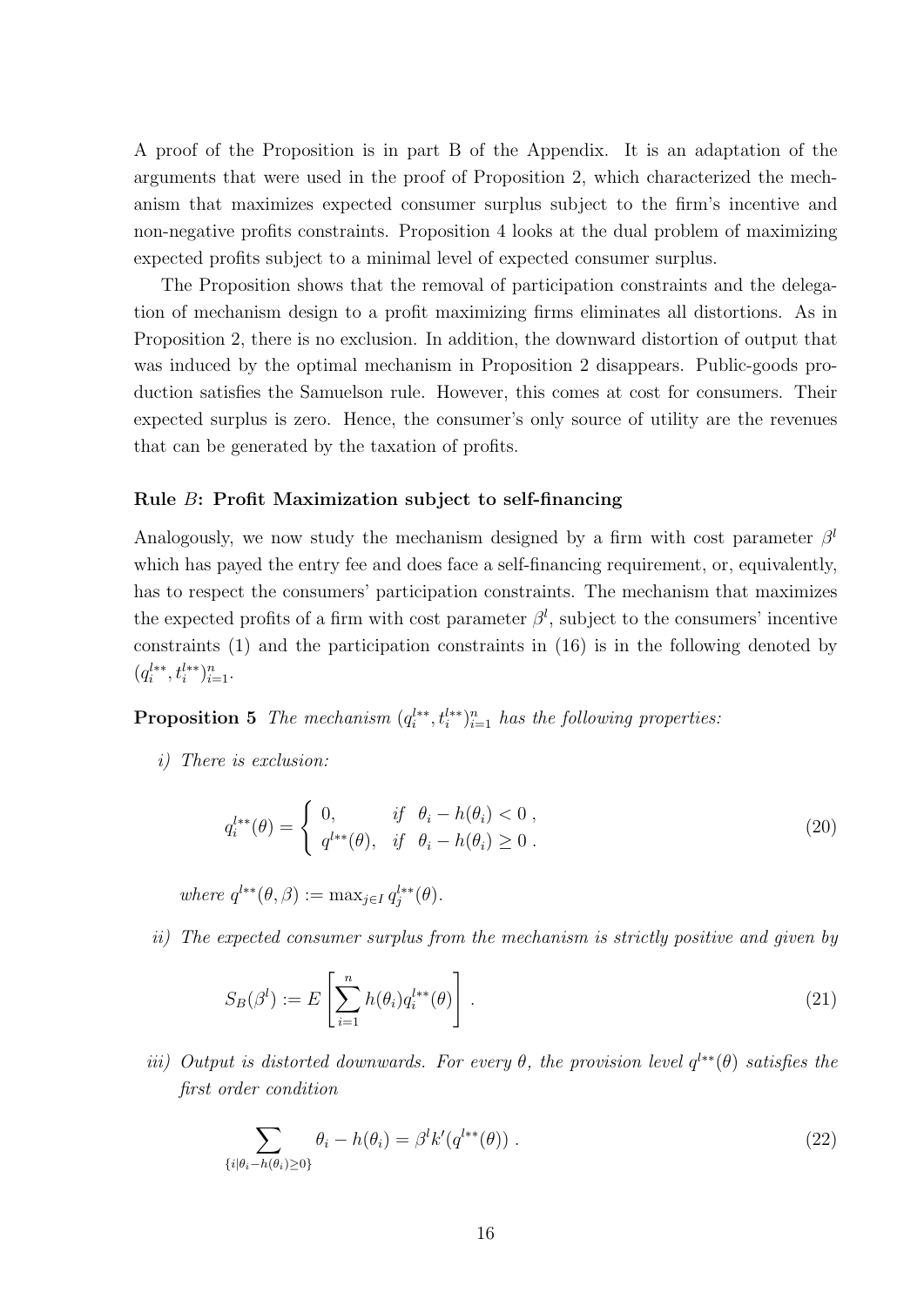A proof of the Proposition is in part B of the Appendix. It is an adaptation of the arguments that were used in the proof of Proposition 2, which characterized the mechanism that maximizes expected consumer surplus subject to the firm's incentive and non-negative profits constraints. Proposition 4 looks at the dual problem of maximizing expected profits subject to a minimal level of expected consumer surplus.

The Proposition shows that the removal of participation constraints and the delegation of mechanism design to a profit maximizing firms eliminates all distortions. As in Proposition 2, there is no exclusion. In addition, the downward distortion of output that was induced by the optimal mechanism in Proposition 2 disappears. Public-goods production satisfies the Samuelson rule. However, this comes at cost for consumers. Their expected surplus is zero. Hence, the consumer's only source of utility are the revenues that can be generated by the taxation of profits.

### Rule $B$: Profit Maximization subject to self-financing

Analogously, we now study the mechanism designed by a firm with cost parameter $\beta^l$ which has payed the entry fee and does face a self-financing requirement, or, equivalently, has to respect the consumers' participation constraints. The mechanism that maximizes the expected profits of a firm with cost parameter $\beta^l$, subject to the consumers' incentive constraints (1) and the participation constraints in (16) is in the following denoted by $(q_i^{l**}, t_i^{l**})_{i=1}^n$.

**Proposition 5** *The mechanism $(q_i^{l**}, t_i^{l**})_{i=1}^n$ has the following properties:*

*i) There is exclusion:*

$$q_i^{l**}(\theta) = \begin{cases} 0, & \text{if} \quad \theta_i - h(\theta_i) < 0 \ , \\ q^{l**}(\theta), & \text{if} \quad \theta_i - h(\theta_i) \geq 0 \ . \end{cases} \tag{20}$$

*where $q^{l**}(\theta, \beta) := \max_{j \in I} q_j^{l**}(\theta)$.*

*ii) The expected consumer surplus from the mechanism is strictly positive and given by*

$$S_B(\beta^l) := E\left[\sum_{i=1}^n h(\theta_i) q_i^{l**}(\theta)\right] \ . \tag{21}$$

*iii) Output is distorted downwards. For every $\theta$, the provision level $q^{l**}(\theta)$ satisfies the first order condition*

$$\sum_{\{i | \theta_i - h(\theta_i) \geq 0\}} \theta_i - h(\theta_i) = \beta^l k'(q^{l**}(\theta)) \ . \tag{22}$$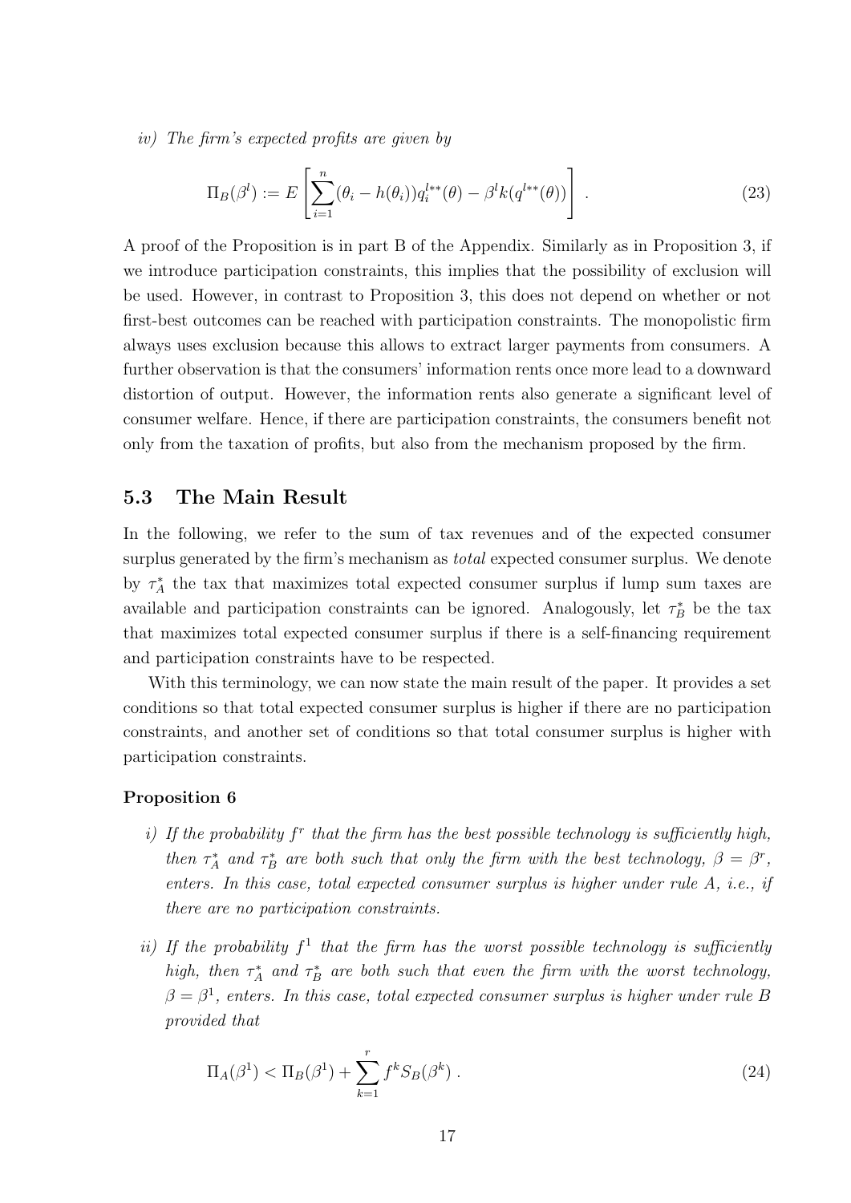*iv) The firm's expected profits are given by*

$$\Pi_B(\beta^l) := E\left[\sum_{i=1}^{n}(\theta_i - h(\theta_i))q_i^{l**}(\theta) - \beta^l k(q^{l**}(\theta))\right] . \tag{23}$$

A proof of the Proposition is in part B of the Appendix. Similarly as in Proposition 3, if we introduce participation constraints, this implies that the possibility of exclusion will be used. However, in contrast to Proposition 3, this does not depend on whether or not first-best outcomes can be reached with participation constraints. The monopolistic firm always uses exclusion because this allows to extract larger payments from consumers. A further observation is that the consumers' information rents once more lead to a downward distortion of output. However, the information rents also generate a significant level of consumer welfare. Hence, if there are participation constraints, the consumers benefit not only from the taxation of profits, but also from the mechanism proposed by the firm.

## 5.3 The Main Result

In the following, we refer to the sum of tax revenues and of the expected consumer surplus generated by the firm's mechanism as *total* expected consumer surplus. We denote by $\tau_A^*$ the tax that maximizes total expected consumer surplus if lump sum taxes are available and participation constraints can be ignored. Analogously, let $\tau_B^*$ be the tax that maximizes total expected consumer surplus if there is a self-financing requirement and participation constraints have to be respected.

With this terminology, we can now state the main result of the paper. It provides a set conditions so that total expected consumer surplus is higher if there are no participation constraints, and another set of conditions so that total consumer surplus is higher with participation constraints.

**Proposition 6**

*i) If the probability $f^r$ that the firm has the best possible technology is sufficiently high, then $\tau_A^*$ and $\tau_B^*$ are both such that only the firm with the best technology, $\beta = \beta^r$, enters. In this case, total expected consumer surplus is higher under rule A, i.e., if there are no participation constraints.*

*ii) If the probability $f^1$ that the firm has the worst possible technology is sufficiently high, then $\tau_A^*$ and $\tau_B^*$ are both such that even the firm with the worst technology, $\beta = \beta^1$, enters. In this case, total expected consumer surplus is higher under rule B provided that*

$$\Pi_A(\beta^1) < \Pi_B(\beta^1) + \sum_{k=1}^{r} f^k S_B(\beta^k) . \tag{24}$$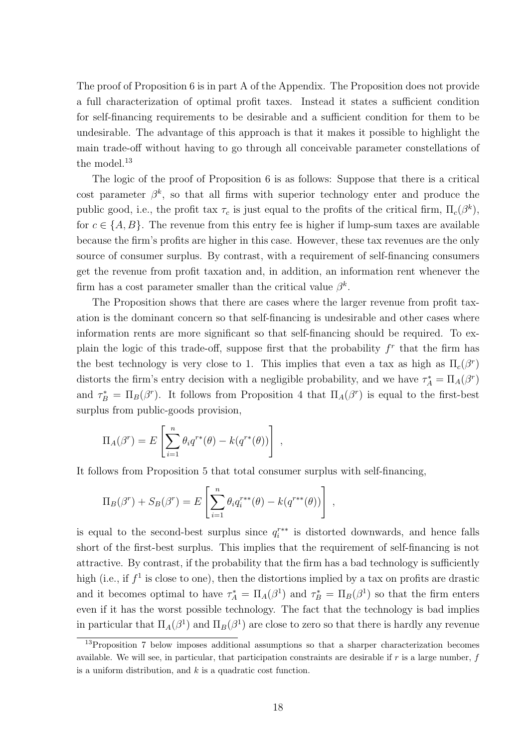The proof of Proposition 6 is in part A of the Appendix. The Proposition does not provide a full characterization of optimal profit taxes. Instead it states a sufficient condition for self-financing requirements to be desirable and a sufficient condition for them to be undesirable. The advantage of this approach is that it makes it possible to highlight the main trade-off without having to go through all conceivable parameter constellations of the model.[13]

The logic of the proof of Proposition 6 is as follows: Suppose that there is a critical cost parameter $\beta^k$, so that all firms with superior technology enter and produce the public good, i.e., the profit tax $\tau_c$ is just equal to the profits of the critical firm, $\Pi_c(\beta^k)$, for $c \in \{A, B\}$. The revenue from this entry fee is higher if lump-sum taxes are available because the firm's profits are higher in this case. However, these tax revenues are the only source of consumer surplus. By contrast, with a requirement of self-financing consumers get the revenue from profit taxation and, in addition, an information rent whenever the firm has a cost parameter smaller than the critical value $\beta^k$.

The Proposition shows that there are cases where the larger revenue from profit taxation is the dominant concern so that self-financing is undesirable and other cases where information rents are more significant so that self-financing should be required. To explain the logic of this trade-off, suppose first that the probability $f^r$ that the firm has the best technology is very close to 1. This implies that even a tax as high as $\Pi_c(\beta^r)$ distorts the firm's entry decision with a negligible probability, and we have $\tau_A^* = \Pi_A(\beta^r)$ and $\tau_B^* = \Pi_B(\beta^r)$. It follows from Proposition 4 that $\Pi_A(\beta^r)$ is equal to the first-best surplus from public-goods provision,

$$\Pi_A(\beta^r) = E\left[\sum_{i=1}^{n} \theta_i q^{r*}(\theta) - k(q^{r*}(\theta))\right] ,$$

It follows from Proposition 5 that total consumer surplus with self-financing,

$$\Pi_B(\beta^r) + S_B(\beta^r) = E\left[\sum_{i=1}^{n} \theta_i q_i^{r**}(\theta) - k(q^{r**}(\theta))\right] ,$$

is equal to the second-best surplus since $q_i^{r**}$ is distorted downwards, and hence falls short of the first-best surplus. This implies that the requirement of self-financing is not attractive. By contrast, if the probability that the firm has a bad technology is sufficiently high (i.e., if $f^1$ is close to one), then the distortions implied by a tax on profits are drastic and it becomes optimal to have $\tau_A^* = \Pi_A(\beta^1)$ and $\tau_B^* = \Pi_B(\beta^1)$ so that the firm enters even if it has the worst possible technology. The fact that the technology is bad implies in particular that $\Pi_A(\beta^1)$ and $\Pi_B(\beta^1)$ are close to zero so that there is hardly any revenue

[13] Proposition 7 below imposes additional assumptions so that a sharper characterization becomes available. We will see, in particular, that participation constraints are desirable if $r$ is a large number, $f$ is a uniform distribution, and $k$ is a quadratic cost function.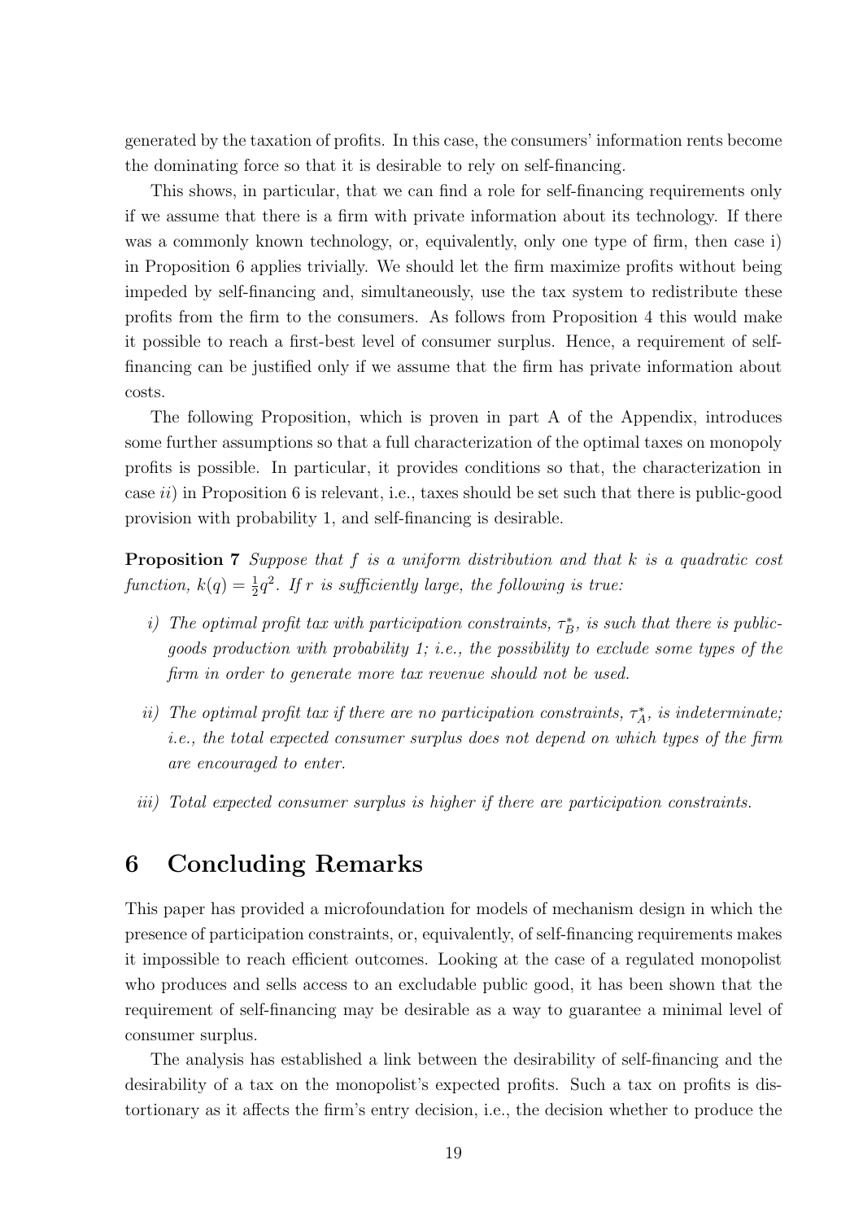generated by the taxation of profits. In this case, the consumers' information rents become the dominating force so that it is desirable to rely on self-financing.

This shows, in particular, that we can find a role for self-financing requirements only if we assume that there is a firm with private information about its technology. If there was a commonly known technology, or, equivalently, only one type of firm, then case i) in Proposition 6 applies trivially. We should let the firm maximize profits without being impeded by self-financing and, simultaneously, use the tax system to redistribute these profits from the firm to the consumers. As follows from Proposition 4 this would make it possible to reach a first-best level of consumer surplus. Hence, a requirement of self-financing can be justified only if we assume that the firm has private information about costs.

The following Proposition, which is proven in part A of the Appendix, introduces some further assumptions so that a full characterization of the optimal taxes on monopoly profits is possible. In particular, it provides conditions so that, the characterization in case *ii*) in Proposition 6 is relevant, i.e., taxes should be set such that there is public-good provision with probability 1, and self-financing is desirable.

**Proposition 7** *Suppose that $f$ is a uniform distribution and that $k$ is a quadratic cost function, $k(q) = \frac{1}{2}q^2$. If $r$ is sufficiently large, the following is true:*

- *i) The optimal profit tax with participation constraints, $\tau_B^*$, is such that there is public-goods production with probability 1; i.e., the possibility to exclude some types of the firm in order to generate more tax revenue should not be used.*

- *ii) The optimal profit tax if there are no participation constraints, $\tau_A^*$, is indeterminate; i.e., the total expected consumer surplus does not depend on which types of the firm are encouraged to enter.*

- *iii) Total expected consumer surplus is higher if there are participation constraints.*

# 6 Concluding Remarks

This paper has provided a microfoundation for models of mechanism design in which the presence of participation constraints, or, equivalently, of self-financing requirements makes it impossible to reach efficient outcomes. Looking at the case of a regulated monopolist who produces and sells access to an excludable public good, it has been shown that the requirement of self-financing may be desirable as a way to guarantee a minimal level of consumer surplus.

The analysis has established a link between the desirability of self-financing and the desirability of a tax on the monopolist's expected profits. Such a tax on profits is distortionary as it affects the firm's entry decision, i.e., the decision whether to produce the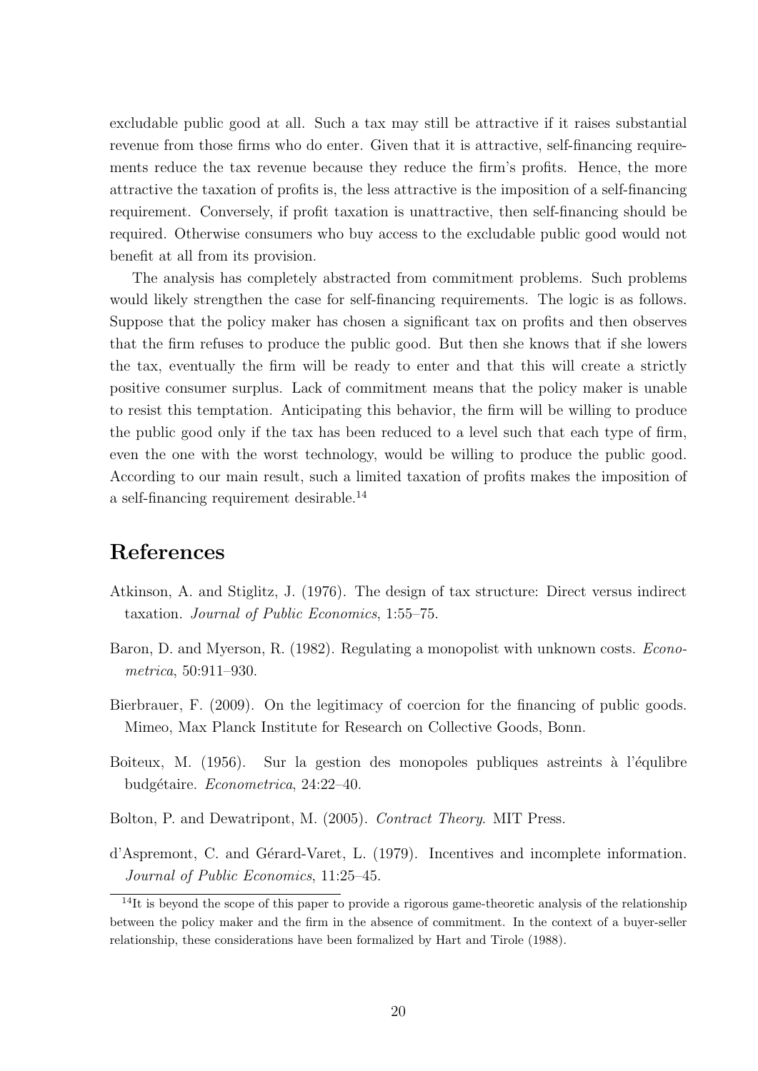excludable public good at all. Such a tax may still be attractive if it raises substantial revenue from those firms who do enter. Given that it is attractive, self-financing requirements reduce the tax revenue because they reduce the firm's profits. Hence, the more attractive the taxation of profits is, the less attractive is the imposition of a self-financing requirement. Conversely, if profit taxation is unattractive, then self-financing should be required. Otherwise consumers who buy access to the excludable public good would not benefit at all from its provision.

The analysis has completely abstracted from commitment problems. Such problems would likely strengthen the case for self-financing requirements. The logic is as follows. Suppose that the policy maker has chosen a significant tax on profits and then observes that the firm refuses to produce the public good. But then she knows that if she lowers the tax, eventually the firm will be ready to enter and that this will create a strictly positive consumer surplus. Lack of commitment means that the policy maker is unable to resist this temptation. Anticipating this behavior, the firm will be willing to produce the public good only if the tax has been reduced to a level such that each type of firm, even the one with the worst technology, would be willing to produce the public good. According to our main result, such a limited taxation of profits makes the imposition of a self-financing requirement desirable.[14]

# References

Atkinson, A. and Stiglitz, J. (1976). The design of tax structure: Direct versus indirect taxation. *Journal of Public Economics*, 1:55–75.

Baron, D. and Myerson, R. (1982). Regulating a monopolist with unknown costs. *Econometrica*, 50:911–930.

Bierbrauer, F. (2009). On the legitimacy of coercion for the financing of public goods. Mimeo, Max Planck Institute for Research on Collective Goods, Bonn.

Boiteux, M. (1956). Sur la gestion des monopoles publiques astreints à l'équlibre budgétaire. *Econometrica*, 24:22–40.

Bolton, P. and Dewatripont, M. (2005). *Contract Theory*. MIT Press.

d'Aspremont, C. and Gérard-Varet, L. (1979). Incentives and incomplete information. *Journal of Public Economics*, 11:25–45.

[14] It is beyond the scope of this paper to provide a rigorous game-theoretic analysis of the relationship between the policy maker and the firm in the absence of commitment. In the context of a buyer-seller relationship, these considerations have been formalized by Hart and Tirole (1988).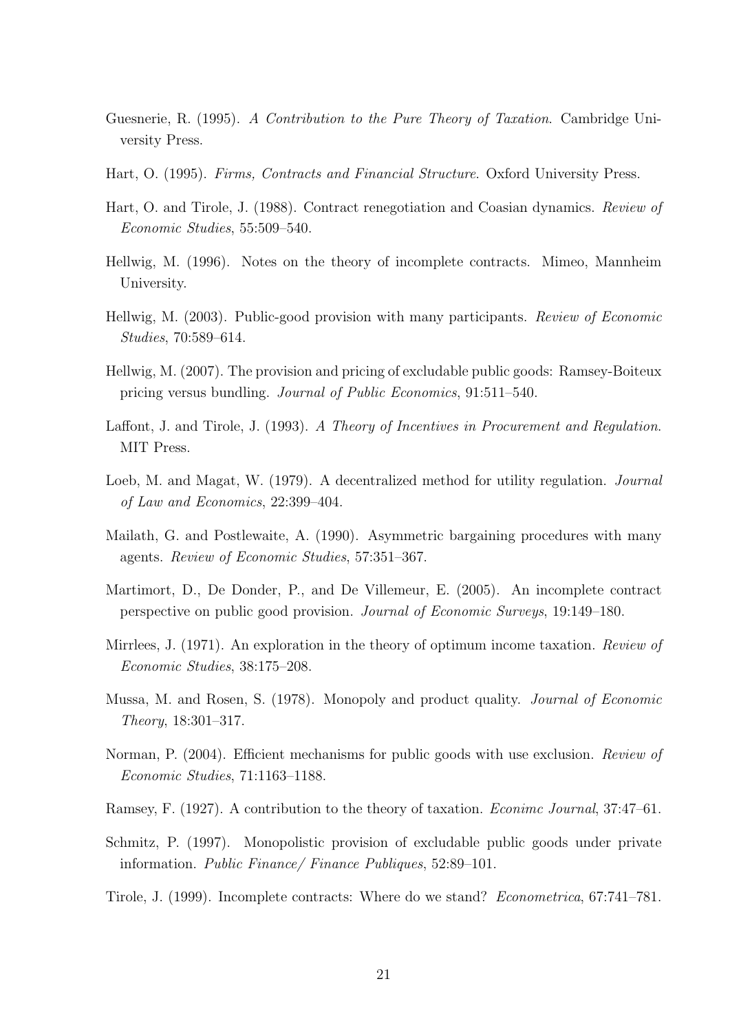Guesnerie, R. (1995). *A Contribution to the Pure Theory of Taxation*. Cambridge University Press.

Hart, O. (1995). *Firms, Contracts and Financial Structure*. Oxford University Press.

Hart, O. and Tirole, J. (1988). Contract renegotiation and Coasian dynamics. *Review of Economic Studies*, 55:509–540.

Hellwig, M. (1996). Notes on the theory of incomplete contracts. Mimeo, Mannheim University.

Hellwig, M. (2003). Public-good provision with many participants. *Review of Economic Studies*, 70:589–614.

Hellwig, M. (2007). The provision and pricing of excludable public goods: Ramsey-Boiteux pricing versus bundling. *Journal of Public Economics*, 91:511–540.

Laffont, J. and Tirole, J. (1993). *A Theory of Incentives in Procurement and Regulation*. MIT Press.

Loeb, M. and Magat, W. (1979). A decentralized method for utility regulation. *Journal of Law and Economics*, 22:399–404.

Mailath, G. and Postlewaite, A. (1990). Asymmetric bargaining procedures with many agents. *Review of Economic Studies*, 57:351–367.

Martimort, D., De Donder, P., and De Villemeur, E. (2005). An incomplete contract perspective on public good provision. *Journal of Economic Surveys*, 19:149–180.

Mirrlees, J. (1971). An exploration in the theory of optimum income taxation. *Review of Economic Studies*, 38:175–208.

Mussa, M. and Rosen, S. (1978). Monopoly and product quality. *Journal of Economic Theory*, 18:301–317.

Norman, P. (2004). Efficient mechanisms for public goods with use exclusion. *Review of Economic Studies*, 71:1163–1188.

Ramsey, F. (1927). A contribution to the theory of taxation. *Econimc Journal*, 37:47–61.

Schmitz, P. (1997). Monopolistic provision of excludable public goods under private information. *Public Finance/ Finance Publiques*, 52:89–101.

Tirole, J. (1999). Incomplete contracts: Where do we stand? *Econometrica*, 67:741–781.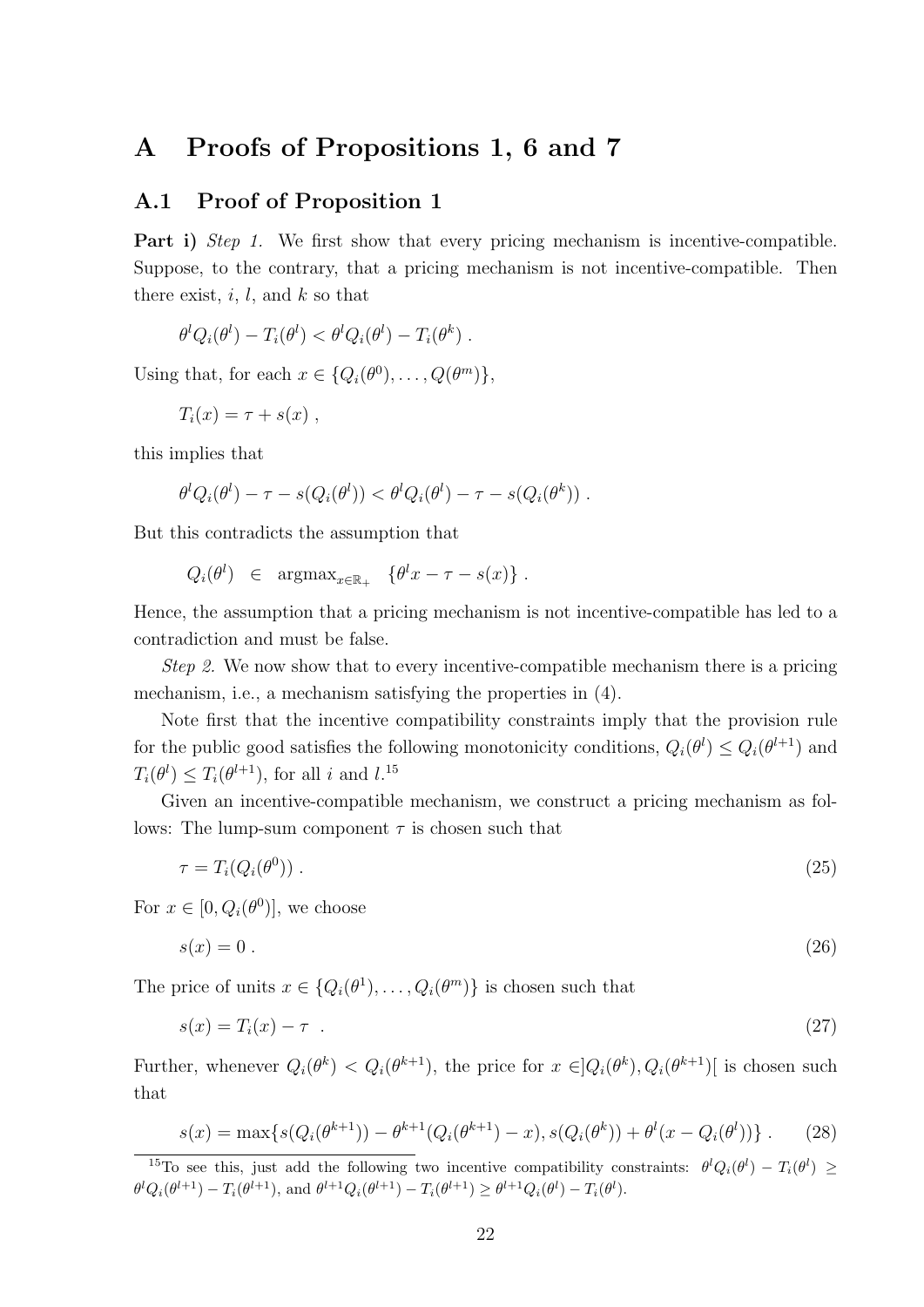# A Proofs of Propositions 1, 6 and 7

## A.1 Proof of Proposition 1

**Part i)** *Step 1.* We first show that every pricing mechanism is incentive-compatible. Suppose, to the contrary, that a pricing mechanism is not incentive-compatible. Then there exist, $i$, $l$, and $k$ so that

$$\theta^l Q_i(\theta^l) - T_i(\theta^l) < \theta^l Q_i(\theta^l) - T_i(\theta^k) \ .$$

Using that, for each $x \in \{Q_i(\theta^0), \ldots, Q(\theta^m)\}$,

$$T_i(x) = \tau + s(x) \ ,$$

this implies that

$$\theta^l Q_i(\theta^l) - \tau - s(Q_i(\theta^l)) < \theta^l Q_i(\theta^l) - \tau - s(Q_i(\theta^k)) \ .$$

But this contradicts the assumption that

$$Q_i(\theta^l) \ \in \ \text{argmax}_{x \in \mathbb{R}_+} \ \{\theta^l x - \tau - s(x)\} \ .$$

Hence, the assumption that a pricing mechanism is not incentive-compatible has led to a contradiction and must be false.

*Step 2.* We now show that to every incentive-compatible mechanism there is a pricing mechanism, i.e., a mechanism satisfying the properties in (4).

Note first that the incentive compatibility constraints imply that the provision rule for the public good satisfies the following monotonicity conditions, $Q_i(\theta^l) \leq Q_i(\theta^{l+1})$ and $T_i(\theta^l) \leq T_i(\theta^{l+1})$, for all $i$ and $l$.[15]

Given an incentive-compatible mechanism, we construct a pricing mechanism as follows: The lump-sum component $\tau$ is chosen such that

$$\tau = T_i(Q_i(\theta^0)) \ . \tag{25}$$

For $x \in [0, Q_i(\theta^0)]$, we choose

$$s(x) = 0 \ . \tag{26}$$

The price of units $x \in \{Q_i(\theta^1), \ldots, Q_i(\theta^m)\}$ is chosen such that

$$s(x) = T_i(x) - \tau \ . \tag{27}$$

Further, whenever $Q_i(\theta^k) < Q_i(\theta^{k+1})$, the price for $x \in ]Q_i(\theta^k), Q_i(\theta^{k+1})[$ is chosen such that

$$s(x) = \max\{s(Q_i(\theta^{k+1})) - \theta^{k+1}(Q_i(\theta^{k+1}) - x), s(Q_i(\theta^k)) + \theta^l(x - Q_i(\theta^l))\} \ . \tag{28}$$

[15] To see this, just add the following two incentive compatibility constraints: $\theta^l Q_i(\theta^l) - T_i(\theta^l) \geq \theta^l Q_i(\theta^{l+1}) - T_i(\theta^{l+1})$, and $\theta^{l+1} Q_i(\theta^{l+1}) - T_i(\theta^{l+1}) \geq \theta^{l+1} Q_i(\theta^l) - T_i(\theta^l)$.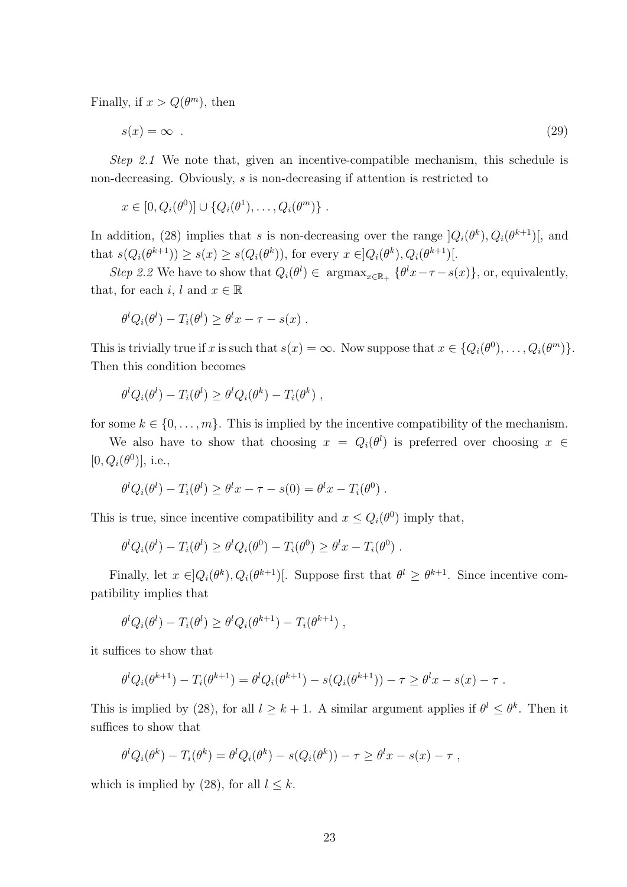Finally, if $x > Q(\theta^m)$, then

$$s(x) = \infty \ . \tag{29}$$

*Step 2.1* We note that, given an incentive-compatible mechanism, this schedule is non-decreasing. Obviously, $s$ is non-decreasing if attention is restricted to

$$x \in [0, Q_i(\theta^0)] \cup \{Q_i(\theta^1), \ldots, Q_i(\theta^m)\} \ .$$

In addition, (28) implies that $s$ is non-decreasing over the range $]Q_i(\theta^k), Q_i(\theta^{k+1})[$, and that $s(Q_i(\theta^{k+1})) \geq s(x) \geq s(Q_i(\theta^k))$, for every $x \in ]Q_i(\theta^k), Q_i(\theta^{k+1})[$.

*Step 2.2* We have to show that $Q_i(\theta^l) \in \operatorname{argmax}_{x \in \mathbb{R}_+} \{\theta^l x - \tau - s(x)\}$, or, equivalently, that, for each $i$, $l$ and $x \in \mathbb{R}$

$$\theta^l Q_i(\theta^l) - T_i(\theta^l) \geq \theta^l x - \tau - s(x) \ .$$

This is trivially true if $x$ is such that $s(x) = \infty$. Now suppose that $x \in \{Q_i(\theta^0), \ldots, Q_i(\theta^m)\}$. Then this condition becomes

$$\theta^l Q_i(\theta^l) - T_i(\theta^l) \geq \theta^l Q_i(\theta^k) - T_i(\theta^k) \ ,$$

for some $k \in \{0, \ldots, m\}$. This is implied by the incentive compatibility of the mechanism.

We also have to show that choosing $x = Q_i(\theta^l)$ is preferred over choosing $x \in [0, Q_i(\theta^0)]$, i.e.,

$$\theta^l Q_i(\theta^l) - T_i(\theta^l) \geq \theta^l x - \tau - s(0) = \theta^l x - T_i(\theta^0) \ .$$

This is true, since incentive compatibility and $x \leq Q_i(\theta^0)$ imply that,

$$\theta^l Q_i(\theta^l) - T_i(\theta^l) \geq \theta^l Q_i(\theta^0) - T_i(\theta^0) \geq \theta^l x - T_i(\theta^0) \ .$$

Finally, let $x \in ]Q_i(\theta^k), Q_i(\theta^{k+1})[$. Suppose first that $\theta^l \geq \theta^{k+1}$. Since incentive compatibility implies that

$$\theta^l Q_i(\theta^l) - T_i(\theta^l) \geq \theta^l Q_i(\theta^{k+1}) - T_i(\theta^{k+1}) \ ,$$

it suffices to show that

$$\theta^l Q_i(\theta^{k+1}) - T_i(\theta^{k+1}) = \theta^l Q_i(\theta^{k+1}) - s(Q_i(\theta^{k+1})) - \tau \geq \theta^l x - s(x) - \tau \ .$$

This is implied by (28), for all $l \geq k+1$. A similar argument applies if $\theta^l \leq \theta^k$. Then it suffices to show that

$$\theta^l Q_i(\theta^k) - T_i(\theta^k) = \theta^l Q_i(\theta^k) - s(Q_i(\theta^k)) - \tau \geq \theta^l x - s(x) - \tau \ ,$$

which is implied by (28), for all $l \leq k$.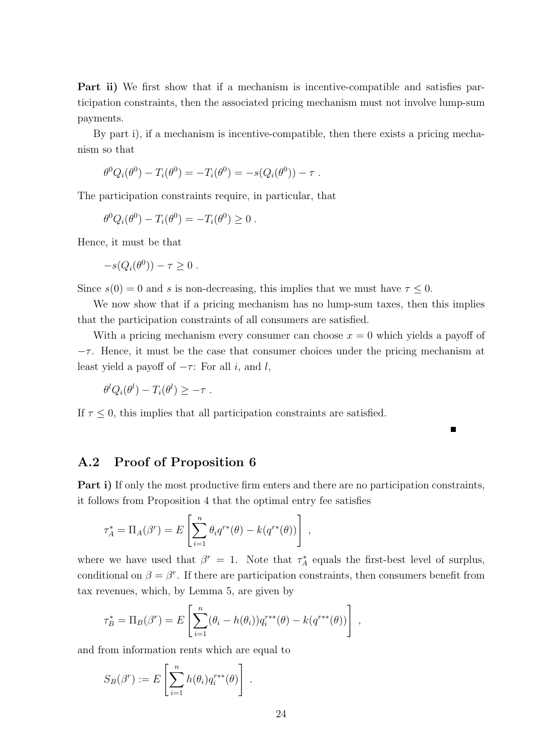**Part ii)** We first show that if a mechanism is incentive-compatible and satisfies participation constraints, then the associated pricing mechanism must not involve lump-sum payments.

By part i), if a mechanism is incentive-compatible, then there exists a pricing mechanism so that

$$\theta^0 Q_i(\theta^0) - T_i(\theta^0) = -T_i(\theta^0) = -s(Q_i(\theta^0)) - \tau \ .$$

The participation constraints require, in particular, that

$$\theta^0 Q_i(\theta^0) - T_i(\theta^0) = -T_i(\theta^0) \geq 0 \ .$$

Hence, it must be that

$$-s(Q_i(\theta^0)) - \tau \geq 0 \ .$$

Since $s(0) = 0$ and $s$ is non-decreasing, this implies that we must have $\tau \leq 0$.

We now show that if a pricing mechanism has no lump-sum taxes, then this implies that the participation constraints of all consumers are satisfied.

With a pricing mechanism every consumer can choose $x = 0$ which yields a payoff of $-\tau$. Hence, it must be the case that consumer choices under the pricing mechanism at least yield a payoff of $-\tau$: For all $i$, and $l$,

$$\theta^l Q_i(\theta^l) - T_i(\theta^l) \geq -\tau \ .$$

If $\tau \leq 0$, this implies that all participation constraints are satisfied.

∎

## A.2 Proof of Proposition 6

**Part i)** If only the most productive firm enters and there are no participation constraints, it follows from Proposition 4 that the optimal entry fee satisfies

$$\tau_A^* = \Pi_A(\beta^r) = E\left[\sum_{i=1}^n \theta_i q^{r*}(\theta) - k(q^{r*}(\theta))\right] \ ,$$

where we have used that $\beta^r = 1$. Note that $\tau_A^*$ equals the first-best level of surplus, conditional on $\beta = \beta^r$. If there are participation constraints, then consumers benefit from tax revenues, which, by Lemma 5, are given by

$$\tau_B^* = \Pi_B(\beta^r) = E\left[\sum_{i=1}^n (\theta_i - h(\theta_i)) q_i^{r**}(\theta) - k(q^{r**}(\theta))\right] \ ,$$

and from information rents which are equal to

$$S_B(\beta^r) := E\left[\sum_{i=1}^n h(\theta_i) q_i^{r**}(\theta)\right] \ .$$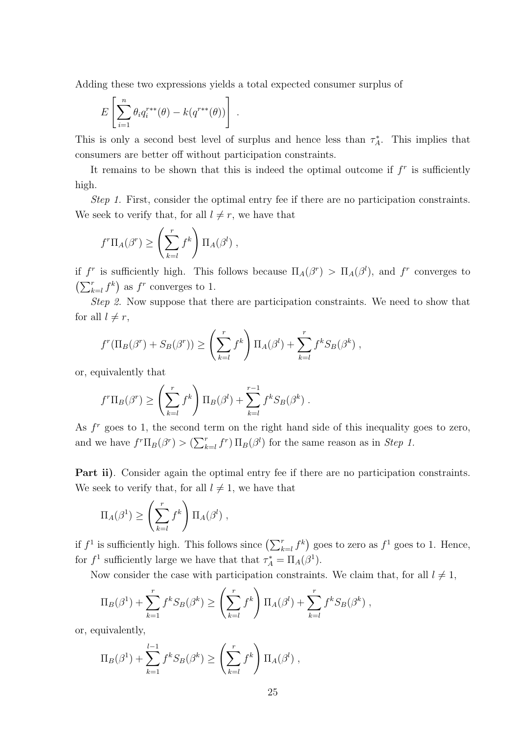Adding these two expressions yields a total expected consumer surplus of

$$E\left[\sum_{i=1}^{n} \theta_i q_i^{r**}(\theta) - k(q^{r**}(\theta))\right] .$$

This is only a second best level of surplus and hence less than $\tau_A^*$. This implies that consumers are better off without participation constraints.

It remains to be shown that this is indeed the optimal outcome if $f^r$ is sufficiently high.

*Step 1.* First, consider the optimal entry fee if there are no participation constraints. We seek to verify that, for all $l \neq r$, we have that

$$f^r \Pi_A(\beta^r) \geq \left(\sum_{k=l}^{r} f^k\right) \Pi_A(\beta^l) ,$$

if $f^r$ is sufficiently high. This follows because $\Pi_A(\beta^r) > \Pi_A(\beta^l)$, and $f^r$ converges to $\left(\sum_{k=l}^{r} f^k\right)$ as $f^r$ converges to 1.

*Step 2.* Now suppose that there are participation constraints. We need to show that for all $l \neq r$,

$$f^r(\Pi_B(\beta^r) + S_B(\beta^r)) \geq \left(\sum_{k=l}^{r} f^k\right) \Pi_A(\beta^l) + \sum_{k=l}^{r} f^k S_B(\beta^k) ,$$

or, equivalently that

$$f^r \Pi_B(\beta^r) \geq \left(\sum_{k=l}^{r} f^k\right) \Pi_B(\beta^l) + \sum_{k=l}^{r-1} f^k S_B(\beta^k) .$$

As $f^r$ goes to 1, the second term on the right hand side of this inequality goes to zero, and we have $f^r \Pi_B(\beta^r) > \left(\sum_{k=l}^{r} f^r\right) \Pi_B(\beta^l)$ for the same reason as in *Step 1.*

**Part ii)**. Consider again the optimal entry fee if there are no participation constraints. We seek to verify that, for all $l \neq 1$, we have that

$$\Pi_A(\beta^1) \geq \left(\sum_{k=l}^{r} f^k\right) \Pi_A(\beta^l) ,$$

if $f^1$ is sufficiently high. This follows since $\left(\sum_{k=l}^{r} f^k\right)$ goes to zero as $f^1$ goes to 1. Hence, for $f^1$ sufficiently large we have that that $\tau_A^* = \Pi_A(\beta^1)$.

Now consider the case with participation constraints. We claim that, for all $l \neq 1$,

$$\Pi_B(\beta^1) + \sum_{k=1}^{r} f^k S_B(\beta^k) \geq \left(\sum_{k=l}^{r} f^k\right) \Pi_A(\beta^l) + \sum_{k=l}^{r} f^k S_B(\beta^k) ,$$

or, equivalently,

$$\Pi_B(\beta^1) + \sum_{k=1}^{l-1} f^k S_B(\beta^k) \geq \left(\sum_{k=l}^{r} f^k\right) \Pi_A(\beta^l) ,$$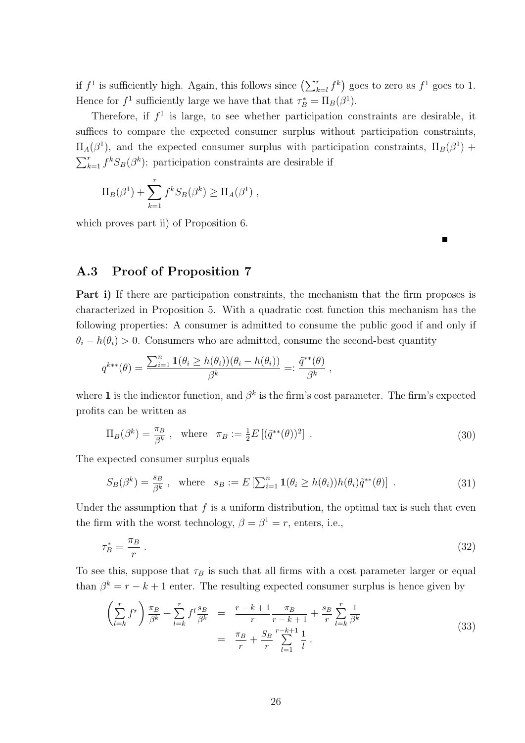if $f^1$ is sufficiently high. Again, this follows since $\left(\sum_{k=l}^{r} f^k\right)$ goes to zero as $f^1$ goes to 1. Hence for $f^1$ sufficiently large we have that that $\tau_B^* = \Pi_B(\beta^1)$.

Therefore, if $f^1$ is large, to see whether participation constraints are desirable, it suffices to compare the expected consumer surplus without participation constraints, $\Pi_A(\beta^1)$, and the expected consumer surplus with participation constraints, $\Pi_B(\beta^1) + \sum_{k=1}^{r} f^k S_B(\beta^k)$: participation constraints are desirable if

$$\Pi_B(\beta^1) + \sum_{k=1}^{r} f^k S_B(\beta^k) \geq \Pi_A(\beta^1) ,$$

which proves part ii) of Proposition 6.

∎

## A.3 Proof of Proposition 7

**Part i)** If there are participation constraints, the mechanism that the firm proposes is characterized in Proposition 5. With a quadratic cost function this mechanism has the following properties: A consumer is admitted to consume the public good if and only if $\theta_i - h(\theta_i) > 0$. Consumers who are admitted, consume the second-best quantity

$$q^{k**}(\theta) = \frac{\sum_{i=1}^{n} \mathbf{1}(\theta_i \geq h(\theta_i))(\theta_i - h(\theta_i))}{\beta^k} =: \frac{\tilde{q}^{**}(\theta)}{\beta^k} ,$$

where $\mathbf{1}$ is the indicator function, and $\beta^k$ is the firm's cost parameter. The firm's expected profits can be written as

$$\Pi_B(\beta^k) = \frac{\pi_B}{\beta^k} , \quad \text{where} \quad \pi_B := \tfrac{1}{2} E\left[(\tilde{q}^{**}(\theta))^2\right] . \tag{30}$$

The expected consumer surplus equals

$$S_B(\beta^k) = \frac{s_B}{\beta^k} , \quad \text{where} \quad s_B := E\left[\sum_{i=1}^{n} \mathbf{1}(\theta_i \geq h(\theta_i)) h(\theta_i) \tilde{q}^{**}(\theta)\right] . \tag{31}$$

Under the assumption that $f$ is a uniform distribution, the optimal tax is such that even the firm with the worst technology, $\beta = \beta^1 = r$, enters, i.e.,

$$\tau_B^* = \frac{\pi_B}{r} . \tag{32}$$

To see this, suppose that $\tau_B$ is such that all firms with a cost parameter larger or equal than $\beta^k = r - k + 1$ enter. The resulting expected consumer surplus is hence given by

$$\begin{aligned}
\left(\sum_{l=k}^{r} f^r\right) \frac{\pi_B}{\beta^k} + \sum_{l=k}^{r} f^l \frac{s_B}{\beta^k} &= \frac{r-k+1}{r} \frac{\pi_B}{r-k+1} + \frac{s_B}{r} \sum_{l=k}^{r} \frac{1}{\beta^k} \\
&= \frac{\pi_B}{r} + \frac{S_B}{r} \sum_{l=1}^{r-k+1} \frac{1}{l} .
\end{aligned} \tag{33}$$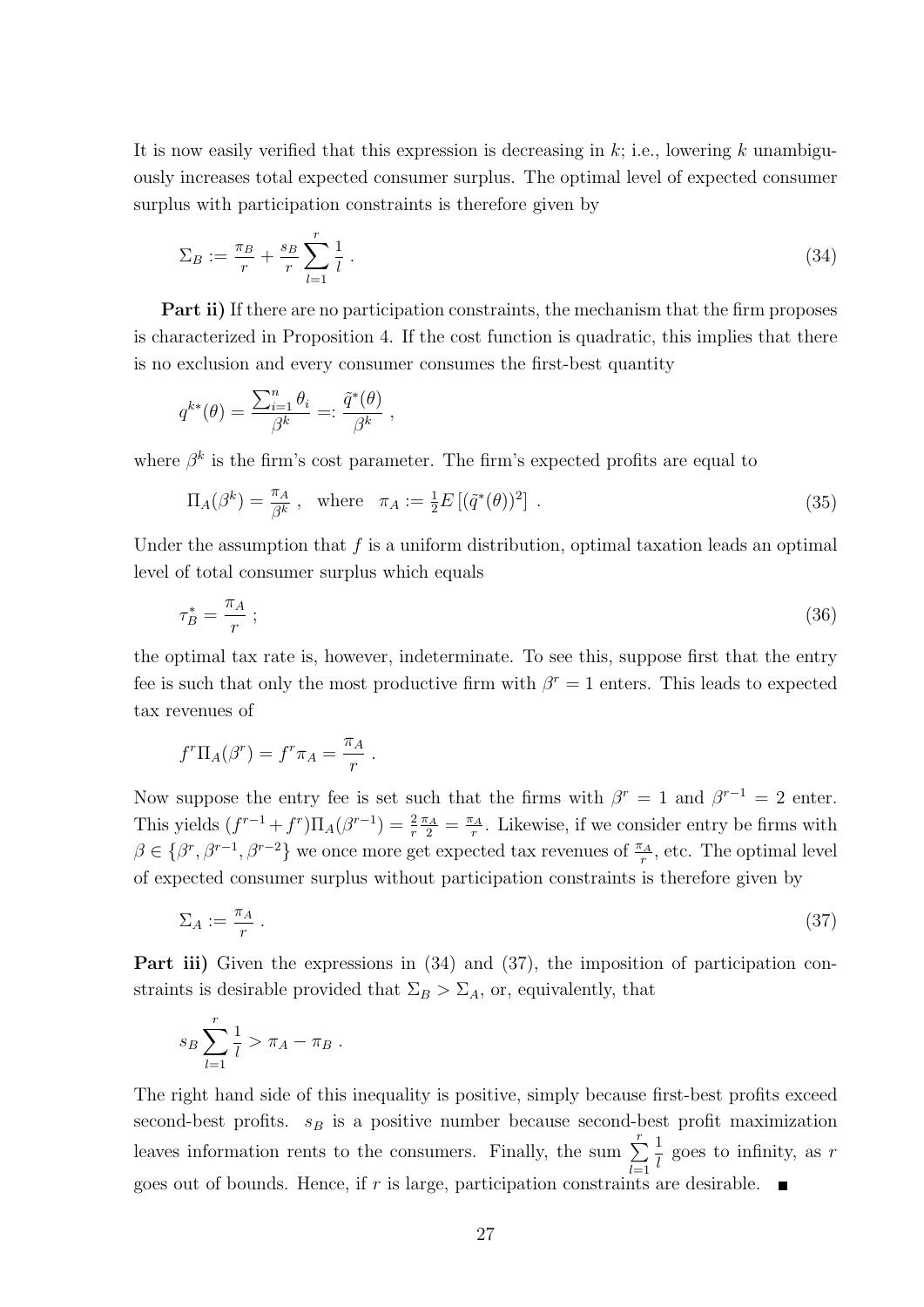It is now easily verified that this expression is decreasing in $k$; i.e., lowering $k$ unambiguously increases total expected consumer surplus. The optimal level of expected consumer surplus with participation constraints is therefore given by

$$\Sigma_B := \frac{\pi_B}{r} + \frac{s_B}{r} \sum_{l=1}^{r} \frac{1}{l} \ . \tag{34}$$

**Part ii)** If there are no participation constraints, the mechanism that the firm proposes is characterized in Proposition 4. If the cost function is quadratic, this implies that there is no exclusion and every consumer consumes the first-best quantity

$$q^{k*}(\theta) = \frac{\sum_{i=1}^{n} \theta_i}{\beta^k} =: \frac{\tilde{q}^*(\theta)}{\beta^k} \ ,$$

where $\beta^k$ is the firm's cost parameter. The firm's expected profits are equal to

$$\Pi_A(\beta^k) = \frac{\pi_A}{\beta^k} \ , \quad \text{where} \quad \pi_A := \tfrac{1}{2} E\left[(\tilde{q}^*(\theta))^2\right] \ . \tag{35}$$

Under the assumption that $f$ is a uniform distribution, optimal taxation leads an optimal level of total consumer surplus which equals

$$\tau_B^* = \frac{\pi_A}{r} \ ; \tag{36}$$

the optimal tax rate is, however, indeterminate. To see this, suppose first that the entry fee is such that only the most productive firm with $\beta^r = 1$ enters. This leads to expected tax revenues of

$$f^r \Pi_A(\beta^r) = f^r \pi_A = \frac{\pi_A}{r} \ .$$

Now suppose the entry fee is set such that the firms with $\beta^r = 1$ and $\beta^{r-1} = 2$ enter. This yields $(f^{r-1} + f^r)\Pi_A(\beta^{r-1}) = \frac{2}{r}\frac{\pi_A}{2} = \frac{\pi_A}{r}$. Likewise, if we consider entry be firms with $\beta \in \{\beta^r, \beta^{r-1}, \beta^{r-2}\}$ we once more get expected tax revenues of $\frac{\pi_A}{r}$, etc. The optimal level of expected consumer surplus without participation constraints is therefore given by

$$\Sigma_A := \frac{\pi_A}{r} \ . \tag{37}$$

**Part iii)** Given the expressions in (34) and (37), the imposition of participation constraints is desirable provided that $\Sigma_B > \Sigma_A$, or, equivalently, that

$$s_B \sum_{l=1}^{r} \frac{1}{l} > \pi_A - \pi_B \ .$$

The right hand side of this inequality is positive, simply because first-best profits exceed second-best profits. $s_B$ is a positive number because second-best profit maximization leaves information rents to the consumers. Finally, the sum $\sum_{l=1}^{r} \frac{1}{l}$ goes to infinity, as $r$ goes out of bounds. Hence, if $r$ is large, participation constraints are desirable. ■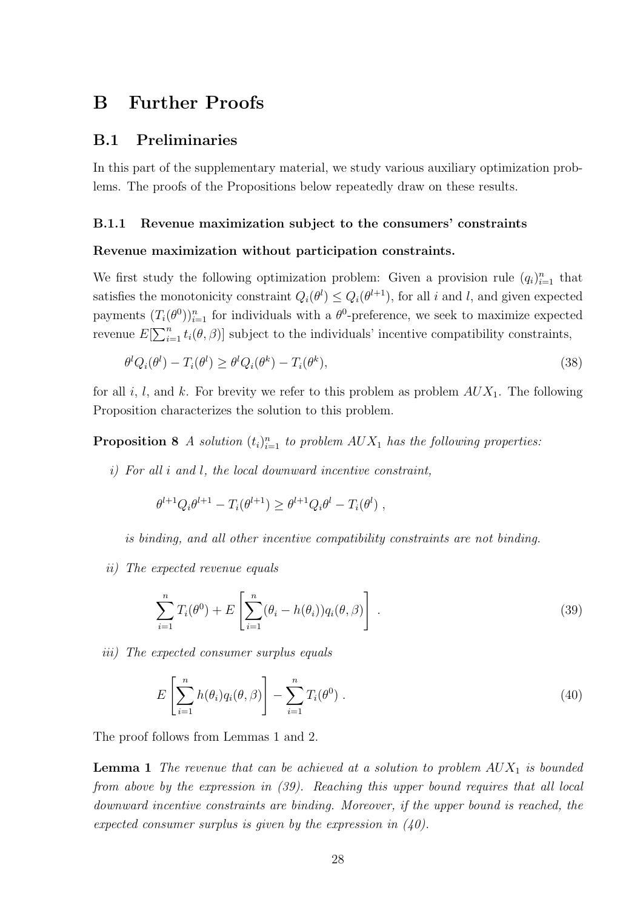# B Further Proofs

## B.1 Preliminaries

In this part of the supplementary material, we study various auxiliary optimization problems. The proofs of the Propositions below repeatedly draw on these results.

### B.1.1 Revenue maximization subject to the consumers' constraints

**Revenue maximization without participation constraints.**

We first study the following optimization problem: Given a provision rule $(q_i)_{i=1}^n$ that satisfies the monotonicity constraint $Q_i(\theta^l) \leq Q_i(\theta^{l+1})$, for all $i$ and $l$, and given expected payments $(T_i(\theta^0))_{i=1}^n$ for individuals with a $\theta^0$-preference, we seek to maximize expected revenue $E[\sum_{i=1}^n t_i(\theta, \beta)]$ subject to the individuals' incentive compatibility constraints,

$$\theta^l Q_i(\theta^l) - T_i(\theta^l) \geq \theta^l Q_i(\theta^k) - T_i(\theta^k), \tag{38}$$

for all $i$, $l$, and $k$. For brevity we refer to this problem as problem $AUX_1$. The following Proposition characterizes the solution to this problem.

**Proposition 8** *A solution $(t_i)_{i=1}^n$ to problem $AUX_1$ has the following properties:*

*i) For all $i$ and $l$, the local downward incentive constraint,*

$$\theta^{l+1} Q_i \theta^{l+1} - T_i(\theta^{l+1}) \geq \theta^{l+1} Q_i \theta^l - T_i(\theta^l) \ ,$$

*is binding, and all other incentive compatibility constraints are not binding.*

*ii) The expected revenue equals*

$$\sum_{i=1}^n T_i(\theta^0) + E\left[\sum_{i=1}^n (\theta_i - h(\theta_i)) q_i(\theta, \beta)\right] \ . \tag{39}$$

*iii) The expected consumer surplus equals*

$$E\left[\sum_{i=1}^n h(\theta_i) q_i(\theta, \beta)\right] - \sum_{i=1}^n T_i(\theta^0) \ . \tag{40}$$

The proof follows from Lemmas 1 and 2.

**Lemma 1** *The revenue that can be achieved at a solution to problem $AUX_1$ is bounded from above by the expression in (39). Reaching this upper bound requires that all local downward incentive constraints are binding. Moreover, if the upper bound is reached, the expected consumer surplus is given by the expression in (40).*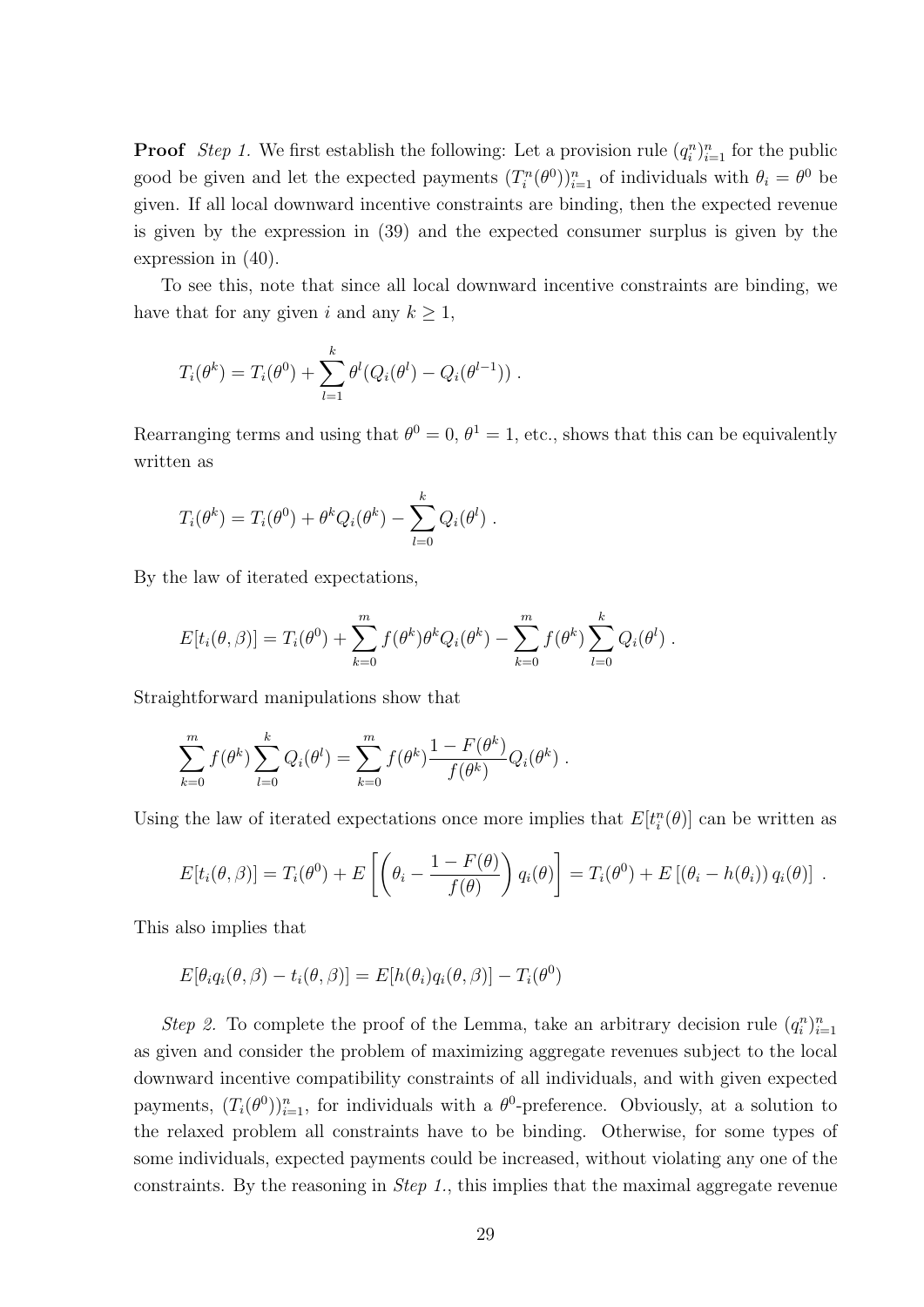**Proof** *Step 1.* We first establish the following: Let a provision rule $(q_i^n)_{i=1}^n$ for the public good be given and let the expected payments $(T_i^n(\theta^0))_{i=1}^n$ of individuals with $\theta_i = \theta^0$ be given. If all local downward incentive constraints are binding, then the expected revenue is given by the expression in (39) and the expected consumer surplus is given by the expression in (40).

To see this, note that since all local downward incentive constraints are binding, we have that for any given $i$ and any $k \geq 1$,

$$T_i(\theta^k) = T_i(\theta^0) + \sum_{l=1}^{k} \theta^l (Q_i(\theta^l) - Q_i(\theta^{l-1})) \, .$$

Rearranging terms and using that $\theta^0 = 0$, $\theta^1 = 1$, etc., shows that this can be equivalently written as

$$T_i(\theta^k) = T_i(\theta^0) + \theta^k Q_i(\theta^k) - \sum_{l=0}^{k} Q_i(\theta^l) \, .$$

By the law of iterated expectations,

$$E[t_i(\theta, \beta)] = T_i(\theta^0) + \sum_{k=0}^{m} f(\theta^k)\theta^k Q_i(\theta^k) - \sum_{k=0}^{m} f(\theta^k) \sum_{l=0}^{k} Q_i(\theta^l) \, .$$

Straightforward manipulations show that

$$\sum_{k=0}^{m} f(\theta^k) \sum_{l=0}^{k} Q_i(\theta^l) = \sum_{k=0}^{m} f(\theta^k) \frac{1 - F(\theta^k)}{f(\theta^k)} Q_i(\theta^k) \, .$$

Using the law of iterated expectations once more implies that $E[t_i^n(\theta)]$ can be written as

$$E[t_i(\theta, \beta)] = T_i(\theta^0) + E\left[ \left( \theta_i - \frac{1 - F(\theta)}{f(\theta)} \right) q_i(\theta) \right] = T_i(\theta^0) + E\left[ \left( \theta_i - h(\theta_i) \right) q_i(\theta) \right] \, .$$

This also implies that

$$E[\theta_i q_i(\theta, \beta) - t_i(\theta, \beta)] = E[h(\theta_i) q_i(\theta, \beta)] - T_i(\theta^0)$$

*Step 2.* To complete the proof of the Lemma, take an arbitrary decision rule $(q_i^n)_{i=1}^n$ as given and consider the problem of maximizing aggregate revenues subject to the local downward incentive compatibility constraints of all individuals, and with given expected payments, $(T_i(\theta^0))_{i=1}^n$, for individuals with a $\theta^0$-preference. Obviously, at a solution to the relaxed problem all constraints have to be binding. Otherwise, for some types of some individuals, expected payments could be increased, without violating any one of the constraints. By the reasoning in *Step 1.*, this implies that the maximal aggregate revenue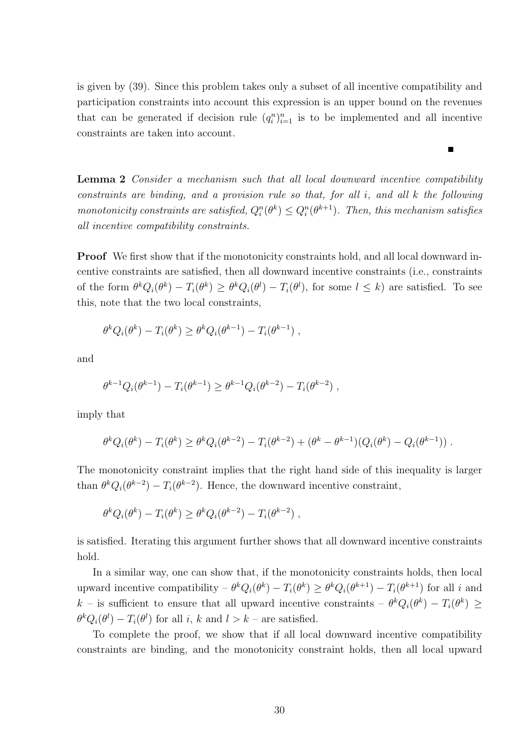is given by (39). Since this problem takes only a subset of all incentive compatibility and participation constraints into account this expression is an upper bound on the revenues that can be generated if decision rule $(q_i^n)_{i=1}^n$ is to be implemented and all incentive constraints are taken into account.

∎

**Lemma 2** *Consider a mechanism such that all local downward incentive compatibility constraints are binding, and a provision rule so that, for all $i$, and all $k$ the following monotonicity constraints are satisfied, $Q_i^n(\theta^k) \leq Q_i^n(\theta^{k+1})$. Then, this mechanism satisfies all incentive compatibility constraints.*

**Proof** We first show that if the monotonicity constraints hold, and all local downward incentive constraints are satisfied, then all downward incentive constraints (i.e., constraints of the form $\theta^k Q_i(\theta^k) - T_i(\theta^k) \geq \theta^k Q_i(\theta^l) - T_i(\theta^l)$, for some $l \leq k$) are satisfied. To see this, note that the two local constraints,

$$\theta^k Q_i(\theta^k) - T_i(\theta^k) \geq \theta^k Q_i(\theta^{k-1}) - T_i(\theta^{k-1}) \, ,$$

and

$$\theta^{k-1} Q_i(\theta^{k-1}) - T_i(\theta^{k-1}) \geq \theta^{k-1} Q_i(\theta^{k-2}) - T_i(\theta^{k-2}) \, ,$$

imply that

$$\theta^k Q_i(\theta^k) - T_i(\theta^k) \geq \theta^k Q_i(\theta^{k-2}) - T_i(\theta^{k-2}) + (\theta^k - \theta^{k-1})(Q_i(\theta^k) - Q_i(\theta^{k-1})) \, .$$

The monotonicity constraint implies that the right hand side of this inequality is larger than $\theta^k Q_i(\theta^{k-2}) - T_i(\theta^{k-2})$. Hence, the downward incentive constraint,

$$\theta^k Q_i(\theta^k) - T_i(\theta^k) \geq \theta^k Q_i(\theta^{k-2}) - T_i(\theta^{k-2}) \, ,$$

is satisfied. Iterating this argument further shows that all downward incentive constraints hold.

In a similar way, one can show that, if the monotonicity constraints holds, then local upward incentive compatibility – $\theta^k Q_i(\theta^k) - T_i(\theta^k) \geq \theta^k Q_i(\theta^{k+1}) - T_i(\theta^{k+1})$ for all $i$ and $k$ – is sufficient to ensure that all upward incentive constraints – $\theta^k Q_i(\theta^k) - T_i(\theta^k) \geq \theta^k Q_i(\theta^l) - T_i(\theta^l)$ for all $i$, $k$ and $l > k$ – are satisfied.

To complete the proof, we show that if all local downward incentive compatibility constraints are binding, and the monotonicity constraint holds, then all local upward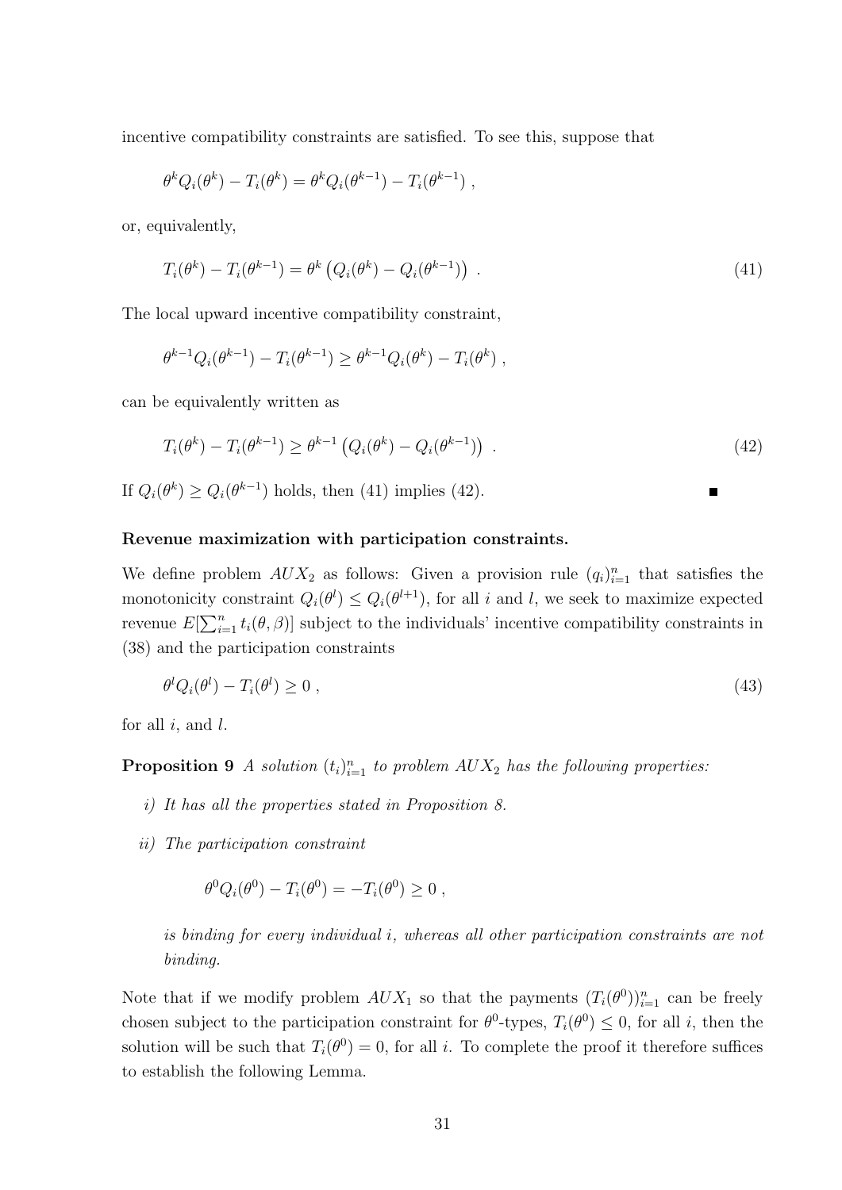incentive compatibility constraints are satisfied. To see this, suppose that

$$\theta^k Q_i(\theta^k) - T_i(\theta^k) = \theta^k Q_i(\theta^{k-1}) - T_i(\theta^{k-1}) ,$$

or, equivalently,

$$T_i(\theta^k) - T_i(\theta^{k-1}) = \theta^k \left(Q_i(\theta^k) - Q_i(\theta^{k-1})\right) . \tag{41}$$

The local upward incentive compatibility constraint,

$$\theta^{k-1} Q_i(\theta^{k-1}) - T_i(\theta^{k-1}) \geq \theta^{k-1} Q_i(\theta^k) - T_i(\theta^k) ,$$

can be equivalently written as

$$T_i(\theta^k) - T_i(\theta^{k-1}) \geq \theta^{k-1} \left(Q_i(\theta^k) - Q_i(\theta^{k-1})\right) . \tag{42}$$

If $Q_i(\theta^k) \geq Q_i(\theta^{k-1})$ holds, then (41) implies (42). ∎

**Revenue maximization with participation constraints.**

We define problem $AUX_2$ as follows: Given a provision rule $(q_i)_{i=1}^n$ that satisfies the monotonicity constraint $Q_i(\theta^l) \leq Q_i(\theta^{l+1})$, for all $i$ and $l$, we seek to maximize expected revenue $E[\sum_{i=1}^n t_i(\theta, \beta)]$ subject to the individuals' incentive compatibility constraints in (38) and the participation constraints

$$\theta^l Q_i(\theta^l) - T_i(\theta^l) \geq 0 , \tag{43}$$

for all $i$, and $l$.

**Proposition 9** *A solution $(t_i)_{i=1}^n$ to problem $AUX_2$ has the following properties:*

*i) It has all the properties stated in Proposition 8.*

*ii) The participation constraint*

$$\theta^0 Q_i(\theta^0) - T_i(\theta^0) = -T_i(\theta^0) \geq 0 ,$$

*is binding for every individual $i$, whereas all other participation constraints are not binding.*

Note that if we modify problem $AUX_1$ so that the payments $(T_i(\theta^0))_{i=1}^n$ can be freely chosen subject to the participation constraint for $\theta^0$-types, $T_i(\theta^0) \leq 0$, for all $i$, then the solution will be such that $T_i(\theta^0) = 0$, for all $i$. To complete the proof it therefore suffices to establish the following Lemma.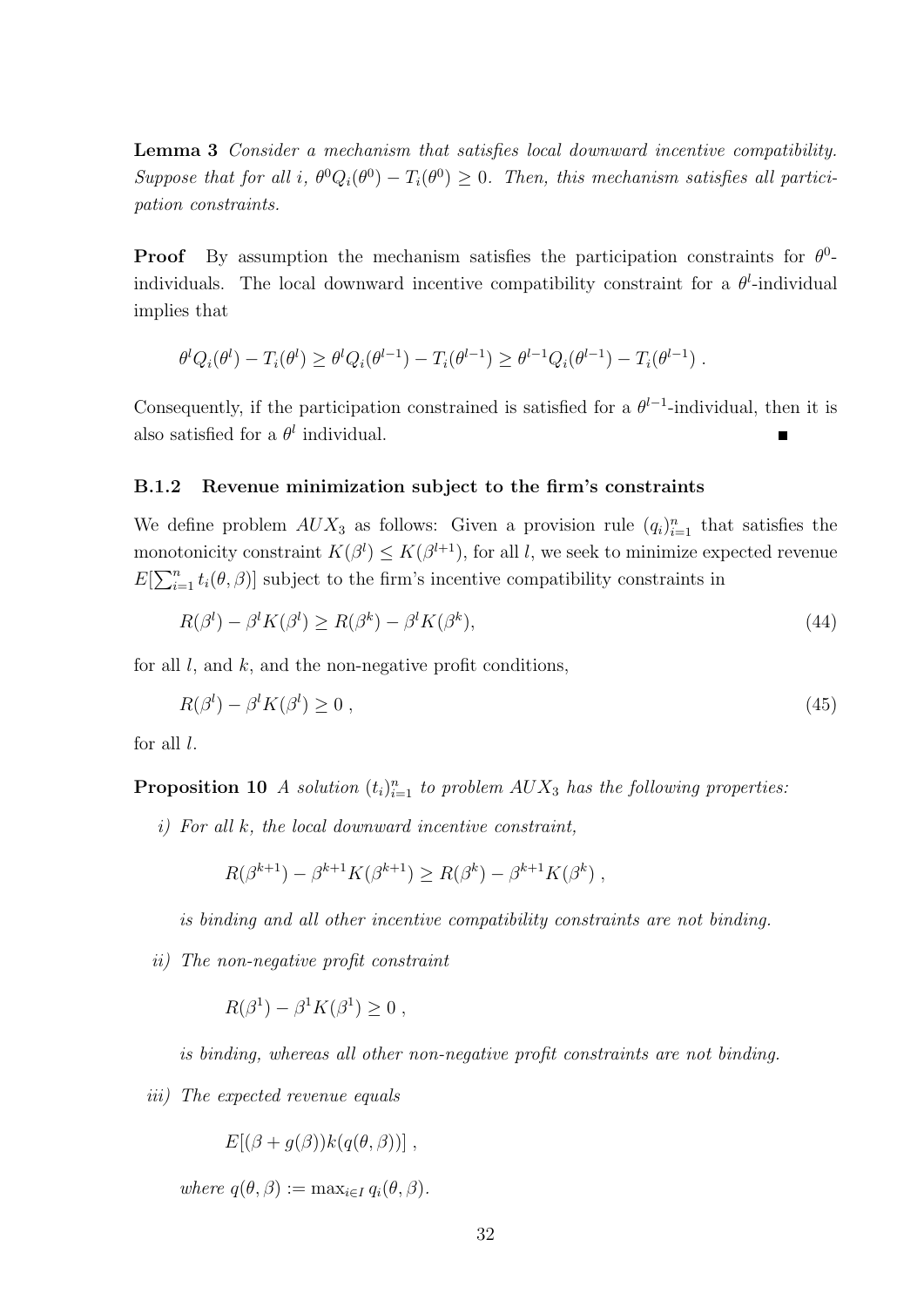**Lemma 3** *Consider a mechanism that satisfies local downward incentive compatibility. Suppose that for all $i$, $\theta^0 Q_i(\theta^0) - T_i(\theta^0) \geq 0$. Then, this mechanism satisfies all participation constraints.*

**Proof** By assumption the mechanism satisfies the participation constraints for $\theta^0$-individuals. The local downward incentive compatibility constraint for a $\theta^l$-individual implies that

$$\theta^l Q_i(\theta^l) - T_i(\theta^l) \geq \theta^l Q_i(\theta^{l-1}) - T_i(\theta^{l-1}) \geq \theta^{l-1} Q_i(\theta^{l-1}) - T_i(\theta^{l-1}) .$$

Consequently, if the participation constrained is satisfied for a $\theta^{l-1}$-individual, then it is also satisfied for a $\theta^l$ individual. ■

### B.1.2 Revenue minimization subject to the firm's constraints

We define problem $AUX_3$ as follows: Given a provision rule $(q_i)_{i=1}^n$ that satisfies the monotonicity constraint $K(\beta^l) \leq K(\beta^{l+1})$, for all $l$, we seek to minimize expected revenue $E[\sum_{i=1}^n t_i(\theta, \beta)]$ subject to the firm's incentive compatibility constraints in

$$R(\beta^l) - \beta^l K(\beta^l) \geq R(\beta^k) - \beta^l K(\beta^k), \tag{44}$$

for all $l$, and $k$, and the non-negative profit conditions,

$$R(\beta^l) - \beta^l K(\beta^l) \geq 0 \, , \tag{45}$$

for all $l$.

**Proposition 10** *A solution $(t_i)_{i=1}^n$ to problem $AUX_3$ has the following properties:*

*i) For all $k$, the local downward incentive constraint,*

$$R(\beta^{k+1}) - \beta^{k+1} K(\beta^{k+1}) \geq R(\beta^k) - \beta^{k+1} K(\beta^k) \, ,$$

*is binding and all other incentive compatibility constraints are not binding.*

*ii) The non-negative profit constraint*

$$R(\beta^1) - \beta^1 K(\beta^1) \geq 0 \, ,$$

*is binding, whereas all other non-negative profit constraints are not binding.*

*iii) The expected revenue equals*

$$E[(\beta + g(\beta)) k(q(\theta, \beta))] \, ,$$

*where $q(\theta, \beta) := \max_{i \in I} q_i(\theta, \beta)$.*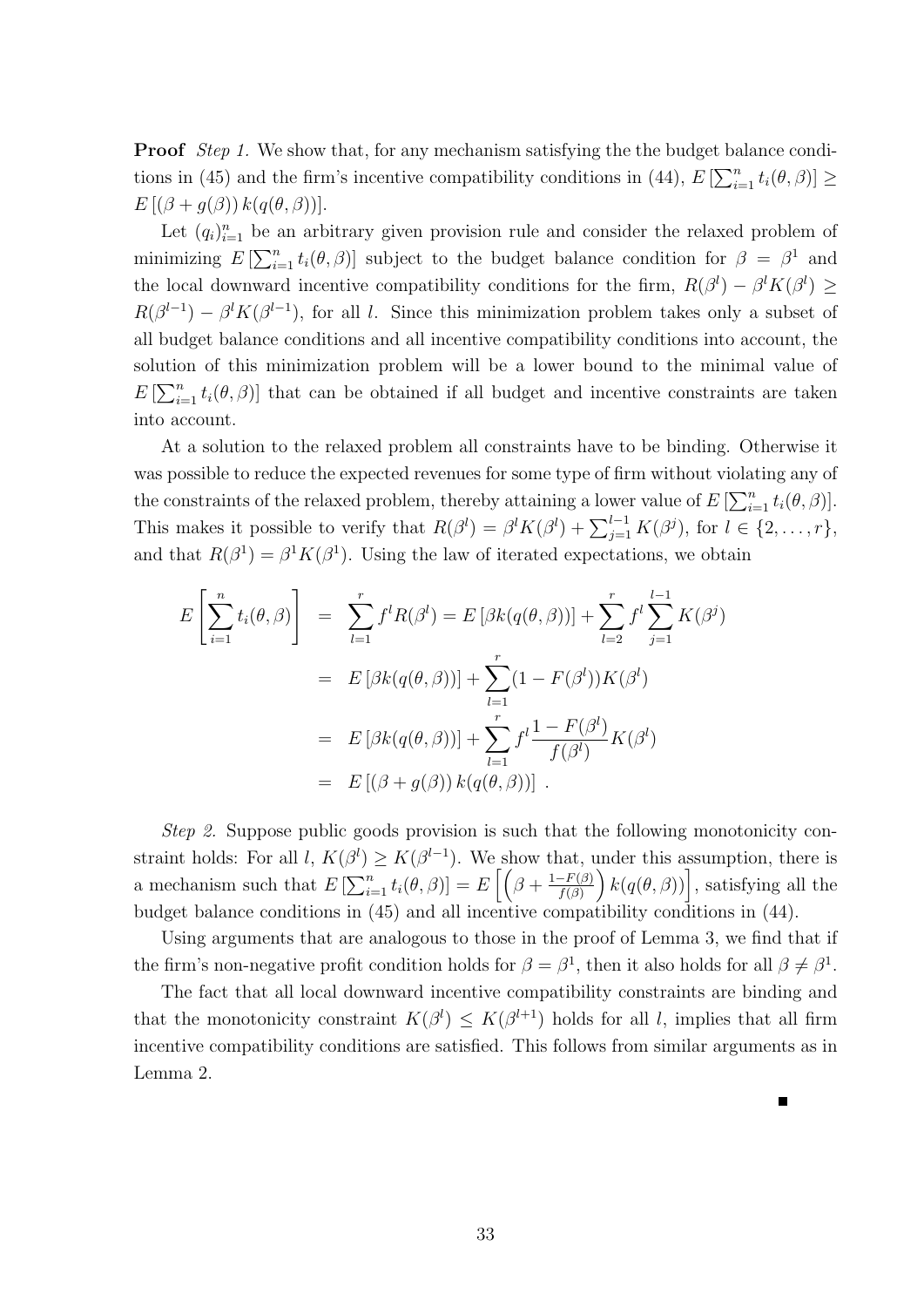**Proof** *Step 1.* We show that, for any mechanism satisfying the the budget balance conditions in (45) and the firm's incentive compatibility conditions in (44), $E\left[\sum_{i=1}^n t_i(\theta,\beta)\right] \geq E\left[(\beta + g(\beta))\, k(q(\theta,\beta))\right]$.

Let $(q_i)_{i=1}^n$ be an arbitrary given provision rule and consider the relaxed problem of minimizing $E\left[\sum_{i=1}^n t_i(\theta,\beta)\right]$ subject to the budget balance condition for $\beta = \beta^1$ and the local downward incentive compatibility conditions for the firm, $R(\beta^l) - \beta^l K(\beta^l) \geq R(\beta^{l-1}) - \beta^l K(\beta^{l-1})$, for all $l$. Since this minimization problem takes only a subset of all budget balance conditions and all incentive compatibility conditions into account, the solution of this minimization problem will be a lower bound to the minimal value of $E\left[\sum_{i=1}^n t_i(\theta,\beta)\right]$ that can be obtained if all budget and incentive constraints are taken into account.

At a solution to the relaxed problem all constraints have to be binding. Otherwise it was possible to reduce the expected revenues for some type of firm without violating any of the constraints of the relaxed problem, thereby attaining a lower value of $E\left[\sum_{i=1}^n t_i(\theta,\beta)\right]$. This makes it possible to verify that $R(\beta^l) = \beta^l K(\beta^l) + \sum_{j=1}^{l-1} K(\beta^j)$, for $l \in \{2,\ldots,r\}$, and that $R(\beta^1) = \beta^1 K(\beta^1)$. Using the law of iterated expectations, we obtain

$$
\begin{aligned}
E\left[\sum_{i=1}^n t_i(\theta,\beta)\right] &= \sum_{l=1}^r f^l R(\beta^l) = E\left[\beta k(q(\theta,\beta))\right] + \sum_{l=2}^r f^l \sum_{j=1}^{l-1} K(\beta^j) \\
&= E\left[\beta k(q(\theta,\beta))\right] + \sum_{l=1}^r (1 - F(\beta^l)) K(\beta^l) \\
&= E\left[\beta k(q(\theta,\beta))\right] + \sum_{l=1}^r f^l \frac{1 - F(\beta^l)}{f(\beta^l)} K(\beta^l) \\
&= E\left[(\beta + g(\beta))\, k(q(\theta,\beta))\right] \ .
\end{aligned}
$$

*Step 2.* Suppose public goods provision is such that the following monotonicity constraint holds: For all $l$, $K(\beta^l) \geq K(\beta^{l-1})$. We show that, under this assumption, there is a mechanism such that $E\left[\sum_{i=1}^n t_i(\theta,\beta)\right] = E\left[\left(\beta + \frac{1-F(\beta)}{f(\beta)}\right) k(q(\theta,\beta))\right]$, satisfying all the budget balance conditions in (45) and all incentive compatibility conditions in (44).

Using arguments that are analogous to those in the proof of Lemma 3, we find that if the firm's non-negative profit condition holds for $\beta = \beta^1$, then it also holds for all $\beta \neq \beta^1$.

The fact that all local downward incentive compatibility constraints are binding and that the monotonicity constraint $K(\beta^l) \leq K(\beta^{l+1})$ holds for all $l$, implies that all firm incentive compatibility conditions are satisfied. This follows from similar arguments as in Lemma 2.

■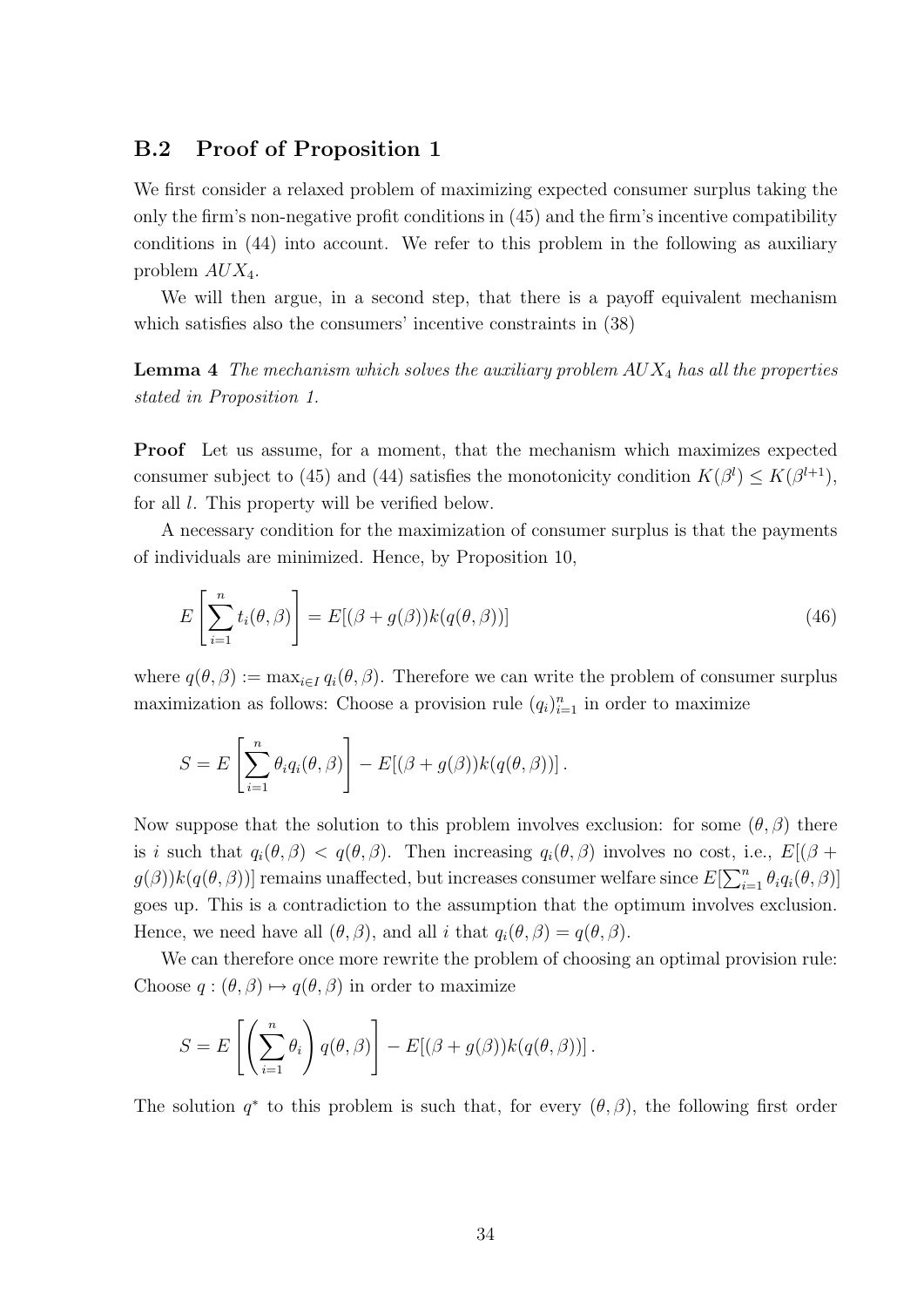## B.2 Proof of Proposition 1

We first consider a relaxed problem of maximizing expected consumer surplus taking the only the firm's non-negative profit conditions in (45) and the firm's incentive compatibility conditions in (44) into account. We refer to this problem in the following as auxiliary problem $AUX_4$.

We will then argue, in a second step, that there is a payoff equivalent mechanism which satisfies also the consumers' incentive constraints in (38)

**Lemma 4** *The mechanism which solves the auxiliary problem $AUX_4$ has all the properties stated in Proposition 1.*

**Proof** Let us assume, for a moment, that the mechanism which maximizes expected consumer subject to (45) and (44) satisfies the monotonicity condition $K(\beta^l) \leq K(\beta^{l+1})$, for all $l$. This property will be verified below.

A necessary condition for the maximization of consumer surplus is that the payments of individuals are minimized. Hence, by Proposition 10,

$$E\left[\sum_{i=1}^{n} t_i(\theta, \beta)\right] = E[(\beta + g(\beta))k(q(\theta, \beta))] \tag{46}$$

where $q(\theta, \beta) := \max_{i \in I} q_i(\theta, \beta)$. Therefore we can write the problem of consumer surplus maximization as follows: Choose a provision rule $(q_i)_{i=1}^n$ in order to maximize

$$S = E\left[\sum_{i=1}^{n} \theta_i q_i(\theta, \beta)\right] - E[(\beta + g(\beta))k(q(\theta, \beta))].$$

Now suppose that the solution to this problem involves exclusion: for some $(\theta, \beta)$ there is $i$ such that $q_i(\theta, \beta) < q(\theta, \beta)$. Then increasing $q_i(\theta, \beta)$ involves no cost, i.e., $E[(\beta + g(\beta))k(q(\theta, \beta))]$ remains unaffected, but increases consumer welfare since $E[\sum_{i=1}^{n} \theta_i q_i(\theta, \beta)]$ goes up. This is a contradiction to the assumption that the optimum involves exclusion. Hence, we need have all $(\theta, \beta)$, and all $i$ that $q_i(\theta, \beta) = q(\theta, \beta)$.

We can therefore once more rewrite the problem of choosing an optimal provision rule: Choose $q : (\theta, \beta) \mapsto q(\theta, \beta)$ in order to maximize

$$S = E\left[\left(\sum_{i=1}^{n} \theta_i\right) q(\theta, \beta)\right] - E[(\beta + g(\beta))k(q(\theta, \beta))].$$

The solution $q^*$ to this problem is such that, for every $(\theta, \beta)$, the following first order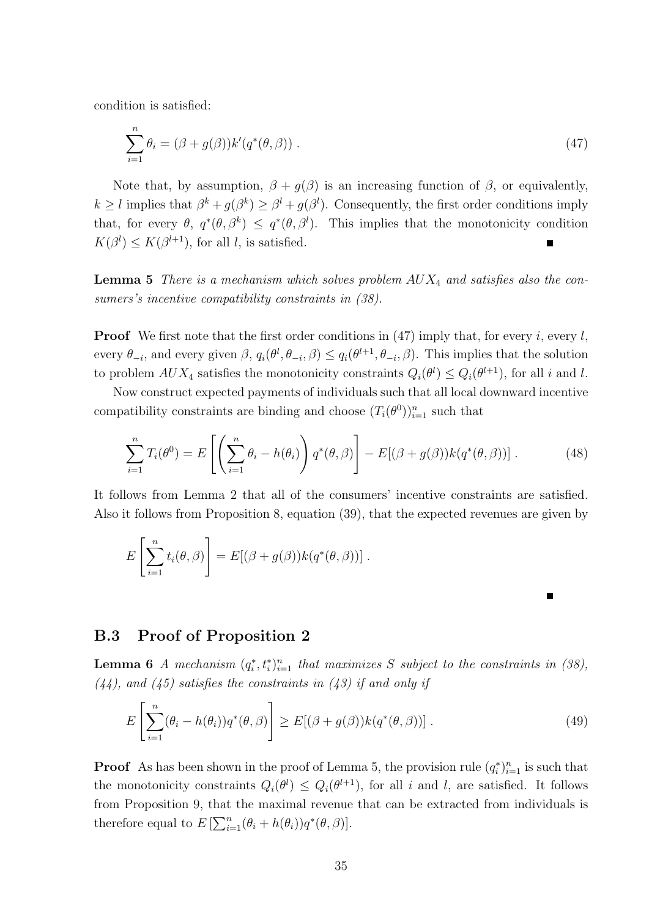condition is satisfied:

$$\sum_{i=1}^{n} \theta_i = (\beta + g(\beta))k'(q^*(\theta, \beta)) \,. \tag{47}$$

Note that, by assumption, $\beta + g(\beta)$ is an increasing function of $\beta$, or equivalently, $k \geq l$ implies that $\beta^k + g(\beta^k) \geq \beta^l + g(\beta^l)$. Consequently, the first order conditions imply that, for every $\theta$, $q^*(\theta, \beta^k) \leq q^*(\theta, \beta^l)$. This implies that the monotonicity condition $K(\beta^l) \leq K(\beta^{l+1})$, for all $l$, is satisfied. ∎

**Lemma 5** *There is a mechanism which solves problem $AUX_4$ and satisfies also the consumers's incentive compatibility constraints in (38).*

**Proof** We first note that the first order conditions in (47) imply that, for every $i$, every $l$, every $\theta_{-i}$, and every given $\beta$, $q_i(\theta^l, \theta_{-i}, \beta) \leq q_i(\theta^{l+1}, \theta_{-i}, \beta)$. This implies that the solution to problem $AUX_4$ satisfies the monotonicity constraints $Q_i(\theta^l) \leq Q_i(\theta^{l+1})$, for all $i$ and $l$.

Now construct expected payments of individuals such that all local downward incentive compatibility constraints are binding and choose $(T_i(\theta^0))_{i=1}^n$ such that

$$\sum_{i=1}^{n} T_i(\theta^0) = E\left[\left(\sum_{i=1}^{n} \theta_i - h(\theta_i)\right) q^*(\theta, \beta)\right] - E[(\beta + g(\beta))k(q^*(\theta, \beta))] \,. \tag{48}$$

It follows from Lemma 2 that all of the consumers' incentive constraints are satisfied. Also it follows from Proposition 8, equation (39), that the expected revenues are given by

$$E\left[\sum_{i=1}^{n} t_i(\theta, \beta)\right] = E[(\beta + g(\beta))k(q^*(\theta, \beta))] \,.$$

∎

## B.3 Proof of Proposition 2

**Lemma 6** *A mechanism $(q_i^*, t_i^*)_{i=1}^n$ that maximizes $S$ subject to the constraints in (38), (44), and (45) satisfies the constraints in (43) if and only if*

$$E\left[\sum_{i=1}^{n} (\theta_i - h(\theta_i)) q^*(\theta, \beta)\right] \geq E[(\beta + g(\beta))k(q^*(\theta, \beta))] \,. \tag{49}$$

**Proof** As has been shown in the proof of Lemma 5, the provision rule $(q_i^*)_{i=1}^n$ is such that the monotonicity constraints $Q_i(\theta^l) \leq Q_i(\theta^{l+1})$, for all $i$ and $l$, are satisfied. It follows from Proposition 9, that the maximal revenue that can be extracted from individuals is therefore equal to $E\left[\sum_{i=1}^{n} (\theta_i + h(\theta_i)) q^*(\theta, \beta)\right]$.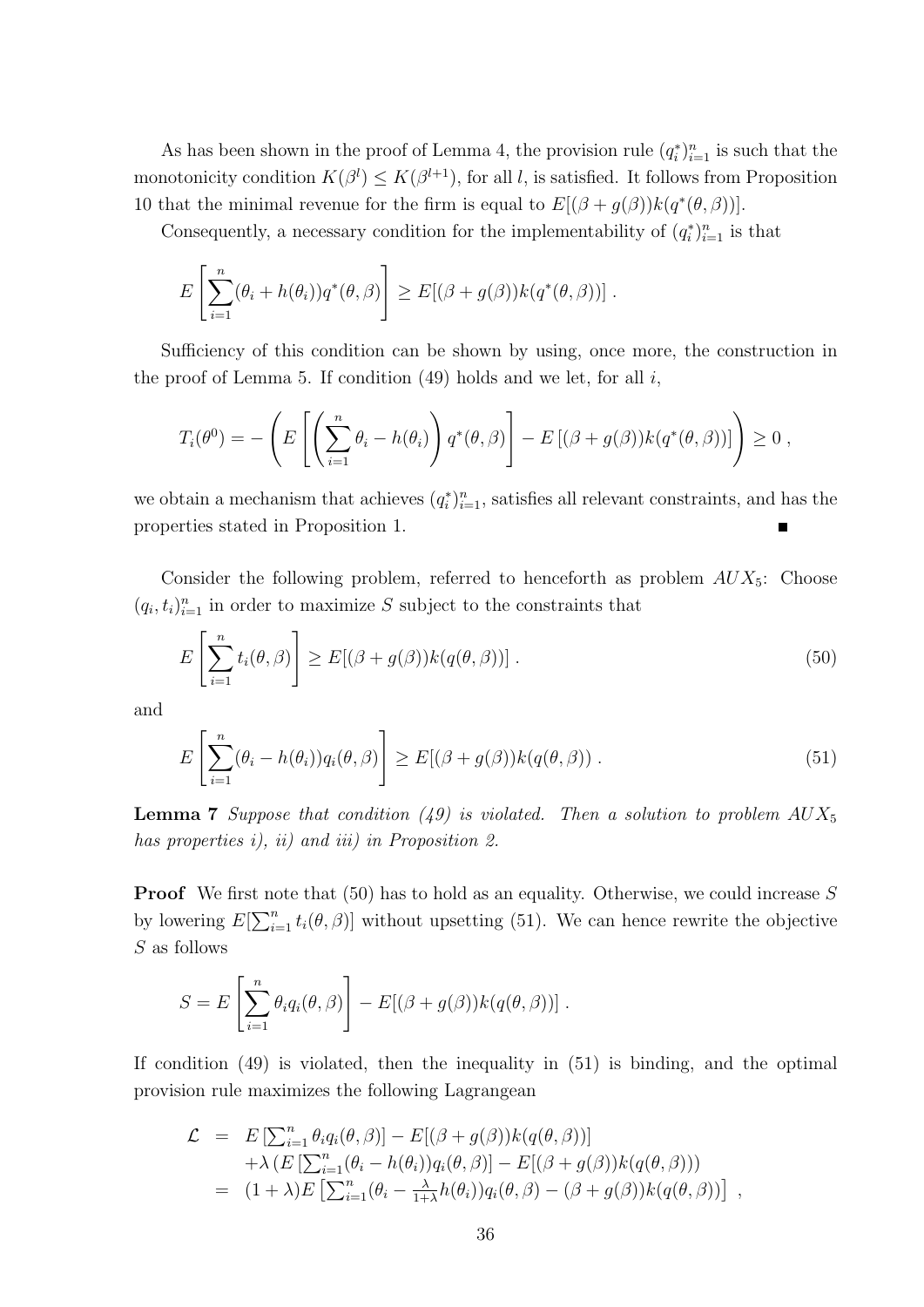As has been shown in the proof of Lemma 4, the provision rule $(q_i^*)_{i=1}^n$ is such that the monotonicity condition $K(\beta^l) \leq K(\beta^{l+1})$, for all $l$, is satisfied. It follows from Proposition 10 that the minimal revenue for the firm is equal to $E[(\beta + g(\beta))k(q^*(\theta, \beta))]$.

Consequently, a necessary condition for the implementability of $(q_i^*)_{i=1}^n$ is that

$$E\left[\sum_{i=1}^n (\theta_i + h(\theta_i))q^*(\theta, \beta)\right] \geq E[(\beta + g(\beta))k(q^*(\theta, \beta))] \, .$$

Sufficiency of this condition can be shown by using, once more, the construction in the proof of Lemma 5. If condition (49) holds and we let, for all $i$,

$$T_i(\theta^0) = -\left(E\left[\left(\sum_{i=1}^n \theta_i - h(\theta_i)\right) q^*(\theta, \beta)\right] - E\left[(\beta + g(\beta))k(q^*(\theta, \beta))\right]\right) \geq 0 \, ,$$

we obtain a mechanism that achieves $(q_i^*)_{i=1}^n$, satisfies all relevant constraints, and has the properties stated in Proposition 1. ■

Consider the following problem, referred to henceforth as problem $AUX_5$: Choose $(q_i, t_i)_{i=1}^n$ in order to maximize $S$ subject to the constraints that

$$E\left[\sum_{i=1}^n t_i(\theta, \beta)\right] \geq E[(\beta + g(\beta))k(q(\theta, \beta))] \, . \tag{50}$$

and

$$E\left[\sum_{i=1}^n (\theta_i - h(\theta_i))q_i(\theta, \beta)\right] \geq E[(\beta + g(\beta))k(q(\theta, \beta)) \, . \tag{51}$$

**Lemma 7** *Suppose that condition (49) is violated. Then a solution to problem $AUX_5$ has properties i), ii) and iii) in Proposition 2.*

**Proof** We first note that (50) has to hold as an equality. Otherwise, we could increase $S$ by lowering $E[\sum_{i=1}^n t_i(\theta, \beta)]$ without upsetting (51). We can hence rewrite the objective $S$ as follows

$$S = E\left[\sum_{i=1}^n \theta_i q_i(\theta, \beta)\right] - E[(\beta + g(\beta))k(q(\theta, \beta))] \, .$$

If condition (49) is violated, then the inequality in (51) is binding, and the optimal provision rule maximizes the following Lagrangean

$$\begin{aligned}
\mathcal{L} &= E\left[\sum_{i=1}^n \theta_i q_i(\theta, \beta)\right] - E[(\beta + g(\beta))k(q(\theta, \beta))] \\
&\quad + \lambda \left(E\left[\sum_{i=1}^n (\theta_i - h(\theta_i))q_i(\theta, \beta)\right] - E[(\beta + g(\beta))k(q(\theta, \beta)))\right) \\
&= (1 + \lambda)E\left[\sum_{i=1}^n (\theta_i - \tfrac{\lambda}{1+\lambda}h(\theta_i))q_i(\theta, \beta) - (\beta + g(\beta))k(q(\theta, \beta))\right] \, ,
\end{aligned}$$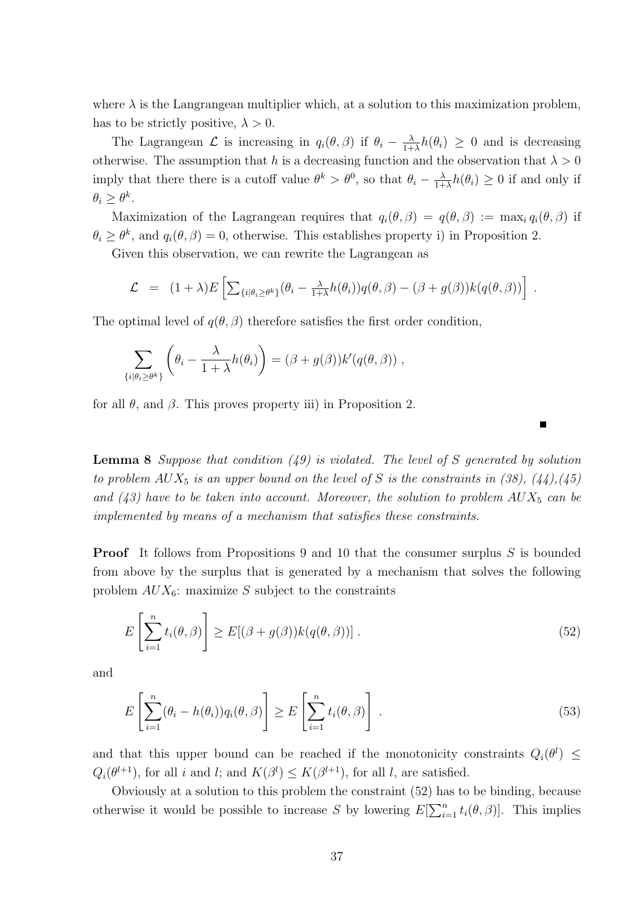where $\lambda$ is the Langrangean multiplier which, at a solution to this maximization problem, has to be strictly positive, $\lambda > 0$.

The Lagrangean $\mathcal{L}$ is increasing in $q_i(\theta, \beta)$ if $\theta_i - \frac{\lambda}{1+\lambda} h(\theta_i) \geq 0$ and is decreasing otherwise. The assumption that $h$ is a decreasing function and the observation that $\lambda > 0$ imply that there there is a cutoff value $\theta^k > \theta^0$, so that $\theta_i - \frac{\lambda}{1+\lambda} h(\theta_i) \geq 0$ if and only if $\theta_i \geq \theta^k$.

Maximization of the Lagrangean requires that $q_i(\theta, \beta) = q(\theta, \beta) := \max_i q_i(\theta, \beta)$ if $\theta_i \geq \theta^k$, and $q_i(\theta, \beta) = 0$, otherwise. This establishes property i) in Proposition 2.

Given this observation, we can rewrite the Lagrangean as

$$\mathcal{L} \;\; = \;\; (1+\lambda) E\left[\sum_{\{i|\theta_i \geq \theta^k\}} (\theta_i - \tfrac{\lambda}{1+\lambda} h(\theta_i)) q(\theta, \beta) - (\beta + g(\beta)) k(q(\theta, \beta))\right] .$$

The optimal level of $q(\theta, \beta)$ therefore satisfies the first order condition,

$$\sum_{\{i|\theta_i \geq \theta^k\}} \left(\theta_i - \frac{\lambda}{1+\lambda} h(\theta_i)\right) = (\beta + g(\beta)) k'(q(\theta, \beta)) ,$$

for all $\theta$, and $\beta$. This proves property iii) in Proposition 2.

■

**Lemma 8** *Suppose that condition (49) is violated. The level of $S$ generated by solution to problem $AUX_5$ is an upper bound on the level of $S$ is the constraints in (38), (44),(45) and (43) have to be taken into account. Moreover, the solution to problem $AUX_5$ can be implemented by means of a mechanism that satisfies these constraints.*

**Proof** It follows from Propositions 9 and 10 that the consumer surplus $S$ is bounded from above by the surplus that is generated by a mechanism that solves the following problem $AUX_6$: maximize $S$ subject to the constraints

$$E\left[\sum_{i=1}^{n} t_i(\theta, \beta)\right] \geq E[(\beta + g(\beta)) k(q(\theta, \beta))] . \tag{52}$$

and

$$E\left[\sum_{i=1}^{n} (\theta_i - h(\theta_i)) q_i(\theta, \beta)\right] \geq E\left[\sum_{i=1}^{n} t_i(\theta, \beta)\right] . \tag{53}$$

and that this upper bound can be reached if the monotonicity constraints $Q_i(\theta^l) \leq Q_i(\theta^{l+1})$, for all $i$ and $l$; and $K(\beta^l) \leq K(\beta^{l+1})$, for all $l$, are satisfied.

Obviously at a solution to this problem the constraint (52) has to be binding, because otherwise it would be possible to increase $S$ by lowering $E[\sum_{i=1}^{n} t_i(\theta, \beta)]$. This implies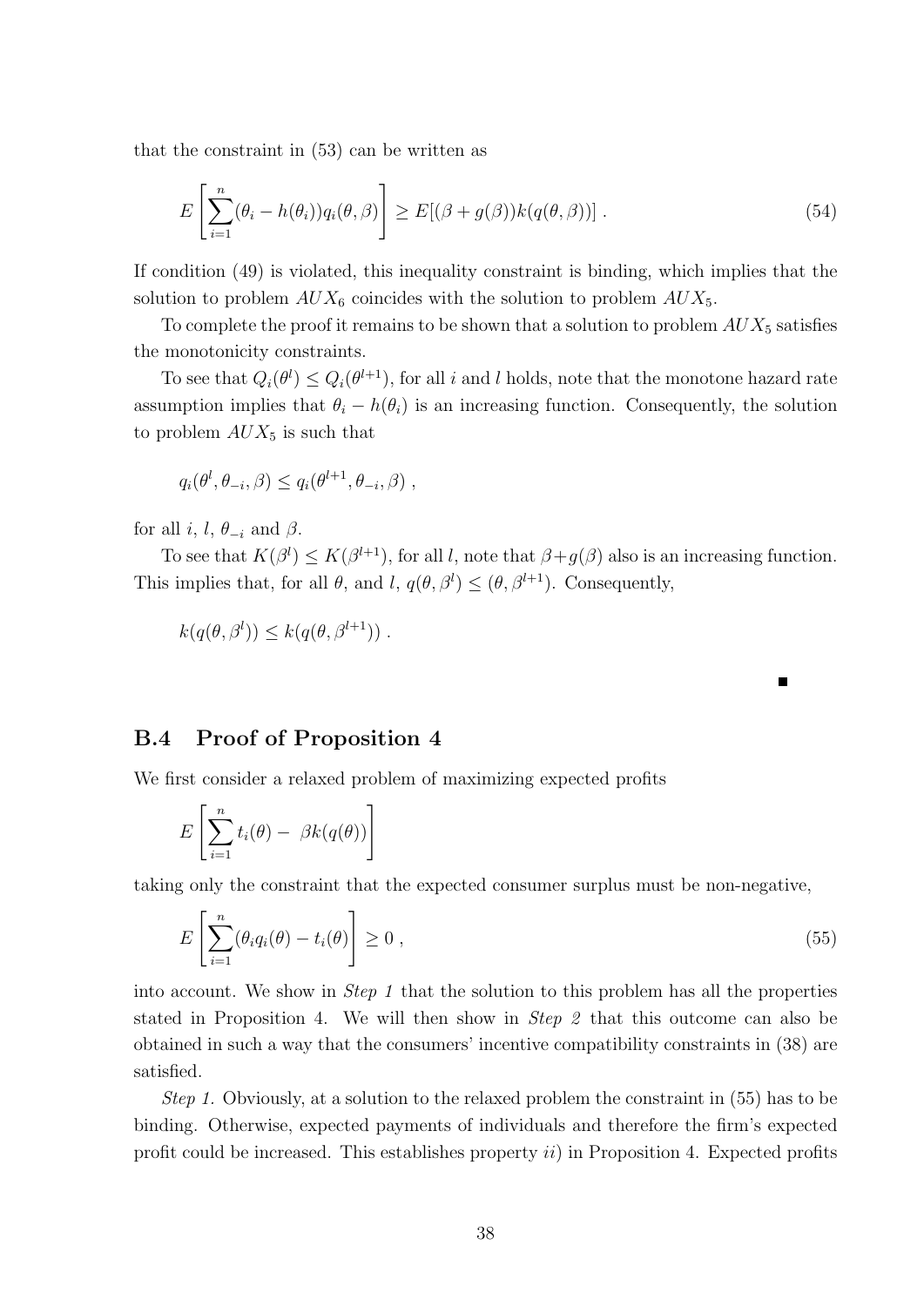that the constraint in (53) can be written as

$$E\left[\sum_{i=1}^{n}(\theta_i - h(\theta_i))q_i(\theta,\beta)\right] \geq E[(\beta + g(\beta))k(q(\theta,\beta))] \ . \tag{54}$$

If condition (49) is violated, this inequality constraint is binding, which implies that the solution to problem $AUX_6$ coincides with the solution to problem $AUX_5$.

To complete the proof it remains to be shown that a solution to problem $AUX_5$ satisfies the monotonicity constraints.

To see that $Q_i(\theta^l) \leq Q_i(\theta^{l+1})$, for all $i$ and $l$ holds, note that the monotone hazard rate assumption implies that $\theta_i - h(\theta_i)$ is an increasing function. Consequently, the solution to problem $AUX_5$ is such that

$$q_i(\theta^l, \theta_{-i}, \beta) \leq q_i(\theta^{l+1}, \theta_{-i}, \beta) \ ,$$

for all $i$, $l$, $\theta_{-i}$ and $\beta$.

To see that $K(\beta^l) \leq K(\beta^{l+1})$, for all $l$, note that $\beta + g(\beta)$ also is an increasing function. This implies that, for all $\theta$, and $l$, $q(\theta, \beta^l) \leq (\theta, \beta^{l+1})$. Consequently,

$$k(q(\theta,\beta^l)) \leq k(q(\theta,\beta^{l+1})) \ .$$

■

## B.4 Proof of Proposition 4

We first consider a relaxed problem of maximizing expected profits

$$E\left[\sum_{i=1}^{n} t_i(\theta) - \ \beta k(q(\theta))\right]$$

taking only the constraint that the expected consumer surplus must be non-negative,

$$E\left[\sum_{i=1}^{n}(\theta_i q_i(\theta) - t_i(\theta)\right] \geq 0 \ , \tag{55}$$

into account. We show in *Step 1* that the solution to this problem has all the properties stated in Proposition 4. We will then show in *Step 2* that this outcome can also be obtained in such a way that the consumers' incentive compatibility constraints in (38) are satisfied.

*Step 1.* Obviously, at a solution to the relaxed problem the constraint in (55) has to be binding. Otherwise, expected payments of individuals and therefore the firm's expected profit could be increased. This establishes property *ii*) in Proposition 4. Expected profits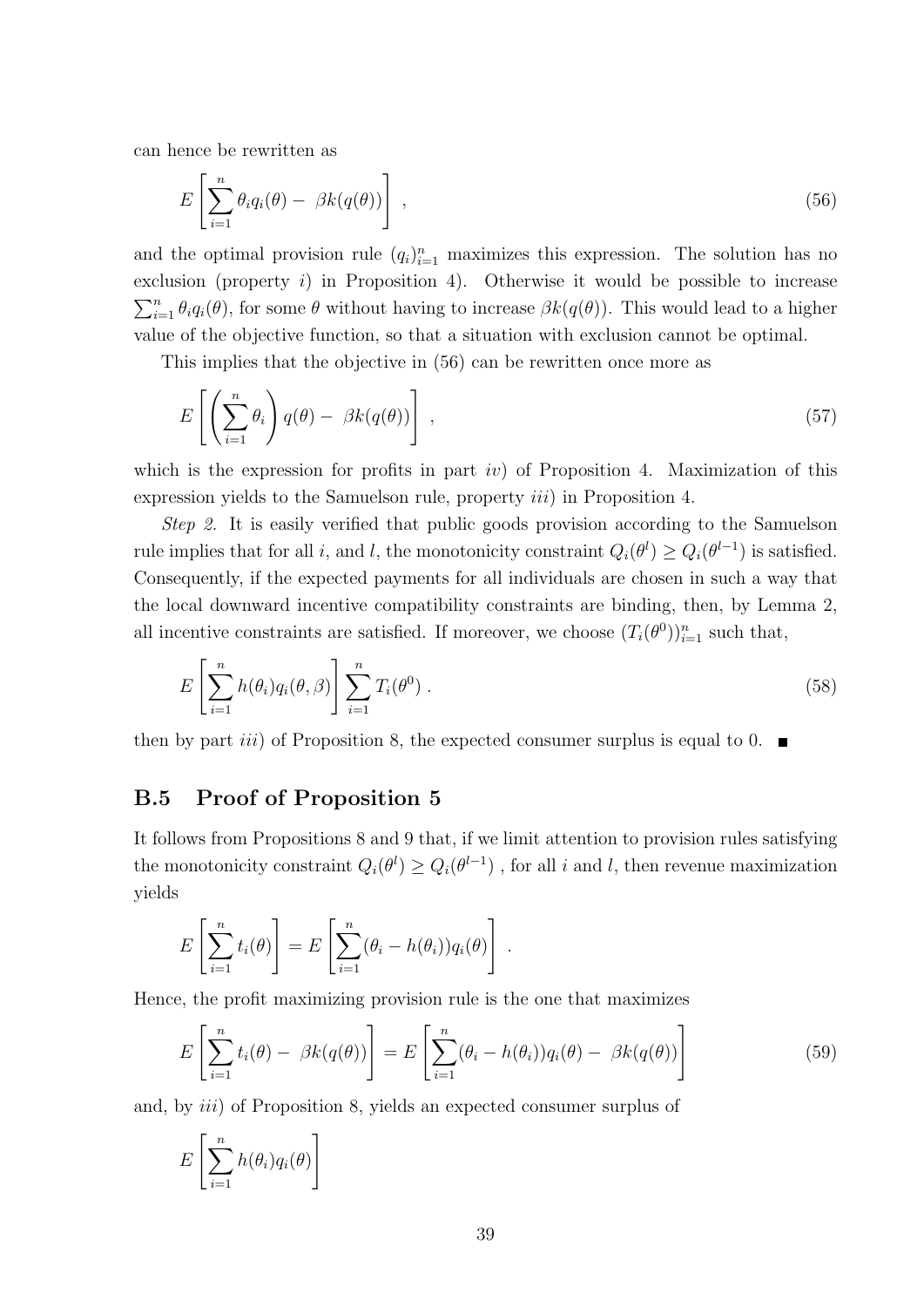can hence be rewritten as

$$E\left[\sum_{i=1}^{n}\theta_i q_i(\theta) - \ \beta k(q(\theta))\right]\ , \tag{56}$$

and the optimal provision rule $(q_i)_{i=1}^n$ maximizes this expression. The solution has no exclusion (property $i$) in Proposition 4). Otherwise it would be possible to increase $\sum_{i=1}^n \theta_i q_i(\theta)$, for some $\theta$ without having to increase $\beta k(q(\theta))$. This would lead to a higher value of the objective function, so that a situation with exclusion cannot be optimal.

This implies that the objective in (56) can be rewritten once more as

$$E\left[\left(\sum_{i=1}^{n}\theta_i\right) q(\theta) - \ \beta k(q(\theta))\right]\ , \tag{57}$$

which is the expression for profits in part $iv$) of Proposition 4. Maximization of this expression yields to the Samuelson rule, property $iii$) in Proposition 4.

*Step 2.* It is easily verified that public goods provision according to the Samuelson rule implies that for all $i$, and $l$, the monotonicity constraint $Q_i(\theta^l) \geq Q_i(\theta^{l-1})$ is satisfied. Consequently, if the expected payments for all individuals are chosen in such a way that the local downward incentive compatibility constraints are binding, then, by Lemma 2, all incentive constraints are satisfied. If moreover, we choose $(T_i(\theta^0))_{i=1}^n$ such that,

$$E\left[\sum_{i=1}^{n} h(\theta_i) q_i(\theta,\beta)\right] \sum_{i=1}^{n} T_i(\theta^0)\ . \tag{58}$$

then by part $iii$) of Proposition 8, the expected consumer surplus is equal to 0. ∎

## B.5 Proof of Proposition 5

It follows from Propositions 8 and 9 that, if we limit attention to provision rules satisfying the monotonicity constraint $Q_i(\theta^l) \geq Q_i(\theta^{l-1})$ , for all $i$ and $l$, then revenue maximization yields

$$E\left[\sum_{i=1}^{n} t_i(\theta)\right] = E\left[\sum_{i=1}^{n}(\theta_i - h(\theta_i))q_i(\theta)\right]\ .$$

Hence, the profit maximizing provision rule is the one that maximizes

$$E\left[\sum_{i=1}^{n} t_i(\theta) - \ \beta k(q(\theta))\right] = E\left[\sum_{i=1}^{n}(\theta_i - h(\theta_i))q_i(\theta) - \ \beta k(q(\theta))\right] \tag{59}$$

and, by $iii$) of Proposition 8, yields an expected consumer surplus of

$$E\left[\sum_{i=1}^{n} h(\theta_i) q_i(\theta)\right]$$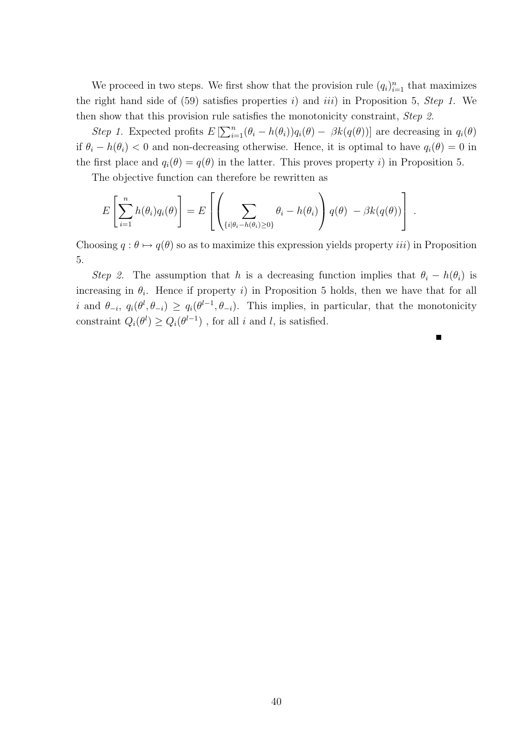We proceed in two steps. We first show that the provision rule $(q_i)_{i=1}^n$ that maximizes the right hand side of (59) satisfies properties *i*) and *iii*) in Proposition 5, *Step 1.* We then show that this provision rule satisfies the monotonicity constraint, *Step 2.*

*Step 1.* Expected profits $E\left[\sum_{i=1}^n (\theta_i - h(\theta_i))q_i(\theta) - \ \beta k(q(\theta))\right]$ are decreasing in $q_i(\theta)$ if $\theta_i - h(\theta_i) < 0$ and non-decreasing otherwise. Hence, it is optimal to have $q_i(\theta) = 0$ in the first place and $q_i(\theta) = q(\theta)$ in the latter. This proves property *i*) in Proposition 5.

The objective function can therefore be rewritten as

$$E\left[\sum_{i=1}^n h(\theta_i)q_i(\theta)\right] = E\left[\left(\sum_{\{i|\theta_i - h(\theta_i)\geq 0\}} \theta_i - h(\theta_i)\right) q(\theta) \ - \beta k(q(\theta))\right] .$$

Choosing $q : \theta \mapsto q(\theta)$ so as to maximize this expression yields property *iii*) in Proposition 5.

*Step 2.* The assumption that $h$ is a decreasing function implies that $\theta_i - h(\theta_i)$ is increasing in $\theta_i$. Hence if property *i*) in Proposition 5 holds, then we have that for all $i$ and $\theta_{-i}$, $q_i(\theta^l, \theta_{-i}) \geq q_i(\theta^{l-1}, \theta_{-i})$. This implies, in particular, that the monotonicity constraint $Q_i(\theta^l) \geq Q_i(\theta^{l-1})$ , for all $i$ and $l$, is satisfied.

■